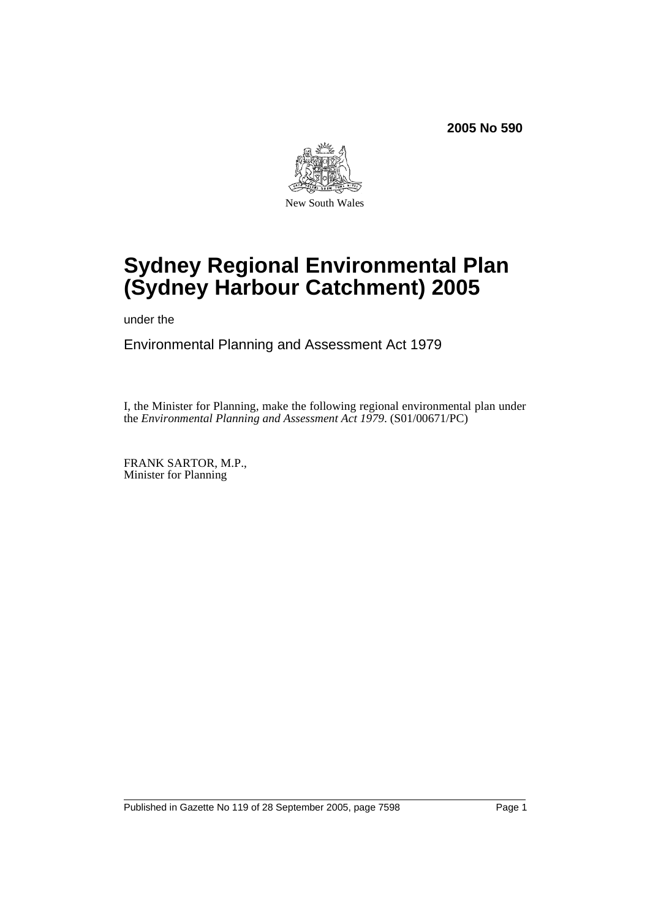**2005 No 590**

New South Wales

# Sydney Regional Environmental Plan (Sydney Harbour Catchment) 2005

under the

Environmental Planning and Assessment Act 1979

I, the Minister for Planning, make the following regional environmental plan under the *Environmental Planning and Assessment Act 1979*. (S01/00671/PC)

FRANK SARTOR, M.P.,
Minister for Planning

Published in Gazette No 119 of 28 September 2005, page 7598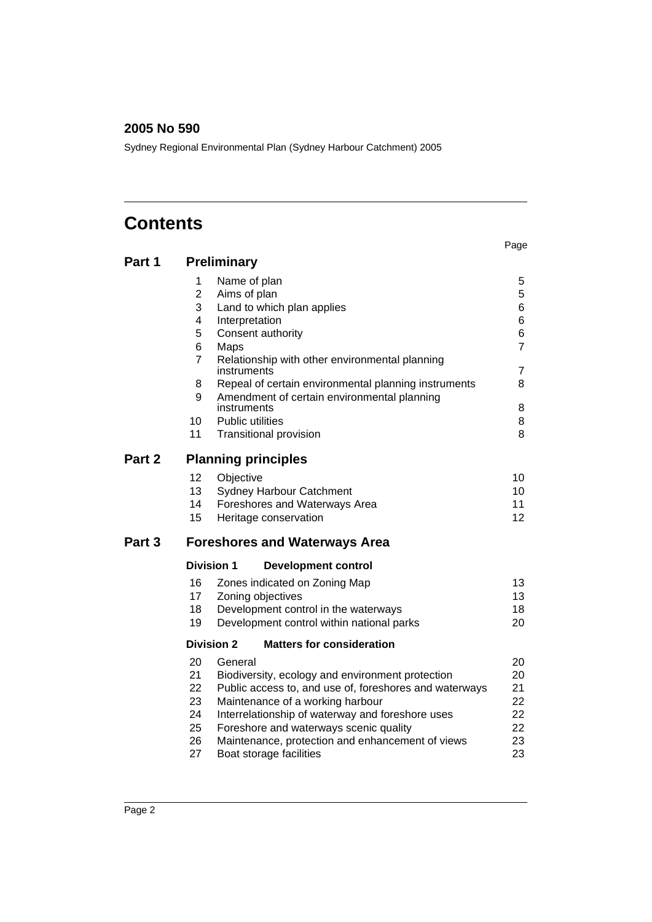**2005 No 590**

Sydney Regional Environmental Plan (Sydney Harbour Catchment) 2005

# Contents

| | | | Page |
|---|---|---|---|
| **Part 1** | | **Preliminary** | |
| | 1 | Name of plan | 5 |
| | 2 | Aims of plan | 5 |
| | 3 | Land to which plan applies | 6 |
| | 4 | Interpretation | 6 |
| | 5 | Consent authority | 6 |
| | 6 | Maps | 7 |
| | 7 | Relationship with other environmental planning instruments | 7 |
| | 8 | Repeal of certain environmental planning instruments | 8 |
| | 9 | Amendment of certain environmental planning instruments | 8 |
| | 10 | Public utilities | 8 |
| | 11 | Transitional provision | 8 |
| **Part 2** | | **Planning principles** | |
| | 12 | Objective | 10 |
| | 13 | Sydney Harbour Catchment | 10 |
| | 14 | Foreshores and Waterways Area | 11 |
| | 15 | Heritage conservation | 12 |
| **Part 3** | | **Foreshores and Waterways Area** | |
| | **Division 1** | **Development control** | |
| | 16 | Zones indicated on Zoning Map | 13 |
| | 17 | Zoning objectives | 13 |
| | 18 | Development control in the waterways | 18 |
| | 19 | Development control within national parks | 20 |
| | **Division 2** | **Matters for consideration** | |
| | 20 | General | 20 |
| | 21 | Biodiversity, ecology and environment protection | 20 |
| | 22 | Public access to, and use of, foreshores and waterways | 21 |
| | 23 | Maintenance of a working harbour | 22 |
| | 24 | Interrelationship of waterway and foreshore uses | 22 |
| | 25 | Foreshore and waterways scenic quality | 22 |
| | 26 | Maintenance, protection and enhancement of views | 23 |
| | 27 | Boat storage facilities | 23 |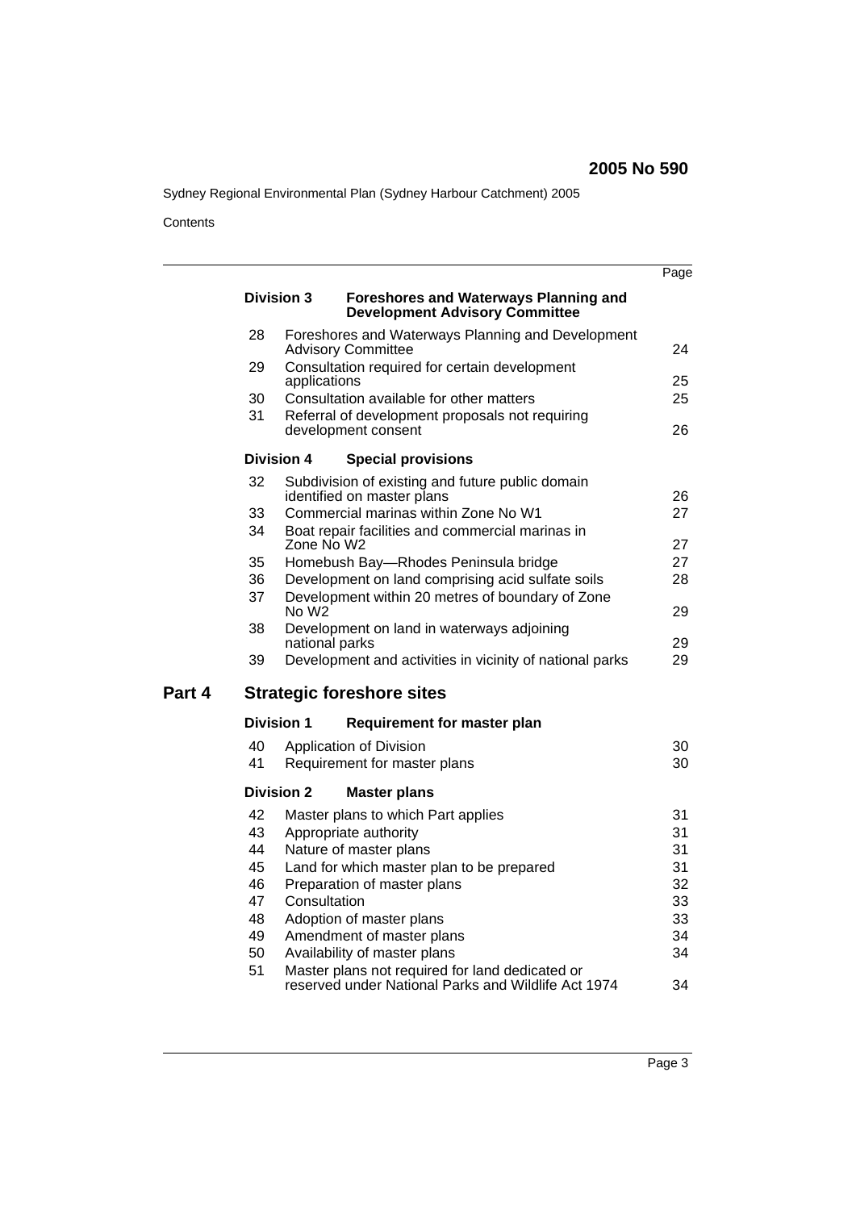Contents

| | | Page |
|---|---|---|
| **Division 3** | **Foreshores and Waterways Planning and Development Advisory Committee** | |
| 28 | Foreshores and Waterways Planning and Development Advisory Committee | 24 |
| 29 | Consultation required for certain development applications | 25 |
| 30 | Consultation available for other matters | 25 |
| 31 | Referral of development proposals not requiring development consent | 26 |
| **Division 4** | **Special provisions** | |
| 32 | Subdivision of existing and future public domain identified on master plans | 26 |
| 33 | Commercial marinas within Zone No W1 | 27 |
| 34 | Boat repair facilities and commercial marinas in Zone No W2 | 27 |
| 35 | Homebush Bay—Rhodes Peninsula bridge | 27 |
| 36 | Development on land comprising acid sulfate soils | 28 |
| 37 | Development within 20 metres of boundary of Zone No W2 | 29 |
| 38 | Development on land in waterways adjoining national parks | 29 |
| 39 | Development and activities in vicinity of national parks | 29 |

## Part 4 Strategic foreshore sites

| | | |
|---|---|---|
| **Division 1** | **Requirement for master plan** | |
| 40 | Application of Division | 30 |
| 41 | Requirement for master plans | 30 |
| **Division 2** | **Master plans** | |
| 42 | Master plans to which Part applies | 31 |
| 43 | Appropriate authority | 31 |
| 44 | Nature of master plans | 31 |
| 45 | Land for which master plan to be prepared | 31 |
| 46 | Preparation of master plans | 32 |
| 47 | Consultation | 33 |
| 48 | Adoption of master plans | 33 |
| 49 | Amendment of master plans | 34 |
| 50 | Availability of master plans | 34 |
| 51 | Master plans not required for land dedicated or reserved under National Parks and Wildlife Act 1974 | 34 |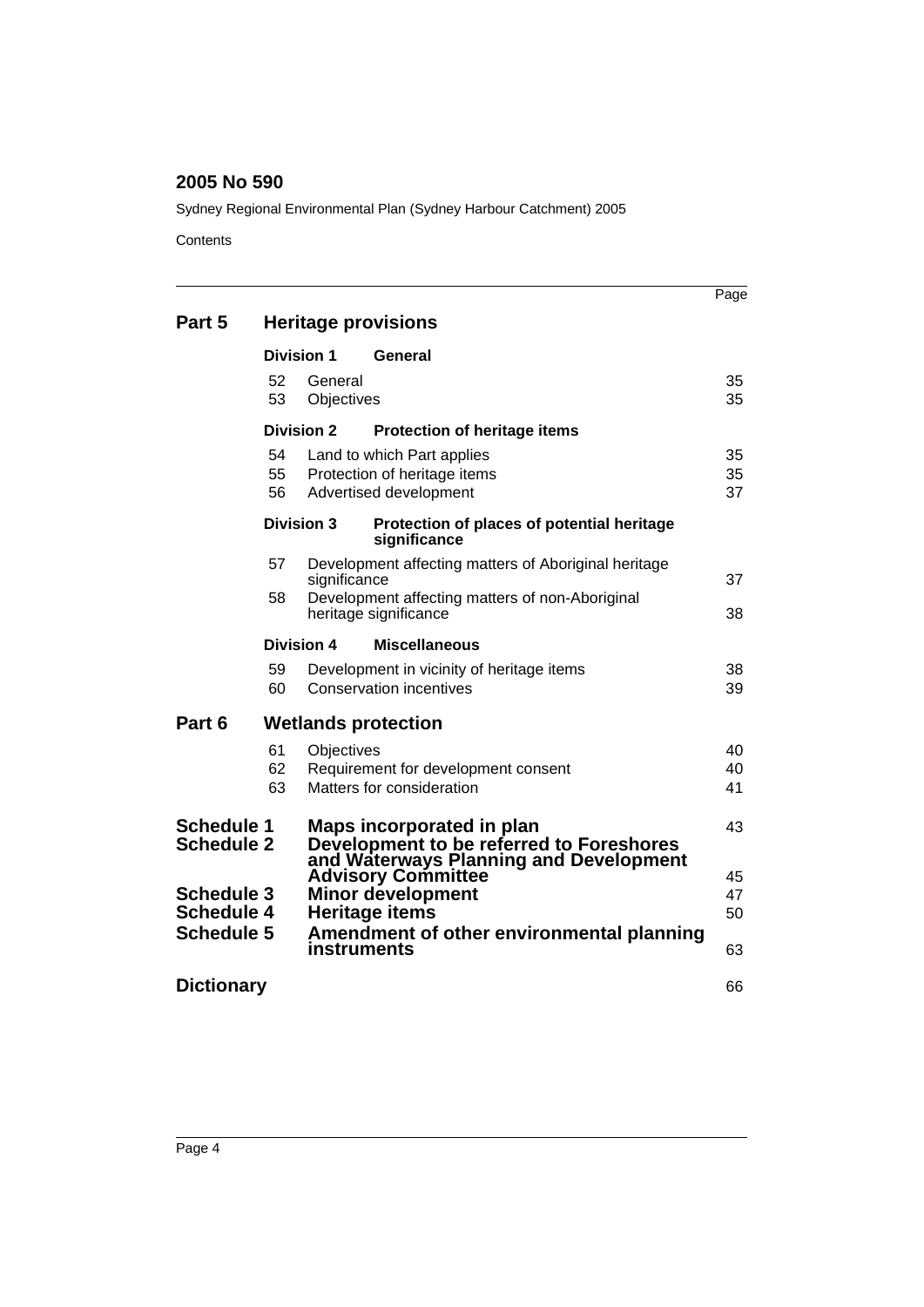## 2005 No 590

Sydney Regional Environmental Plan (Sydney Harbour Catchment) 2005

Contents

| | | Page |
|---|---|---|
| **Part 5** | **Heritage provisions** | |
| **Division 1** | **General** | |
| 52 | General | 35 |
| 53 | Objectives | 35 |
| **Division 2** | **Protection of heritage items** | |
| 54 | Land to which Part applies | 35 |
| 55 | Protection of heritage items | 35 |
| 56 | Advertised development | 37 |
| **Division 3** | **Protection of places of potential heritage significance** | |
| 57 | Development affecting matters of Aboriginal heritage significance | 37 |
| 58 | Development affecting matters of non-Aboriginal heritage significance | 38 |
| **Division 4** | **Miscellaneous** | |
| 59 | Development in vicinity of heritage items | 38 |
| 60 | Conservation incentives | 39 |
| **Part 6** | **Wetlands protection** | |
| 61 | Objectives | 40 |
| 62 | Requirement for development consent | 40 |
| 63 | Matters for consideration | 41 |
| **Schedule 1** | **Maps incorporated in plan** | 43 |
| **Schedule 2** | **Development to be referred to Foreshores and Waterways Planning and Development Advisory Committee** | 45 |
| **Schedule 3** | **Minor development** | 47 |
| **Schedule 4** | **Heritage items** | 50 |
| **Schedule 5** | **Amendment of other environmental planning instruments** | 63 |
| **Dictionary** | | 66 |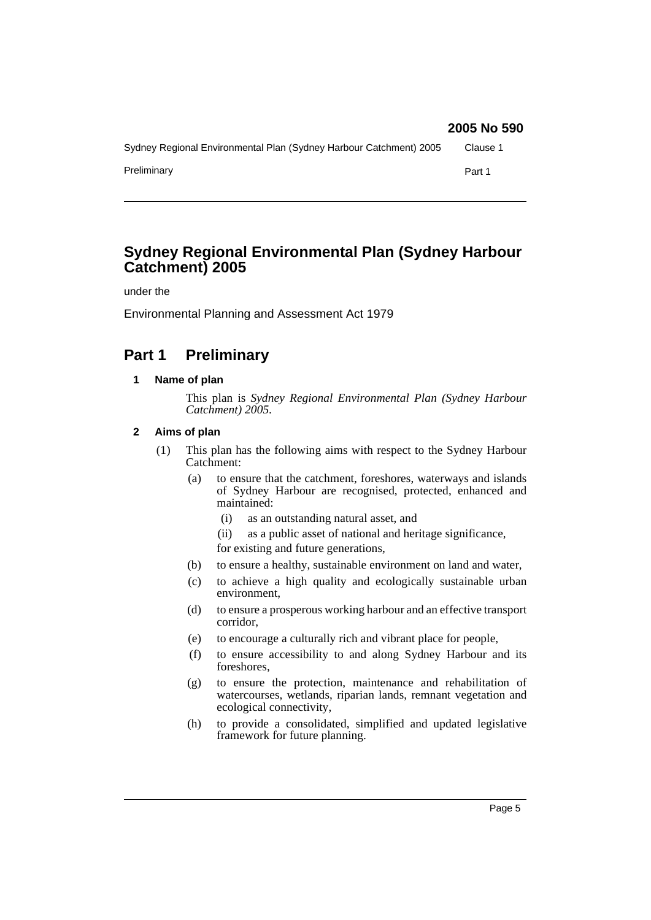# Sydney Regional Environmental Plan (Sydney Harbour Catchment) 2005

under the

Environmental Planning and Assessment Act 1979

## Part 1 Preliminary

### 1 Name of plan

This plan is *Sydney Regional Environmental Plan (Sydney Harbour Catchment) 2005*.

### 2 Aims of plan

(1) This plan has the following aims with respect to the Sydney Harbour Catchment:

- (a) to ensure that the catchment, foreshores, waterways and islands of Sydney Harbour are recognised, protected, enhanced and maintained:
  - (i) as an outstanding natural asset, and
  - (ii) as a public asset of national and heritage significance,

  for existing and future generations,
- (b) to ensure a healthy, sustainable environment on land and water,
- (c) to achieve a high quality and ecologically sustainable urban environment,
- (d) to ensure a prosperous working harbour and an effective transport corridor,
- (e) to encourage a culturally rich and vibrant place for people,
- (f) to ensure accessibility to and along Sydney Harbour and its foreshores,
- (g) to ensure the protection, maintenance and rehabilitation of watercourses, wetlands, riparian lands, remnant vegetation and ecological connectivity,
- (h) to provide a consolidated, simplified and updated legislative framework for future planning.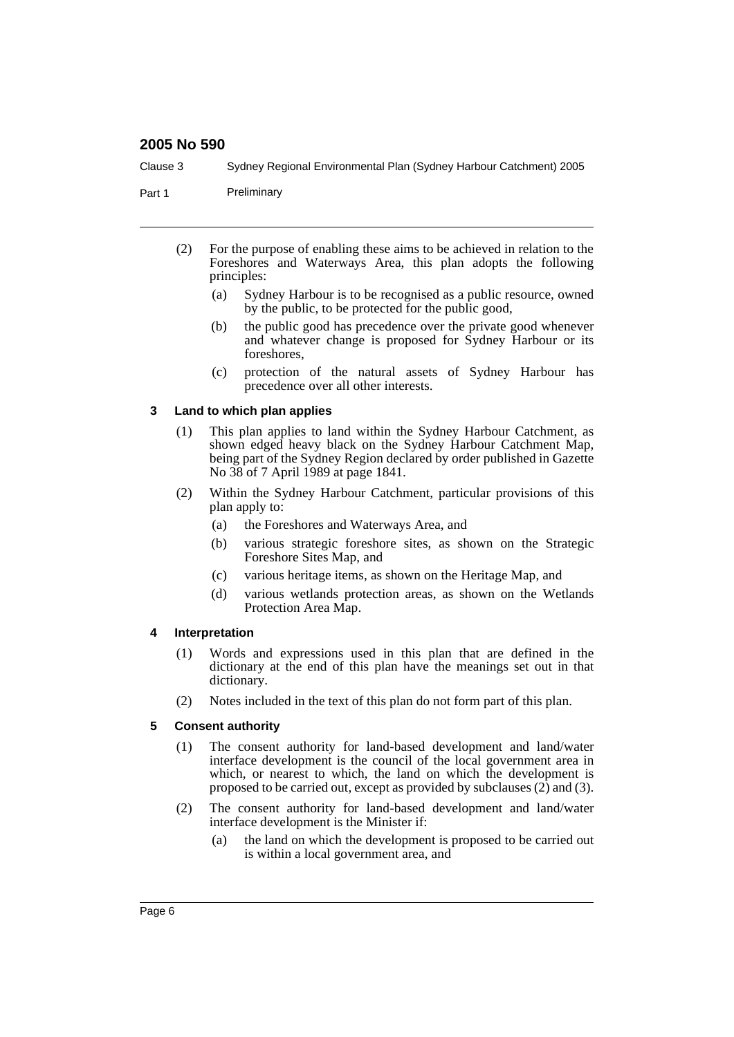(2) For the purpose of enabling these aims to be achieved in relation to the Foreshores and Waterways Area, this plan adopts the following principles:

(a) Sydney Harbour is to be recognised as a public resource, owned by the public, to be protected for the public good,

(b) the public good has precedence over the private good whenever and whatever change is proposed for Sydney Harbour or its foreshores,

(c) protection of the natural assets of Sydney Harbour has precedence over all other interests.

### 3 Land to which plan applies

(1) This plan applies to land within the Sydney Harbour Catchment, as shown edged heavy black on the Sydney Harbour Catchment Map, being part of the Sydney Region declared by order published in Gazette No 38 of 7 April 1989 at page 1841.

(2) Within the Sydney Harbour Catchment, particular provisions of this plan apply to:

(a) the Foreshores and Waterways Area, and

(b) various strategic foreshore sites, as shown on the Strategic Foreshore Sites Map, and

(c) various heritage items, as shown on the Heritage Map, and

(d) various wetlands protection areas, as shown on the Wetlands Protection Area Map.

### 4 Interpretation

(1) Words and expressions used in this plan that are defined in the dictionary at the end of this plan have the meanings set out in that dictionary.

(2) Notes included in the text of this plan do not form part of this plan.

### 5 Consent authority

(1) The consent authority for land-based development and land/water interface development is the council of the local government area in which, or nearest to which, the land on which the development is proposed to be carried out, except as provided by subclauses (2) and (3).

(2) The consent authority for land-based development and land/water interface development is the Minister if:

(a) the land on which the development is proposed to be carried out is within a local government area, and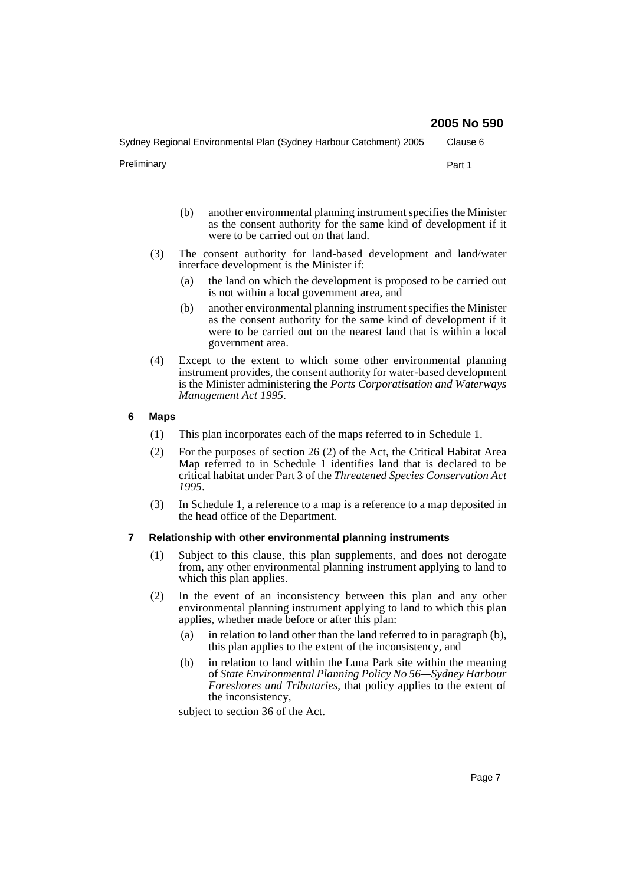(b) another environmental planning instrument specifies the Minister as the consent authority for the same kind of development if it were to be carried out on that land.

(3) The consent authority for land-based development and land/water interface development is the Minister if:

(a) the land on which the development is proposed to be carried out is not within a local government area, and

(b) another environmental planning instrument specifies the Minister as the consent authority for the same kind of development if it were to be carried out on the nearest land that is within a local government area.

(4) Except to the extent to which some other environmental planning instrument provides, the consent authority for water-based development is the Minister administering the *Ports Corporatisation and Waterways Management Act 1995*.

### 6 Maps

(1) This plan incorporates each of the maps referred to in Schedule 1.

(2) For the purposes of section 26 (2) of the Act, the Critical Habitat Area Map referred to in Schedule 1 identifies land that is declared to be critical habitat under Part 3 of the *Threatened Species Conservation Act 1995*.

(3) In Schedule 1, a reference to a map is a reference to a map deposited in the head office of the Department.

### 7 Relationship with other environmental planning instruments

(1) Subject to this clause, this plan supplements, and does not derogate from, any other environmental planning instrument applying to land to which this plan applies.

(2) In the event of an inconsistency between this plan and any other environmental planning instrument applying to land to which this plan applies, whether made before or after this plan:

(a) in relation to land other than the land referred to in paragraph (b), this plan applies to the extent of the inconsistency, and

(b) in relation to land within the Luna Park site within the meaning of *State Environmental Planning Policy No 56—Sydney Harbour Foreshores and Tributaries*, that policy applies to the extent of the inconsistency,

subject to section 36 of the Act.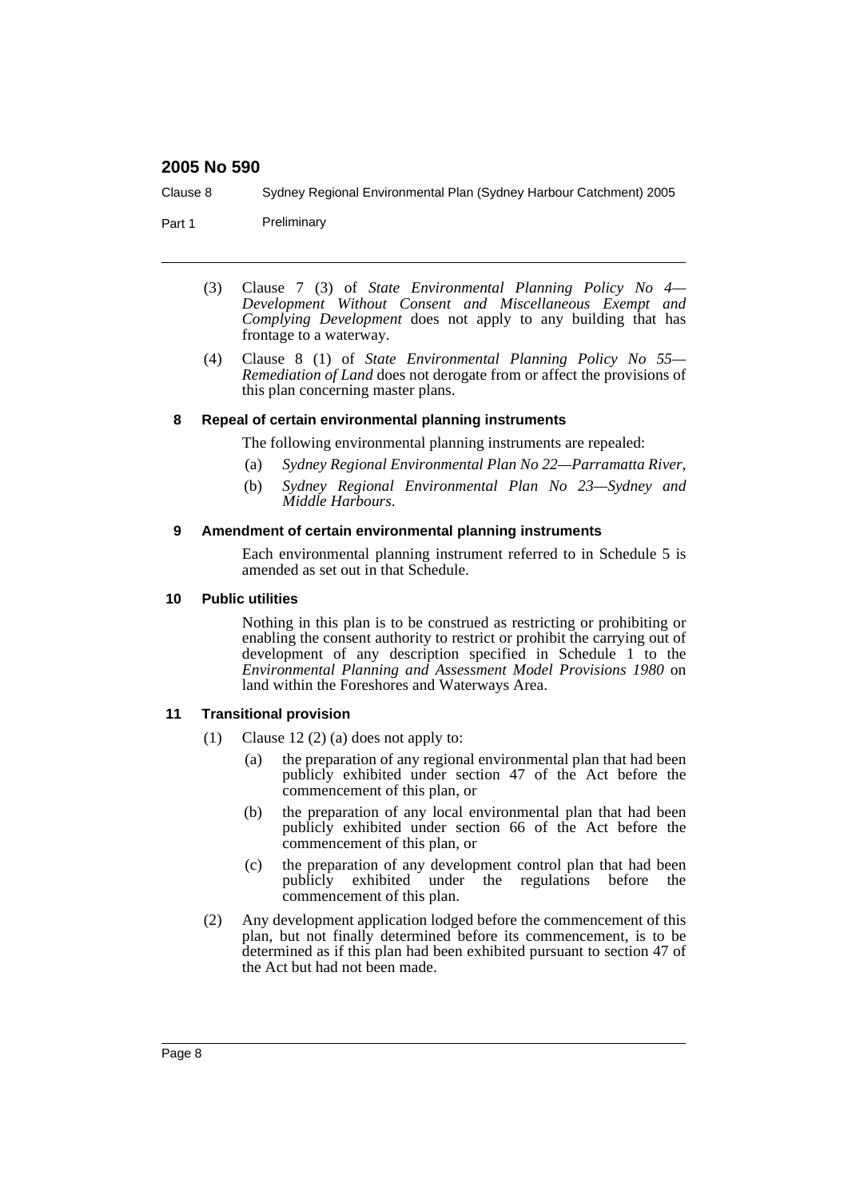(3) Clause 7 (3) of *State Environmental Planning Policy No 4—Development Without Consent and Miscellaneous Exempt and Complying Development* does not apply to any building that has frontage to a waterway.

(4) Clause 8 (1) of *State Environmental Planning Policy No 55—Remediation of Land* does not derogate from or affect the provisions of this plan concerning master plans.

### 8 Repeal of certain environmental planning instruments

The following environmental planning instruments are repealed:

(a) *Sydney Regional Environmental Plan No 22—Parramatta River*,

(b) *Sydney Regional Environmental Plan No 23—Sydney and Middle Harbours*.

### 9 Amendment of certain environmental planning instruments

Each environmental planning instrument referred to in Schedule 5 is amended as set out in that Schedule.

### 10 Public utilities

Nothing in this plan is to be construed as restricting or prohibiting or enabling the consent authority to restrict or prohibit the carrying out of development of any description specified in Schedule 1 to the *Environmental Planning and Assessment Model Provisions 1980* on land within the Foreshores and Waterways Area.

### 11 Transitional provision

(1) Clause 12 (2) (a) does not apply to:

(a) the preparation of any regional environmental plan that had been publicly exhibited under section 47 of the Act before the commencement of this plan, or

(b) the preparation of any local environmental plan that had been publicly exhibited under section 66 of the Act before the commencement of this plan, or

(c) the preparation of any development control plan that had been publicly exhibited under the regulations before the commencement of this plan.

(2) Any development application lodged before the commencement of this plan, but not finally determined before its commencement, is to be determined as if this plan had been exhibited pursuant to section 47 of the Act but had not been made.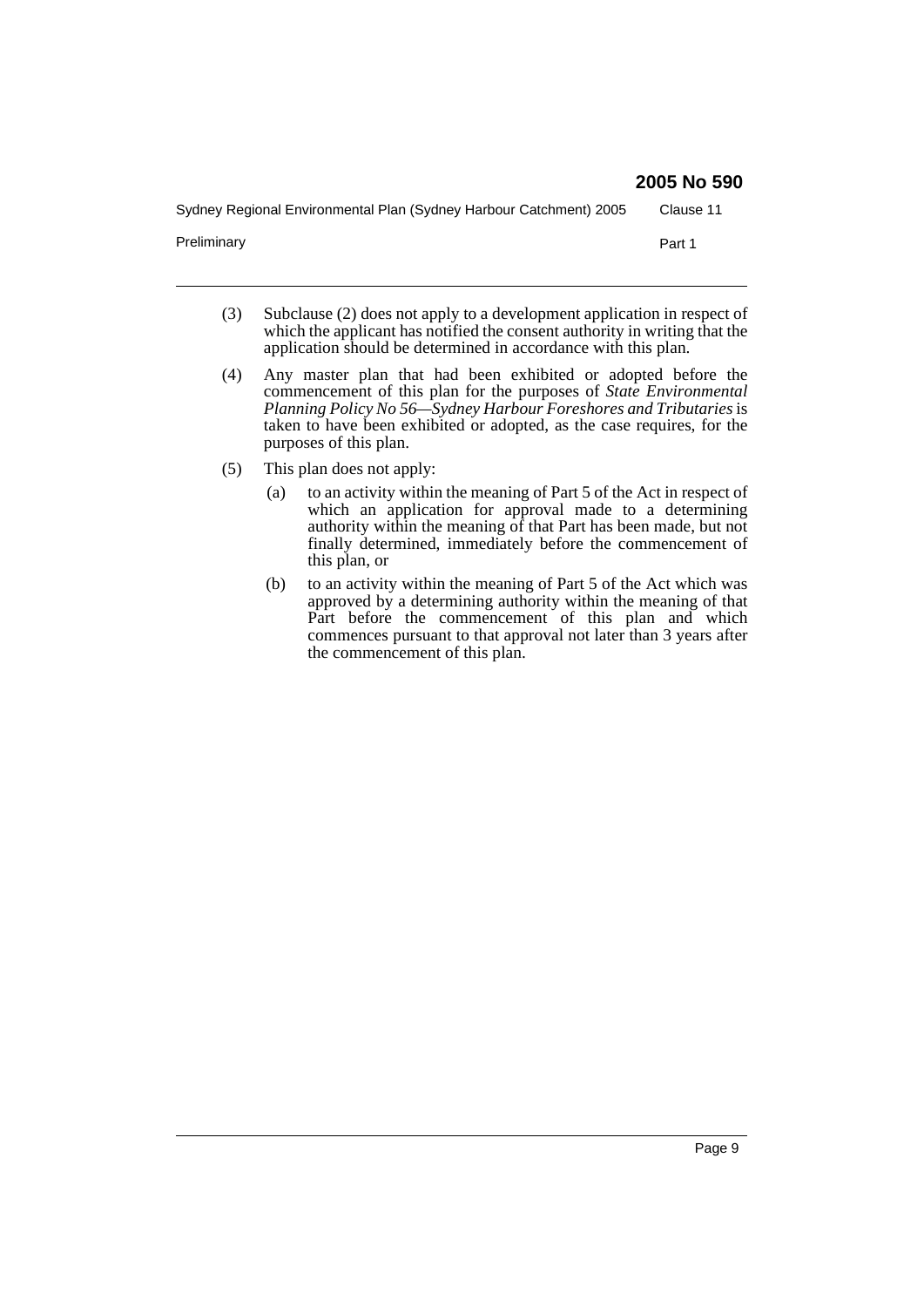(3) Subclause (2) does not apply to a development application in respect of which the applicant has notified the consent authority in writing that the application should be determined in accordance with this plan.

(4) Any master plan that had been exhibited or adopted before the commencement of this plan for the purposes of *State Environmental Planning Policy No 56—Sydney Harbour Foreshores and Tributaries* is taken to have been exhibited or adopted, as the case requires, for the purposes of this plan.

(5) This plan does not apply:

- (a) to an activity within the meaning of Part 5 of the Act in respect of which an application for approval made to a determining authority within the meaning of that Part has been made, but not finally determined, immediately before the commencement of this plan, or
- (b) to an activity within the meaning of Part 5 of the Act which was approved by a determining authority within the meaning of that Part before the commencement of this plan and which commences pursuant to that approval not later than 3 years after the commencement of this plan.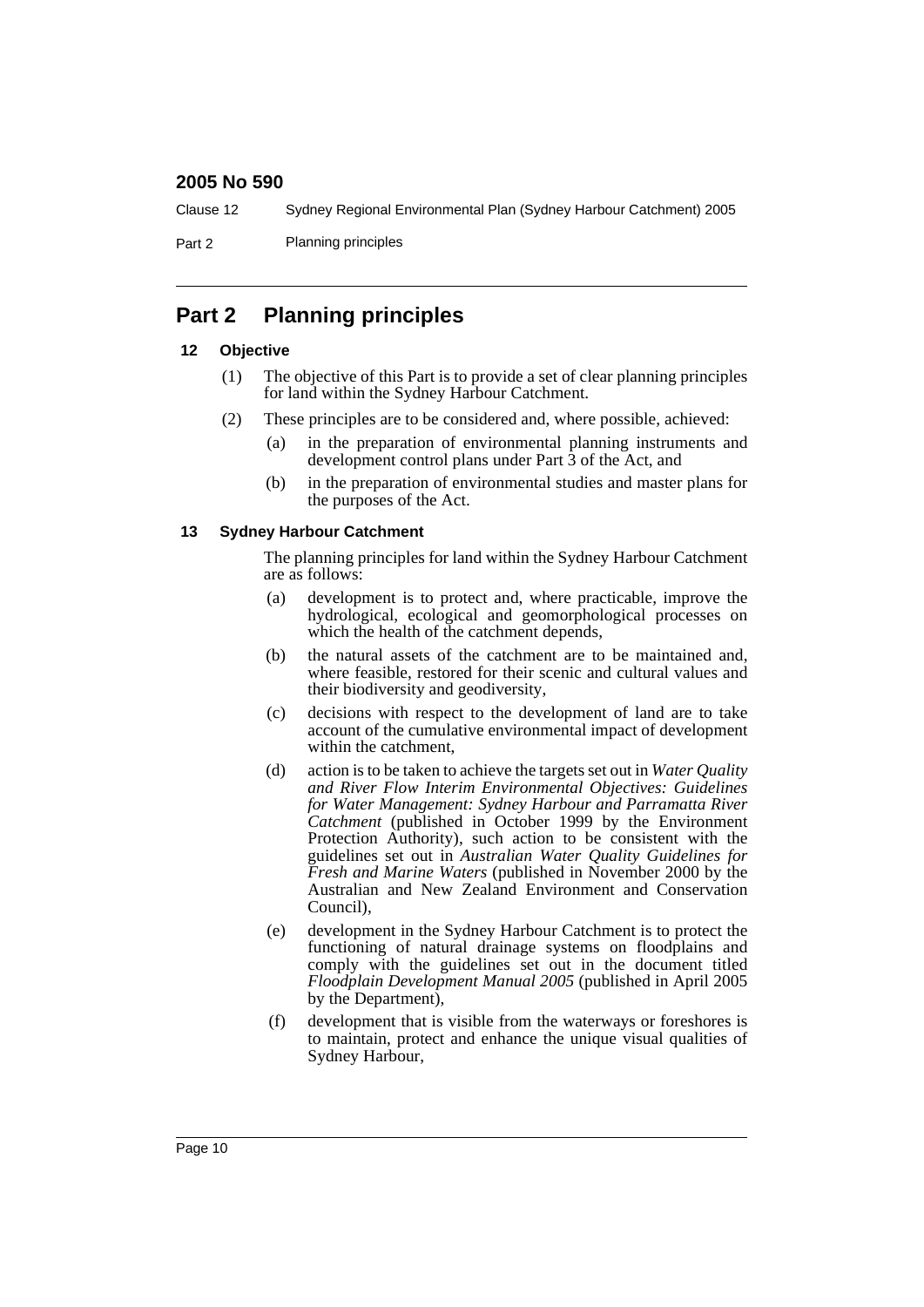# Part 2 Planning principles

### 12 Objective

(1) The objective of this Part is to provide a set of clear planning principles for land within the Sydney Harbour Catchment.

(2) These principles are to be considered and, where possible, achieved:

- (a) in the preparation of environmental planning instruments and development control plans under Part 3 of the Act, and
- (b) in the preparation of environmental studies and master plans for the purposes of the Act.

### 13 Sydney Harbour Catchment

The planning principles for land within the Sydney Harbour Catchment are as follows:

- (a) development is to protect and, where practicable, improve the hydrological, ecological and geomorphological processes on which the health of the catchment depends,
- (b) the natural assets of the catchment are to be maintained and, where feasible, restored for their scenic and cultural values and their biodiversity and geodiversity,
- (c) decisions with respect to the development of land are to take account of the cumulative environmental impact of development within the catchment,
- (d) action is to be taken to achieve the targets set out in *Water Quality and River Flow Interim Environmental Objectives: Guidelines for Water Management: Sydney Harbour and Parramatta River Catchment* (published in October 1999 by the Environment Protection Authority), such action to be consistent with the guidelines set out in *Australian Water Quality Guidelines for Fresh and Marine Waters* (published in November 2000 by the Australian and New Zealand Environment and Conservation Council),
- (e) development in the Sydney Harbour Catchment is to protect the functioning of natural drainage systems on floodplains and comply with the guidelines set out in the document titled *Floodplain Development Manual 2005* (published in April 2005 by the Department),
- (f) development that is visible from the waterways or foreshores is to maintain, protect and enhance the unique visual qualities of Sydney Harbour,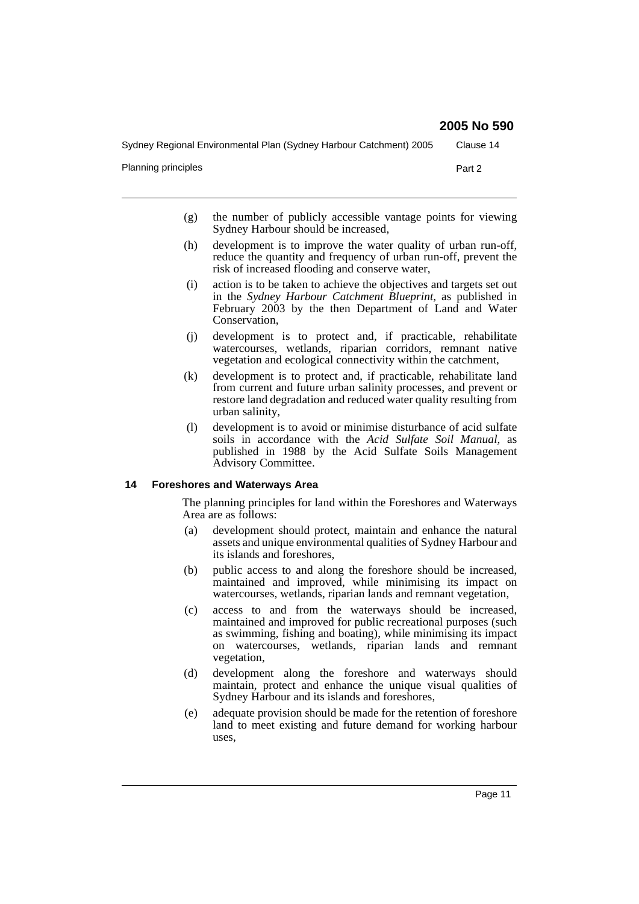(g) the number of publicly accessible vantage points for viewing Sydney Harbour should be increased,

(h) development is to improve the water quality of urban run-off, reduce the quantity and frequency of urban run-off, prevent the risk of increased flooding and conserve water,

(i) action is to be taken to achieve the objectives and targets set out in the *Sydney Harbour Catchment Blueprint*, as published in February 2003 by the then Department of Land and Water Conservation,

(j) development is to protect and, if practicable, rehabilitate watercourses, wetlands, riparian corridors, remnant native vegetation and ecological connectivity within the catchment,

(k) development is to protect and, if practicable, rehabilitate land from current and future urban salinity processes, and prevent or restore land degradation and reduced water quality resulting from urban salinity,

(l) development is to avoid or minimise disturbance of acid sulfate soils in accordance with the *Acid Sulfate Soil Manual*, as published in 1988 by the Acid Sulfate Soils Management Advisory Committee.

### 14 Foreshores and Waterways Area

The planning principles for land within the Foreshores and Waterways Area are as follows:

(a) development should protect, maintain and enhance the natural assets and unique environmental qualities of Sydney Harbour and its islands and foreshores,

(b) public access to and along the foreshore should be increased, maintained and improved, while minimising its impact on watercourses, wetlands, riparian lands and remnant vegetation,

(c) access to and from the waterways should be increased, maintained and improved for public recreational purposes (such as swimming, fishing and boating), while minimising its impact on watercourses, wetlands, riparian lands and remnant vegetation,

(d) development along the foreshore and waterways should maintain, protect and enhance the unique visual qualities of Sydney Harbour and its islands and foreshores,

(e) adequate provision should be made for the retention of foreshore land to meet existing and future demand for working harbour uses,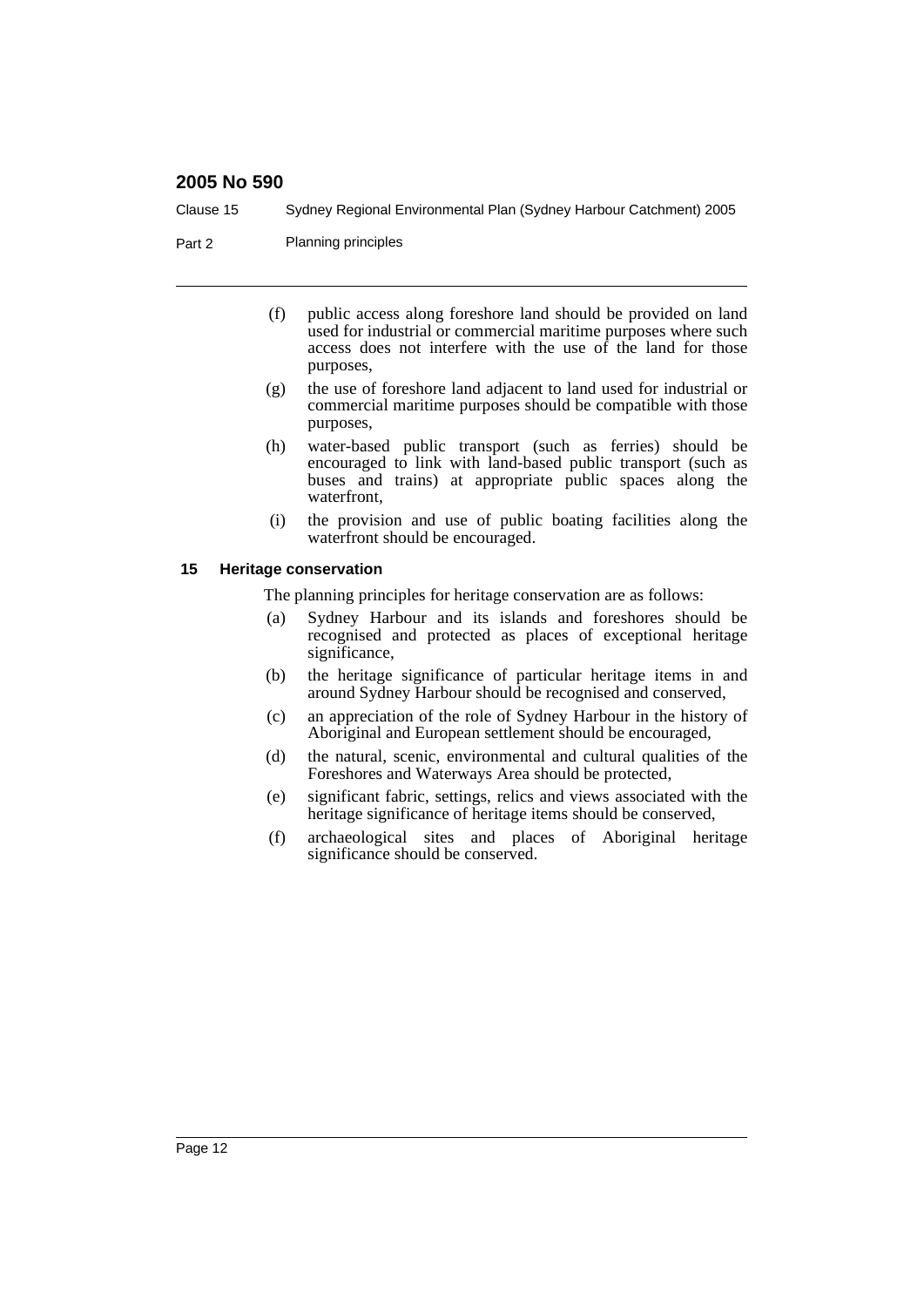(f) public access along foreshore land should be provided on land used for industrial or commercial maritime purposes where such access does not interfere with the use of the land for those purposes,

(g) the use of foreshore land adjacent to land used for industrial or commercial maritime purposes should be compatible with those purposes,

(h) water-based public transport (such as ferries) should be encouraged to link with land-based public transport (such as buses and trains) at appropriate public spaces along the waterfront,

(i) the provision and use of public boating facilities along the waterfront should be encouraged.

### 15 Heritage conservation

The planning principles for heritage conservation are as follows:

(a) Sydney Harbour and its islands and foreshores should be recognised and protected as places of exceptional heritage significance,

(b) the heritage significance of particular heritage items in and around Sydney Harbour should be recognised and conserved,

(c) an appreciation of the role of Sydney Harbour in the history of Aboriginal and European settlement should be encouraged,

(d) the natural, scenic, environmental and cultural qualities of the Foreshores and Waterways Area should be protected,

(e) significant fabric, settings, relics and views associated with the heritage significance of heritage items should be conserved,

(f) archaeological sites and places of Aboriginal heritage significance should be conserved.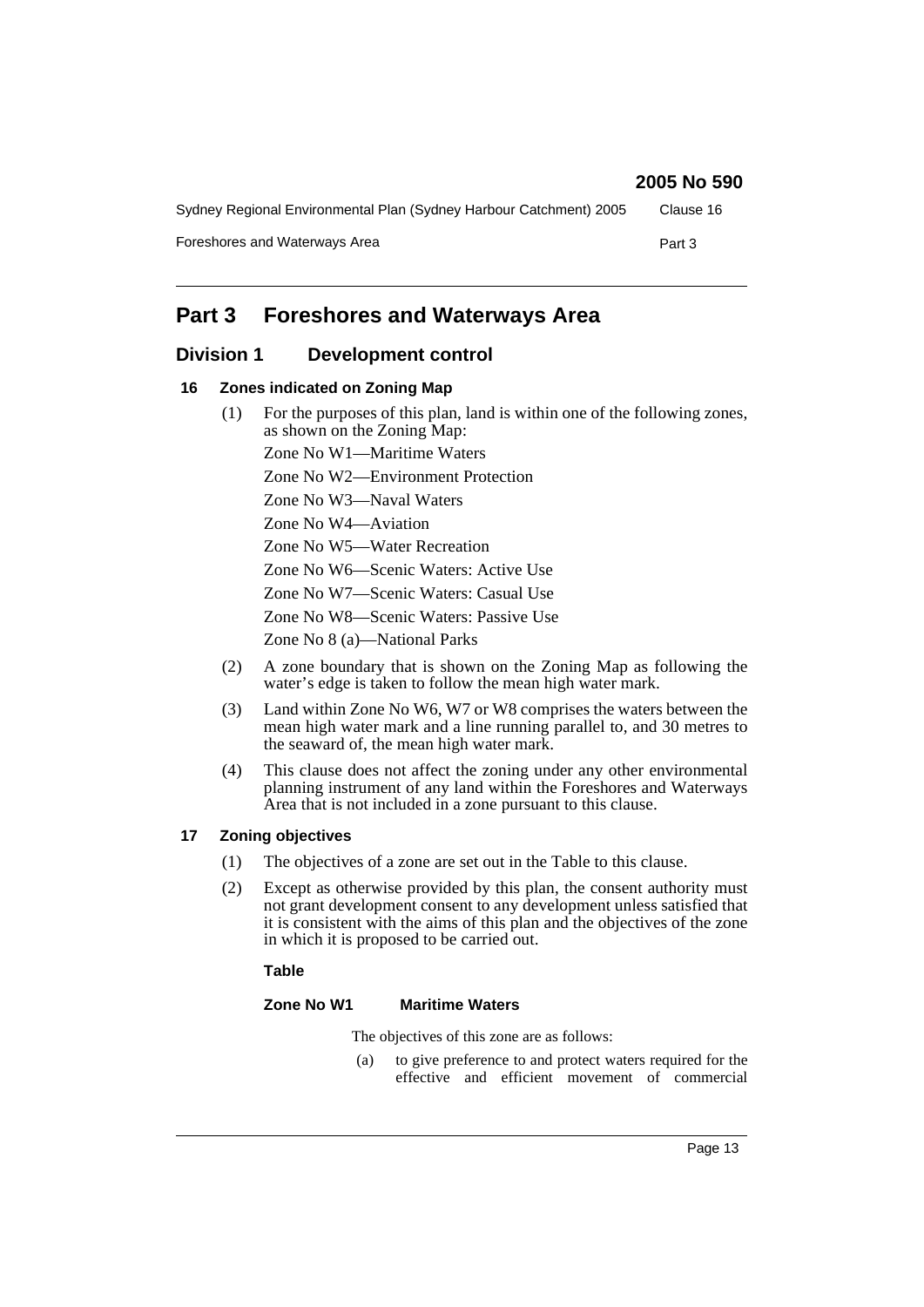# Part 3 Foreshores and Waterways Area

## Division 1 Development control

### 16 Zones indicated on Zoning Map

(1) For the purposes of this plan, land is within one of the following zones, as shown on the Zoning Map:

Zone No W1—Maritime Waters

Zone No W2—Environment Protection

Zone No W3—Naval Waters

Zone No W4—Aviation

Zone No W5—Water Recreation

Zone No W6—Scenic Waters: Active Use

Zone No W7—Scenic Waters: Casual Use

Zone No W8—Scenic Waters: Passive Use

Zone No 8 (a)—National Parks

(2) A zone boundary that is shown on the Zoning Map as following the water's edge is taken to follow the mean high water mark.

(3) Land within Zone No W6, W7 or W8 comprises the waters between the mean high water mark and a line running parallel to, and 30 metres to the seaward of, the mean high water mark.

(4) This clause does not affect the zoning under any other environmental planning instrument of any land within the Foreshores and Waterways Area that is not included in a zone pursuant to this clause.

### 17 Zoning objectives

(1) The objectives of a zone are set out in the Table to this clause.

(2) Except as otherwise provided by this plan, the consent authority must not grant development consent to any development unless satisfied that it is consistent with the aims of this plan and the objectives of the zone in which it is proposed to be carried out.

**Table**

**Zone No W1 Maritime Waters**

The objectives of this zone are as follows:

(a) to give preference to and protect waters required for the effective and efficient movement of commercial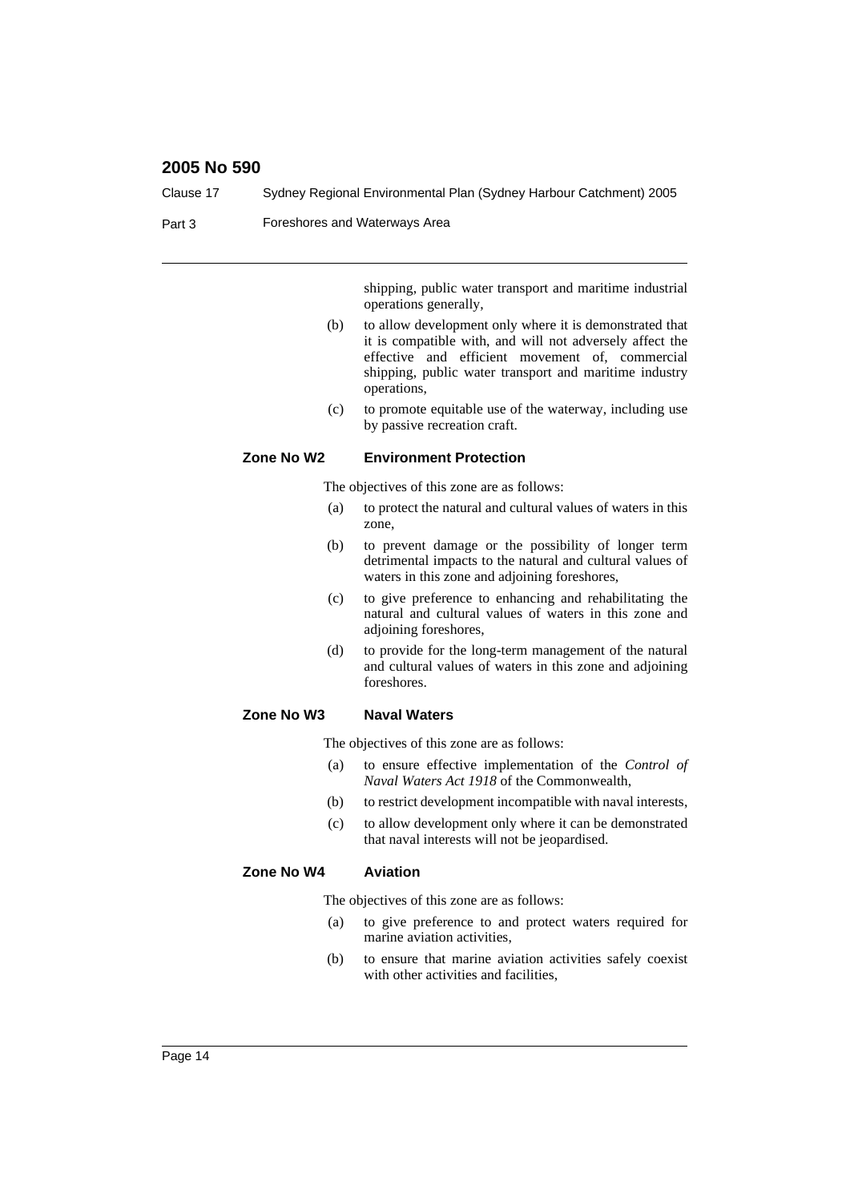shipping, public water transport and maritime industrial operations generally,

(b) to allow development only where it is demonstrated that it is compatible with, and will not adversely affect the effective and efficient movement of, commercial shipping, public water transport and maritime industry operations,

(c) to promote equitable use of the waterway, including use by passive recreation craft.

**Zone No W2 Environment Protection**

The objectives of this zone are as follows:

(a) to protect the natural and cultural values of waters in this zone,

(b) to prevent damage or the possibility of longer term detrimental impacts to the natural and cultural values of waters in this zone and adjoining foreshores,

(c) to give preference to enhancing and rehabilitating the natural and cultural values of waters in this zone and adjoining foreshores,

(d) to provide for the long-term management of the natural and cultural values of waters in this zone and adjoining foreshores.

**Zone No W3 Naval Waters**

The objectives of this zone are as follows:

(a) to ensure effective implementation of the *Control of Naval Waters Act 1918* of the Commonwealth,

(b) to restrict development incompatible with naval interests,

(c) to allow development only where it can be demonstrated that naval interests will not be jeopardised.

**Zone No W4 Aviation**

The objectives of this zone are as follows:

(a) to give preference to and protect waters required for marine aviation activities,

(b) to ensure that marine aviation activities safely coexist with other activities and facilities,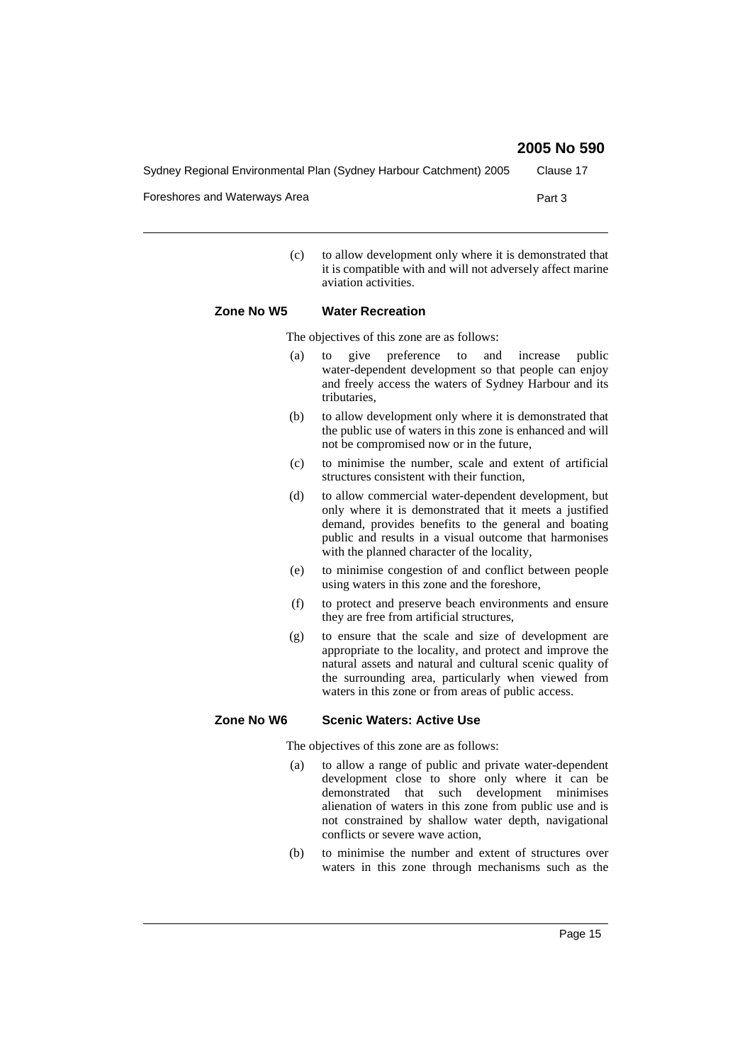(c) to allow development only where it is demonstrated that it is compatible with and will not adversely affect marine aviation activities.

**Zone No W5 Water Recreation**

The objectives of this zone are as follows:

(a) to give preference to and increase public water-dependent development so that people can enjoy and freely access the waters of Sydney Harbour and its tributaries,

(b) to allow development only where it is demonstrated that the public use of waters in this zone is enhanced and will not be compromised now or in the future,

(c) to minimise the number, scale and extent of artificial structures consistent with their function,

(d) to allow commercial water-dependent development, but only where it is demonstrated that it meets a justified demand, provides benefits to the general and boating public and results in a visual outcome that harmonises with the planned character of the locality,

(e) to minimise congestion of and conflict between people using waters in this zone and the foreshore,

(f) to protect and preserve beach environments and ensure they are free from artificial structures,

(g) to ensure that the scale and size of development are appropriate to the locality, and protect and improve the natural assets and natural and cultural scenic quality of the surrounding area, particularly when viewed from waters in this zone or from areas of public access.

**Zone No W6 Scenic Waters: Active Use**

The objectives of this zone are as follows:

(a) to allow a range of public and private water-dependent development close to shore only where it can be demonstrated that such development minimises alienation of waters in this zone from public use and is not constrained by shallow water depth, navigational conflicts or severe wave action,

(b) to minimise the number and extent of structures over waters in this zone through mechanisms such as the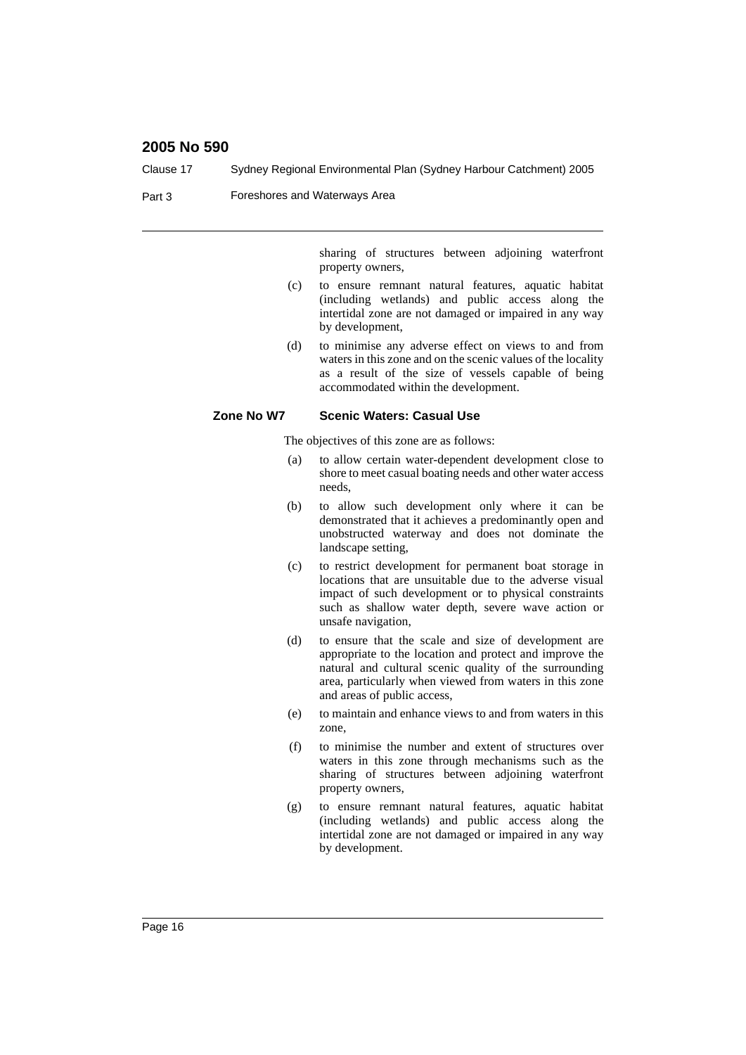sharing of structures between adjoining waterfront property owners,

(c) to ensure remnant natural features, aquatic habitat (including wetlands) and public access along the intertidal zone are not damaged or impaired in any way by development,

(d) to minimise any adverse effect on views to and from waters in this zone and on the scenic values of the locality as a result of the size of vessels capable of being accommodated within the development.

**Zone No W7 Scenic Waters: Casual Use**

The objectives of this zone are as follows:

(a) to allow certain water-dependent development close to shore to meet casual boating needs and other water access needs,

(b) to allow such development only where it can be demonstrated that it achieves a predominantly open and unobstructed waterway and does not dominate the landscape setting,

(c) to restrict development for permanent boat storage in locations that are unsuitable due to the adverse visual impact of such development or to physical constraints such as shallow water depth, severe wave action or unsafe navigation,

(d) to ensure that the scale and size of development are appropriate to the location and protect and improve the natural and cultural scenic quality of the surrounding area, particularly when viewed from waters in this zone and areas of public access,

(e) to maintain and enhance views to and from waters in this zone,

(f) to minimise the number and extent of structures over waters in this zone through mechanisms such as the sharing of structures between adjoining waterfront property owners,

(g) to ensure remnant natural features, aquatic habitat (including wetlands) and public access along the intertidal zone are not damaged or impaired in any way by development.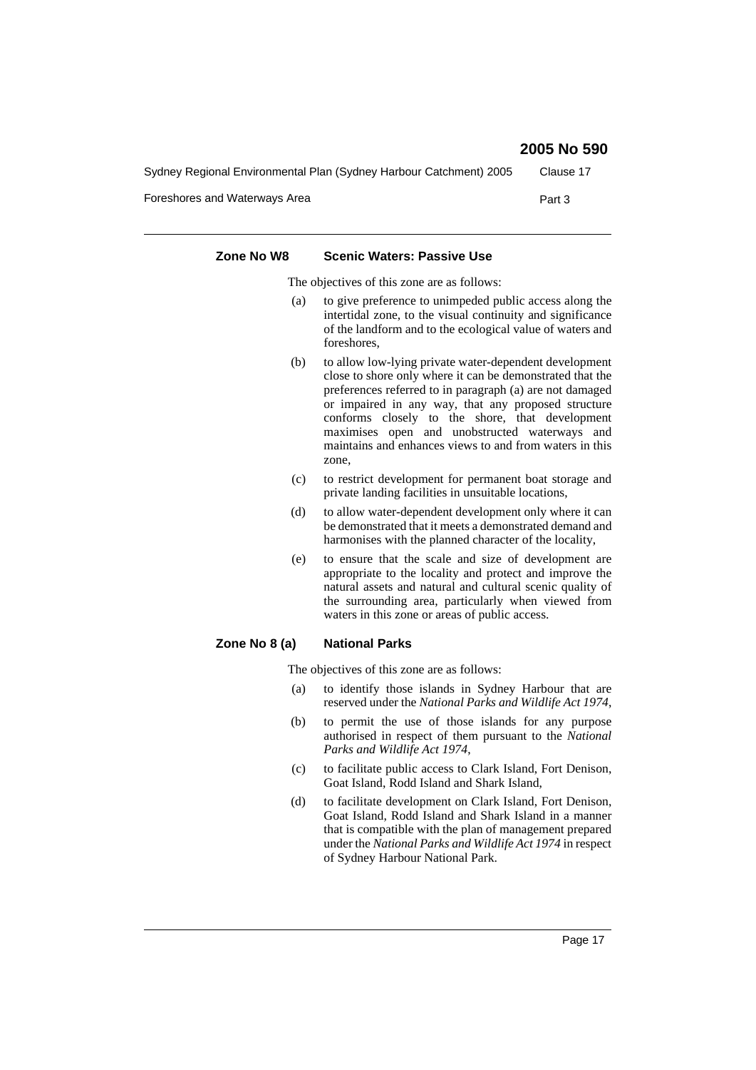**Zone No W8 Scenic Waters: Passive Use**

The objectives of this zone are as follows:

(a) to give preference to unimpeded public access along the intertidal zone, to the visual continuity and significance of the landform and to the ecological value of waters and foreshores,

(b) to allow low-lying private water-dependent development close to shore only where it can be demonstrated that the preferences referred to in paragraph (a) are not damaged or impaired in any way, that any proposed structure conforms closely to the shore, that development maximises open and unobstructed waterways and maintains and enhances views to and from waters in this zone,

(c) to restrict development for permanent boat storage and private landing facilities in unsuitable locations,

(d) to allow water-dependent development only where it can be demonstrated that it meets a demonstrated demand and harmonises with the planned character of the locality,

(e) to ensure that the scale and size of development are appropriate to the locality and protect and improve the natural assets and natural and cultural scenic quality of the surrounding area, particularly when viewed from waters in this zone or areas of public access.

**Zone No 8 (a) National Parks**

The objectives of this zone are as follows:

(a) to identify those islands in Sydney Harbour that are reserved under the *National Parks and Wildlife Act 1974*,

(b) to permit the use of those islands for any purpose authorised in respect of them pursuant to the *National Parks and Wildlife Act 1974*,

(c) to facilitate public access to Clark Island, Fort Denison, Goat Island, Rodd Island and Shark Island,

(d) to facilitate development on Clark Island, Fort Denison, Goat Island, Rodd Island and Shark Island in a manner that is compatible with the plan of management prepared under the *National Parks and Wildlife Act 1974* in respect of Sydney Harbour National Park.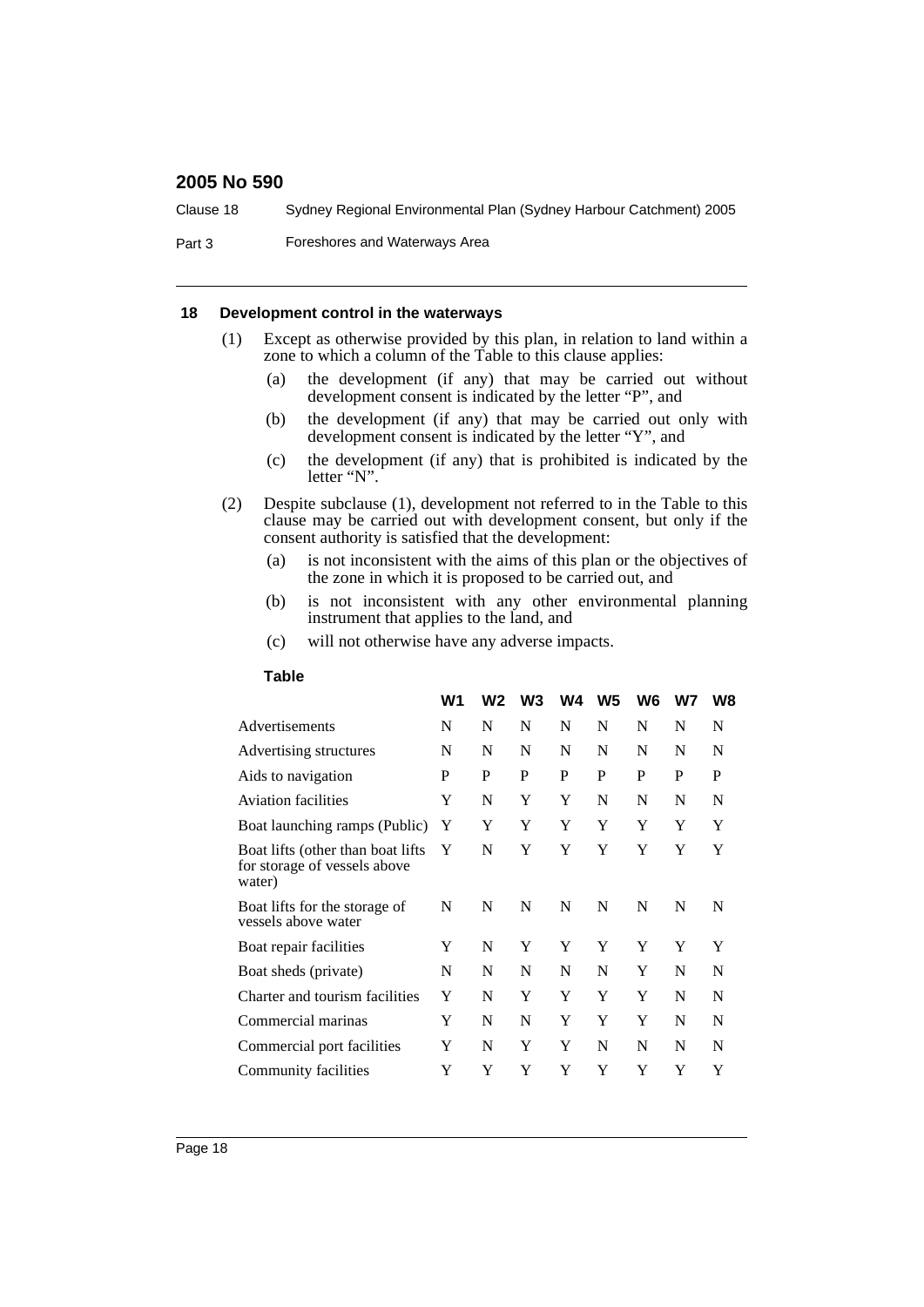### 18 Development control in the waterways

(1) Except as otherwise provided by this plan, in relation to land within a zone to which a column of the Table to this clause applies:

(a) the development (if any) that may be carried out without development consent is indicated by the letter "P", and

(b) the development (if any) that may be carried out only with development consent is indicated by the letter "Y", and

(c) the development (if any) that is prohibited is indicated by the letter "N".

(2) Despite subclause (1), development not referred to in the Table to this clause may be carried out with development consent, but only if the consent authority is satisfied that the development:

(a) is not inconsistent with the aims of this plan or the objectives of the zone in which it is proposed to be carried out, and

(b) is not inconsistent with any other environmental planning instrument that applies to the land, and

(c) will not otherwise have any adverse impacts.

**Table**

| | W1 | W2 | W3 | W4 | W5 | W6 | W7 | W8 |
|---|---|---|---|---|---|---|---|---|
| Advertisements | N | N | N | N | N | N | N | N |
| Advertising structures | N | N | N | N | N | N | N | N |
| Aids to navigation | P | P | P | P | P | P | P | P |
| Aviation facilities | Y | N | Y | Y | N | N | N | N |
| Boat launching ramps (Public) | Y | Y | Y | Y | Y | Y | Y | Y |
| Boat lifts (other than boat lifts for storage of vessels above water) | Y | N | Y | Y | Y | Y | Y | Y |
| Boat lifts for the storage of vessels above water | N | N | N | N | N | N | N | N |
| Boat repair facilities | Y | N | Y | Y | Y | Y | Y | Y |
| Boat sheds (private) | N | N | N | N | N | Y | N | N |
| Charter and tourism facilities | Y | N | Y | Y | Y | Y | N | N |
| Commercial marinas | Y | N | N | Y | Y | Y | N | N |
| Commercial port facilities | Y | N | Y | Y | N | N | N | N |
| Community facilities | Y | Y | Y | Y | Y | Y | Y | Y |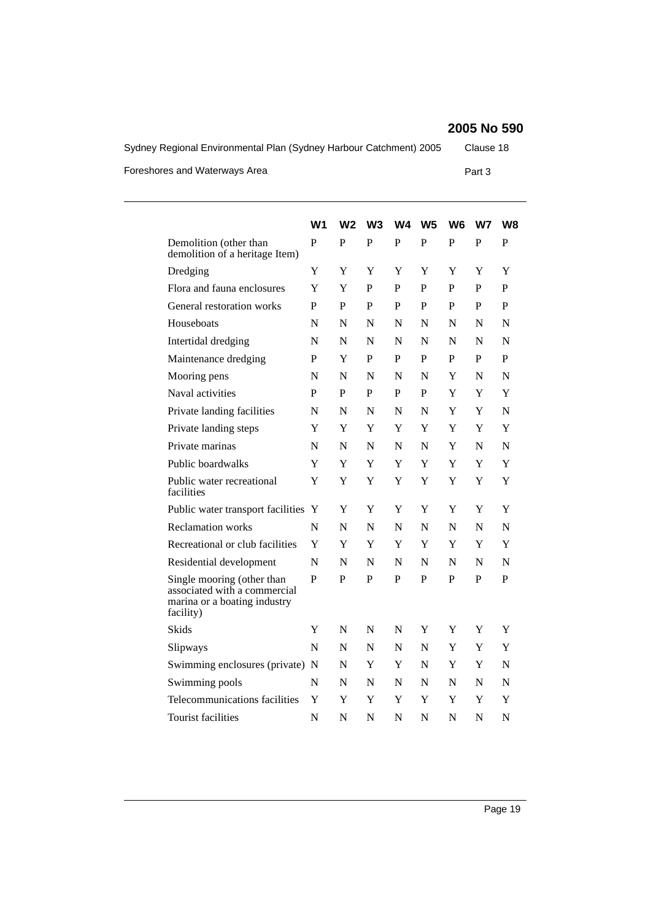| | W1 | W2 | W3 | W4 | W5 | W6 | W7 | W8 |
|---|---|---|---|---|---|---|---|---|
| Demolition (other than demolition of a heritage Item) | P | P | P | P | P | P | P | P |
| Dredging | Y | Y | Y | Y | Y | Y | Y | Y |
| Flora and fauna enclosures | Y | Y | P | P | P | P | P | P |
| General restoration works | P | P | P | P | P | P | P | P |
| Houseboats | N | N | N | N | N | N | N | N |
| Intertidal dredging | N | N | N | N | N | N | N | N |
| Maintenance dredging | P | Y | P | P | P | P | P | P |
| Mooring pens | N | N | N | N | N | Y | N | N |
| Naval activities | P | P | P | P | P | Y | Y | Y |
| Private landing facilities | N | N | N | N | N | Y | Y | N |
| Private landing steps | Y | Y | Y | Y | Y | Y | Y | Y |
| Private marinas | N | N | N | N | N | Y | N | N |
| Public boardwalks | Y | Y | Y | Y | Y | Y | Y | Y |
| Public water recreational facilities | Y | Y | Y | Y | Y | Y | Y | Y |
| Public water transport facilities | Y | Y | Y | Y | Y | Y | Y | Y |
| Reclamation works | N | N | N | N | N | N | N | N |
| Recreational or club facilities | Y | Y | Y | Y | Y | Y | Y | Y |
| Residential development | N | N | N | N | N | N | N | N |
| Single mooring (other than associated with a commercial marina or a boating industry facility) | P | P | P | P | P | P | P | P |
| Skids | Y | N | N | N | Y | Y | Y | Y |
| Slipways | N | N | N | N | N | Y | Y | Y |
| Swimming enclosures (private) | N | N | Y | Y | N | Y | Y | N |
| Swimming pools | N | N | N | N | N | N | N | N |
| Telecommunications facilities | Y | Y | Y | Y | Y | Y | Y | Y |
| Tourist facilities | N | N | N | N | N | N | N | N |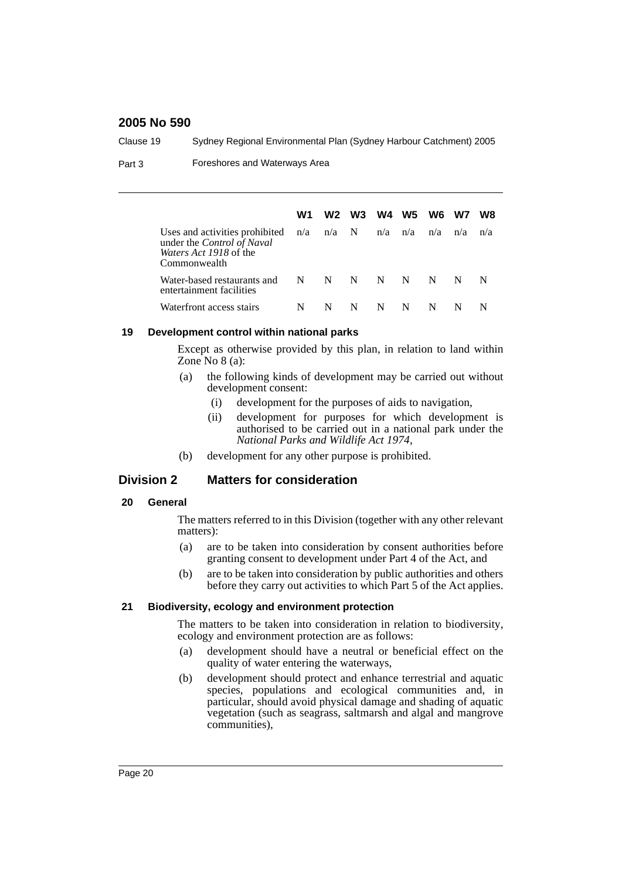| | W1 | W2 | W3 | W4 | W5 | W6 | W7 | W8 |
|---|---|---|---|---|---|---|---|---|
| Uses and activities prohibited under the *Control of Naval Waters Act 1918* of the Commonwealth | n/a | n/a | N | n/a | n/a | n/a | n/a | n/a |
| Water-based restaurants and entertainment facilities | N | N | N | N | N | N | N | N |
| Waterfront access stairs | N | N | N | N | N | N | N | N |

#### 19 Development control within national parks

Except as otherwise provided by this plan, in relation to land within Zone No 8 (a):

(a) the following kinds of development may be carried out without development consent:

(i) development for the purposes of aids to navigation,

(ii) development for purposes for which development is authorised to be carried out in a national park under the *National Parks and Wildlife Act 1974*,

(b) development for any other purpose is prohibited.

### Division 2 Matters for consideration

#### 20 General

The matters referred to in this Division (together with any other relevant matters):

(a) are to be taken into consideration by consent authorities before granting consent to development under Part 4 of the Act, and

(b) are to be taken into consideration by public authorities and others before they carry out activities to which Part 5 of the Act applies.

#### 21 Biodiversity, ecology and environment protection

The matters to be taken into consideration in relation to biodiversity, ecology and environment protection are as follows:

(a) development should have a neutral or beneficial effect on the quality of water entering the waterways,

(b) development should protect and enhance terrestrial and aquatic species, populations and ecological communities and, in particular, should avoid physical damage and shading of aquatic vegetation (such as seagrass, saltmarsh and algal and mangrove communities),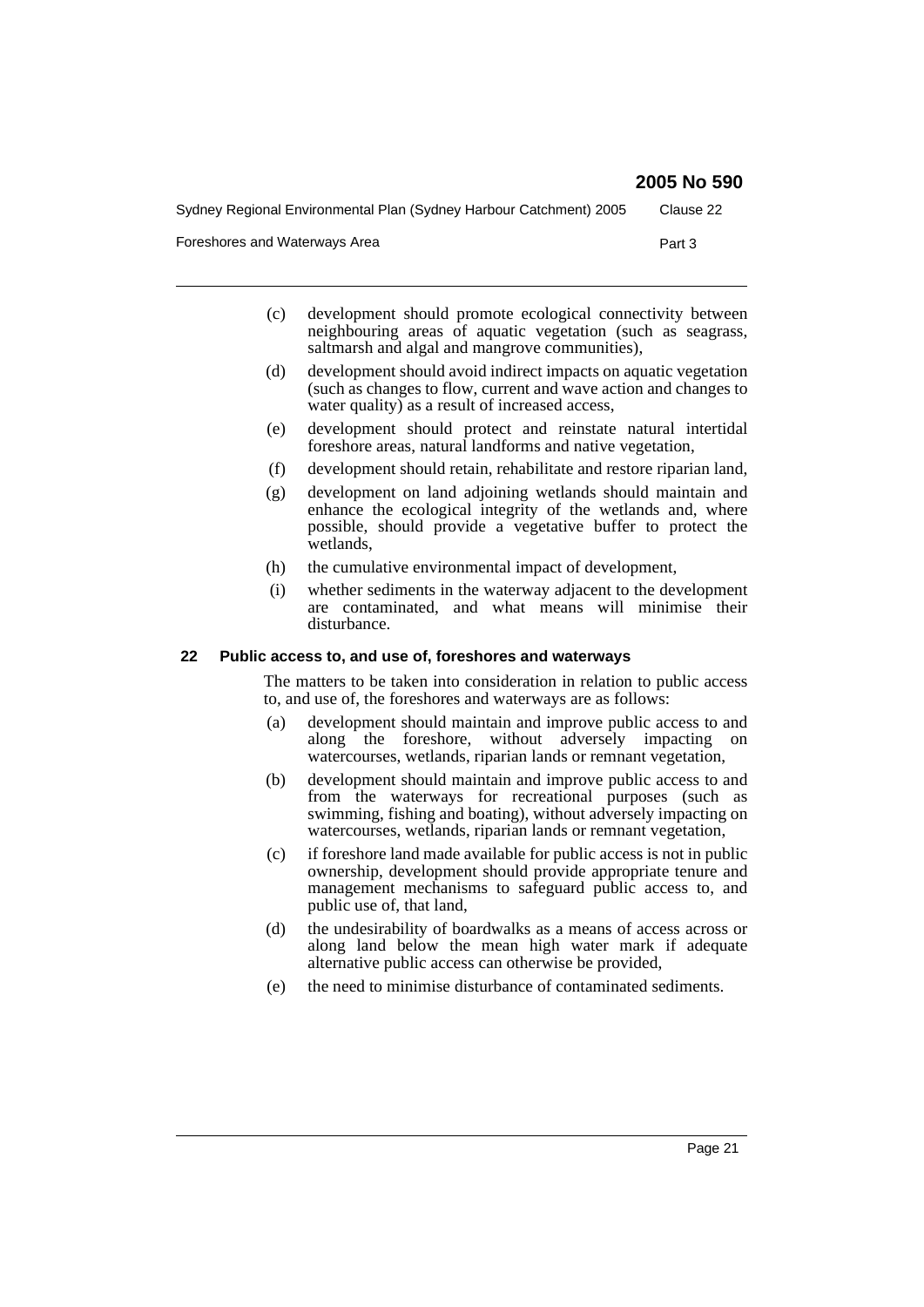(c) development should promote ecological connectivity between neighbouring areas of aquatic vegetation (such as seagrass, saltmarsh and algal and mangrove communities),

(d) development should avoid indirect impacts on aquatic vegetation (such as changes to flow, current and wave action and changes to water quality) as a result of increased access,

(e) development should protect and reinstate natural intertidal foreshore areas, natural landforms and native vegetation,

(f) development should retain, rehabilitate and restore riparian land,

(g) development on land adjoining wetlands should maintain and enhance the ecological integrity of the wetlands and, where possible, should provide a vegetative buffer to protect the wetlands,

(h) the cumulative environmental impact of development,

(i) whether sediments in the waterway adjacent to the development are contaminated, and what means will minimise their disturbance.

### 22 Public access to, and use of, foreshores and waterways

The matters to be taken into consideration in relation to public access to, and use of, the foreshores and waterways are as follows:

(a) development should maintain and improve public access to and along the foreshore, without adversely impacting on watercourses, wetlands, riparian lands or remnant vegetation,

(b) development should maintain and improve public access to and from the waterways for recreational purposes (such as swimming, fishing and boating), without adversely impacting on watercourses, wetlands, riparian lands or remnant vegetation,

(c) if foreshore land made available for public access is not in public ownership, development should provide appropriate tenure and management mechanisms to safeguard public access to, and public use of, that land,

(d) the undesirability of boardwalks as a means of access across or along land below the mean high water mark if adequate alternative public access can otherwise be provided,

(e) the need to minimise disturbance of contaminated sediments.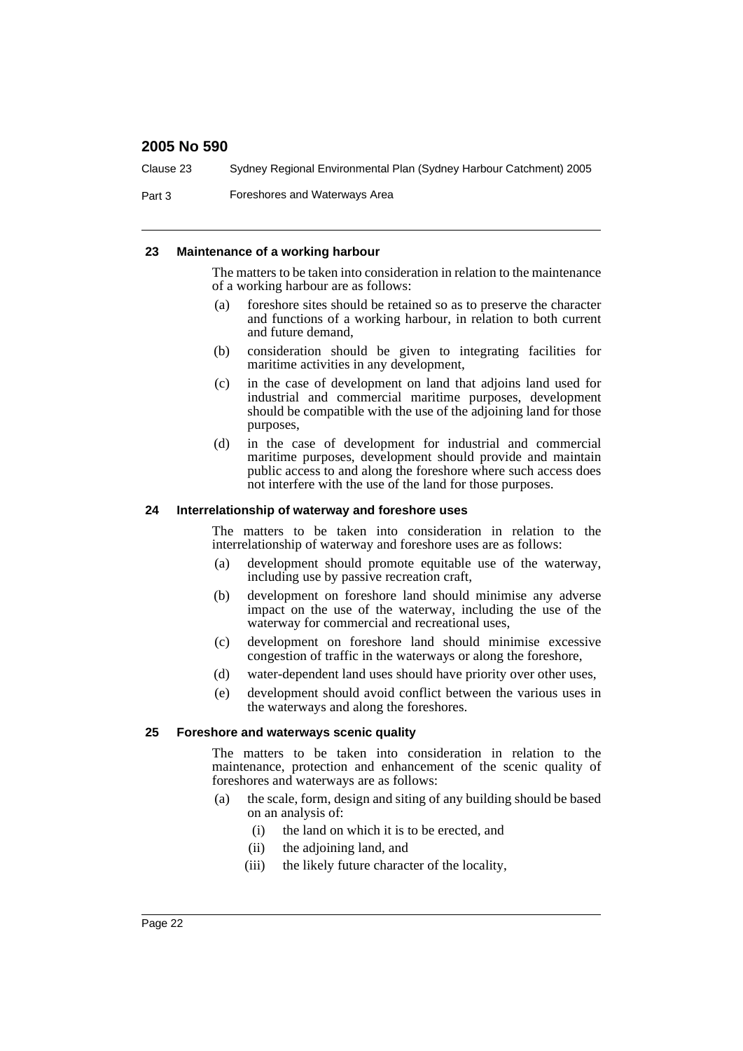### 23 Maintenance of a working harbour

The matters to be taken into consideration in relation to the maintenance of a working harbour are as follows:

(a) foreshore sites should be retained so as to preserve the character and functions of a working harbour, in relation to both current and future demand,

(b) consideration should be given to integrating facilities for maritime activities in any development,

(c) in the case of development on land that adjoins land used for industrial and commercial maritime purposes, development should be compatible with the use of the adjoining land for those purposes,

(d) in the case of development for industrial and commercial maritime purposes, development should provide and maintain public access to and along the foreshore where such access does not interfere with the use of the land for those purposes.

### 24 Interrelationship of waterway and foreshore uses

The matters to be taken into consideration in relation to the interrelationship of waterway and foreshore uses are as follows:

(a) development should promote equitable use of the waterway, including use by passive recreation craft,

(b) development on foreshore land should minimise any adverse impact on the use of the waterway, including the use of the waterway for commercial and recreational uses,

(c) development on foreshore land should minimise excessive congestion of traffic in the waterways or along the foreshore,

(d) water-dependent land uses should have priority over other uses,

(e) development should avoid conflict between the various uses in the waterways and along the foreshores.

### 25 Foreshore and waterways scenic quality

The matters to be taken into consideration in relation to the maintenance, protection and enhancement of the scenic quality of foreshores and waterways are as follows:

(a) the scale, form, design and siting of any building should be based on an analysis of:

   (i) the land on which it is to be erected, and

   (ii) the adjoining land, and

   (iii) the likely future character of the locality,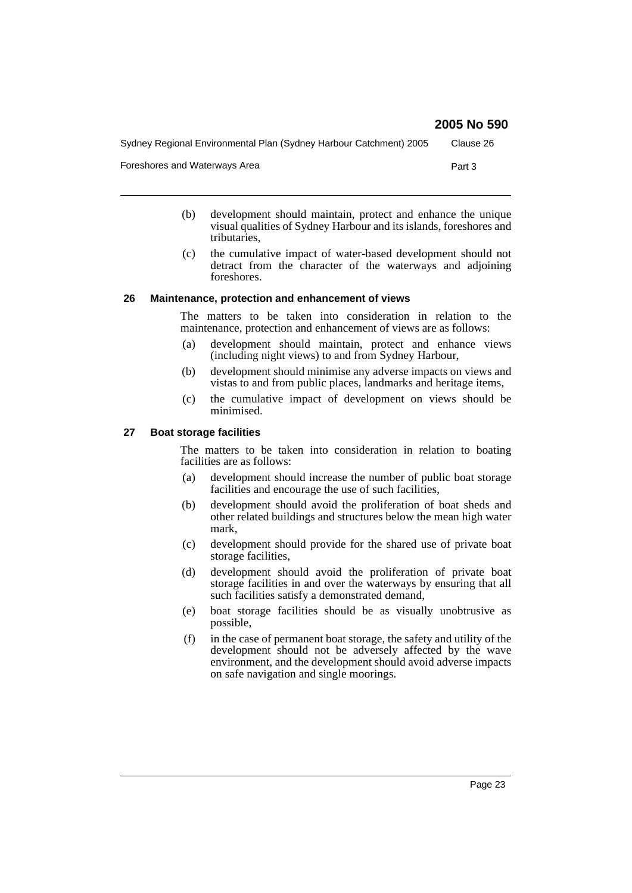(b) development should maintain, protect and enhance the unique visual qualities of Sydney Harbour and its islands, foreshores and tributaries,

(c) the cumulative impact of water-based development should not detract from the character of the waterways and adjoining foreshores.

### 26 Maintenance, protection and enhancement of views

The matters to be taken into consideration in relation to the maintenance, protection and enhancement of views are as follows:

(a) development should maintain, protect and enhance views (including night views) to and from Sydney Harbour,

(b) development should minimise any adverse impacts on views and vistas to and from public places, landmarks and heritage items,

(c) the cumulative impact of development on views should be minimised.

### 27 Boat storage facilities

The matters to be taken into consideration in relation to boating facilities are as follows:

(a) development should increase the number of public boat storage facilities and encourage the use of such facilities,

(b) development should avoid the proliferation of boat sheds and other related buildings and structures below the mean high water mark,

(c) development should provide for the shared use of private boat storage facilities,

(d) development should avoid the proliferation of private boat storage facilities in and over the waterways by ensuring that all such facilities satisfy a demonstrated demand,

(e) boat storage facilities should be as visually unobtrusive as possible,

(f) in the case of permanent boat storage, the safety and utility of the development should not be adversely affected by the wave environment, and the development should avoid adverse impacts on safe navigation and single moorings.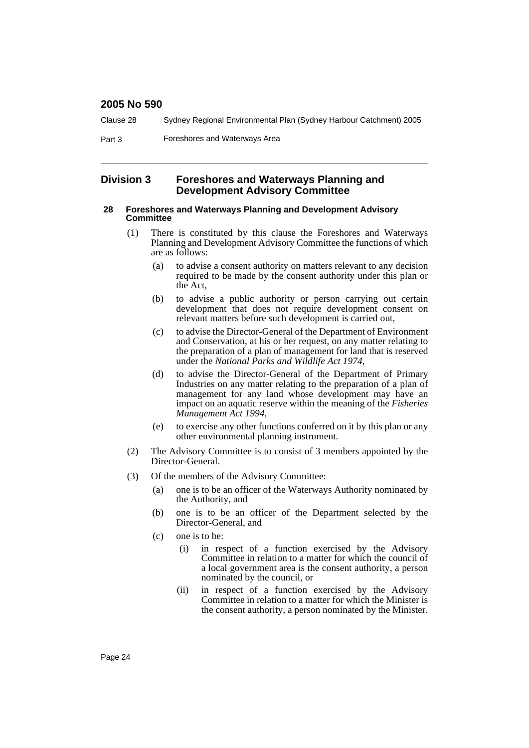## Division 3 Foreshores and Waterways Planning and Development Advisory Committee

### 28 Foreshores and Waterways Planning and Development Advisory Committee

(1) There is constituted by this clause the Foreshores and Waterways Planning and Development Advisory Committee the functions of which are as follows:

- (a) to advise a consent authority on matters relevant to any decision required to be made by the consent authority under this plan or the Act,
- (b) to advise a public authority or person carrying out certain development that does not require development consent on relevant matters before such development is carried out,
- (c) to advise the Director-General of the Department of Environment and Conservation, at his or her request, on any matter relating to the preparation of a plan of management for land that is reserved under the *National Parks and Wildlife Act 1974*,
- (d) to advise the Director-General of the Department of Primary Industries on any matter relating to the preparation of a plan of management for any land whose development may have an impact on an aquatic reserve within the meaning of the *Fisheries Management Act 1994*,
- (e) to exercise any other functions conferred on it by this plan or any other environmental planning instrument.

(2) The Advisory Committee is to consist of 3 members appointed by the Director-General.

(3) Of the members of the Advisory Committee:

- (a) one is to be an officer of the Waterways Authority nominated by the Authority, and
- (b) one is to be an officer of the Department selected by the Director-General, and
- (c) one is to be:
  - (i) in respect of a function exercised by the Advisory Committee in relation to a matter for which the council of a local government area is the consent authority, a person nominated by the council, or
  - (ii) in respect of a function exercised by the Advisory Committee in relation to a matter for which the Minister is the consent authority, a person nominated by the Minister.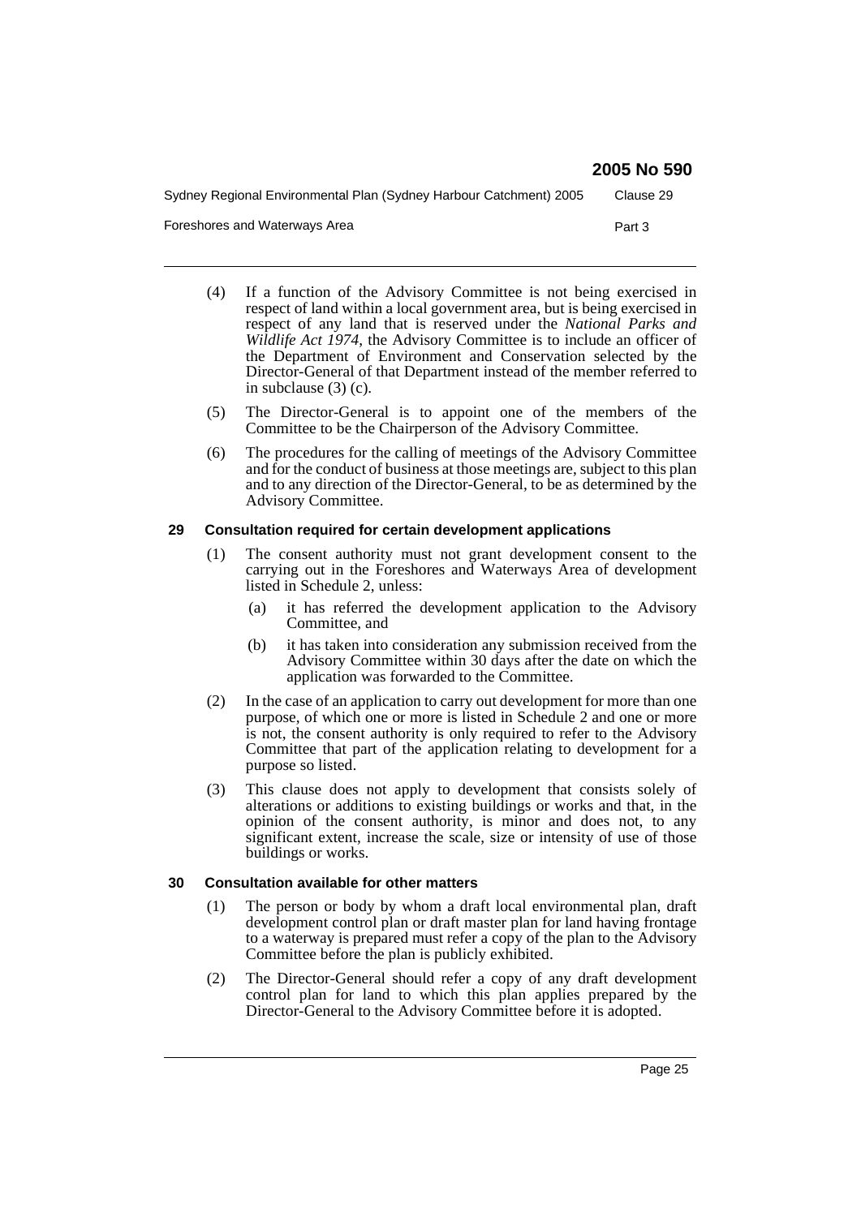(4) If a function of the Advisory Committee is not being exercised in respect of land within a local government area, but is being exercised in respect of any land that is reserved under the *National Parks and Wildlife Act 1974*, the Advisory Committee is to include an officer of the Department of Environment and Conservation selected by the Director-General of that Department instead of the member referred to in subclause (3) (c).

(5) The Director-General is to appoint one of the members of the Committee to be the Chairperson of the Advisory Committee.

(6) The procedures for the calling of meetings of the Advisory Committee and for the conduct of business at those meetings are, subject to this plan and to any direction of the Director-General, to be as determined by the Advisory Committee.

### 29 Consultation required for certain development applications

(1) The consent authority must not grant development consent to the carrying out in the Foreshores and Waterways Area of development listed in Schedule 2, unless:

   (a) it has referred the development application to the Advisory Committee, and

   (b) it has taken into consideration any submission received from the Advisory Committee within 30 days after the date on which the application was forwarded to the Committee.

(2) In the case of an application to carry out development for more than one purpose, of which one or more is listed in Schedule 2 and one or more is not, the consent authority is only required to refer to the Advisory Committee that part of the application relating to development for a purpose so listed.

(3) This clause does not apply to development that consists solely of alterations or additions to existing buildings or works and that, in the opinion of the consent authority, is minor and does not, to any significant extent, increase the scale, size or intensity of use of those buildings or works.

### 30 Consultation available for other matters

(1) The person or body by whom a draft local environmental plan, draft development control plan or draft master plan for land having frontage to a waterway is prepared must refer a copy of the plan to the Advisory Committee before the plan is publicly exhibited.

(2) The Director-General should refer a copy of any draft development control plan for land to which this plan applies prepared by the Director-General to the Advisory Committee before it is adopted.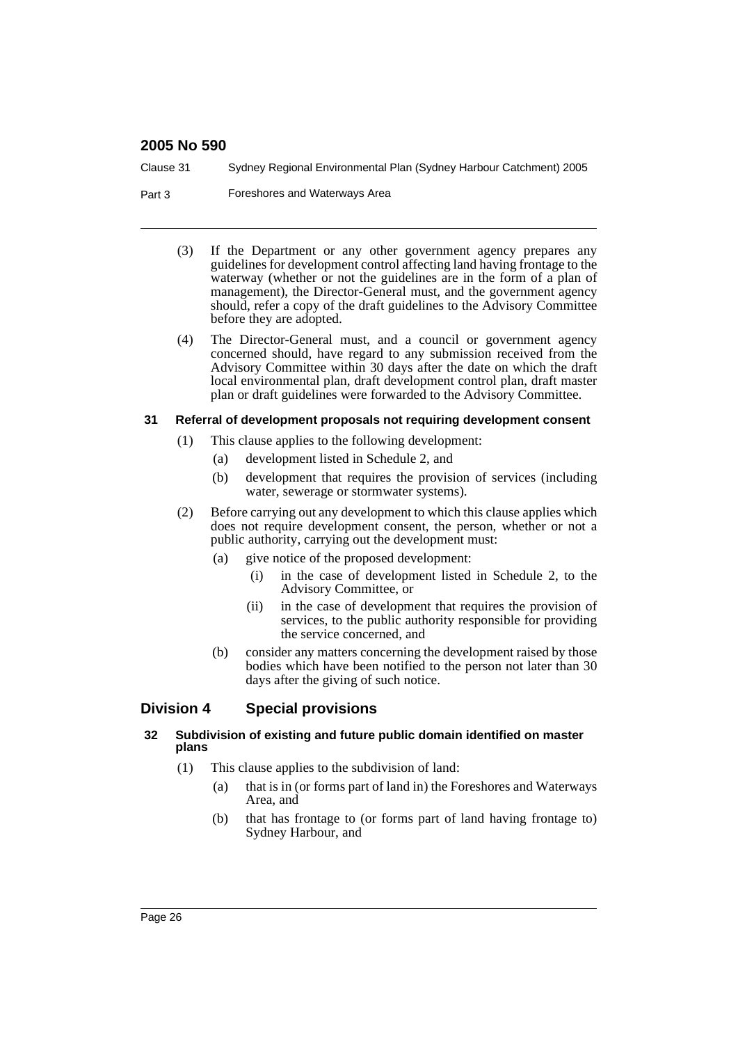(3) If the Department or any other government agency prepares any guidelines for development control affecting land having frontage to the waterway (whether or not the guidelines are in the form of a plan of management), the Director-General must, and the government agency should, refer a copy of the draft guidelines to the Advisory Committee before they are adopted.

(4) The Director-General must, and a council or government agency concerned should, have regard to any submission received from the Advisory Committee within 30 days after the date on which the draft local environmental plan, draft development control plan, draft master plan or draft guidelines were forwarded to the Advisory Committee.

#### 31 Referral of development proposals not requiring development consent

(1) This clause applies to the following development:

- (a) development listed in Schedule 2, and
- (b) development that requires the provision of services (including water, sewerage or stormwater systems).

(2) Before carrying out any development to which this clause applies which does not require development consent, the person, whether or not a public authority, carrying out the development must:

- (a) give notice of the proposed development:
  - (i) in the case of development listed in Schedule 2, to the Advisory Committee, or
  - (ii) in the case of development that requires the provision of services, to the public authority responsible for providing the service concerned, and
- (b) consider any matters concerning the development raised by those bodies which have been notified to the person not later than 30 days after the giving of such notice.

### Division 4 Special provisions

#### 32 Subdivision of existing and future public domain identified on master plans

(1) This clause applies to the subdivision of land:

- (a) that is in (or forms part of land in) the Foreshores and Waterways Area, and
- (b) that has frontage to (or forms part of land having frontage to) Sydney Harbour, and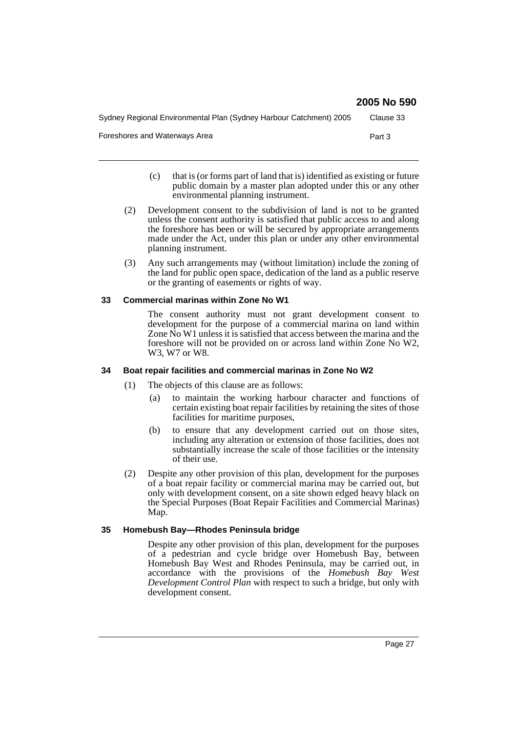(c) that is (or forms part of land that is) identified as existing or future public domain by a master plan adopted under this or any other environmental planning instrument.

(2) Development consent to the subdivision of land is not to be granted unless the consent authority is satisfied that public access to and along the foreshore has been or will be secured by appropriate arrangements made under the Act, under this plan or under any other environmental planning instrument.

(3) Any such arrangements may (without limitation) include the zoning of the land for public open space, dedication of the land as a public reserve or the granting of easements or rights of way.

### 33 Commercial marinas within Zone No W1

The consent authority must not grant development consent to development for the purpose of a commercial marina on land within Zone No W1 unless it is satisfied that access between the marina and the foreshore will not be provided on or across land within Zone No W2, W3, W7 or W8.

### 34 Boat repair facilities and commercial marinas in Zone No W2

(1) The objects of this clause are as follows:

(a) to maintain the working harbour character and functions of certain existing boat repair facilities by retaining the sites of those facilities for maritime purposes,

(b) to ensure that any development carried out on those sites, including any alteration or extension of those facilities, does not substantially increase the scale of those facilities or the intensity of their use.

(2) Despite any other provision of this plan, development for the purposes of a boat repair facility or commercial marina may be carried out, but only with development consent, on a site shown edged heavy black on the Special Purposes (Boat Repair Facilities and Commercial Marinas) Map.

### 35 Homebush Bay—Rhodes Peninsula bridge

Despite any other provision of this plan, development for the purposes of a pedestrian and cycle bridge over Homebush Bay, between Homebush Bay West and Rhodes Peninsula, may be carried out, in accordance with the provisions of the *Homebush Bay West Development Control Plan* with respect to such a bridge, but only with development consent.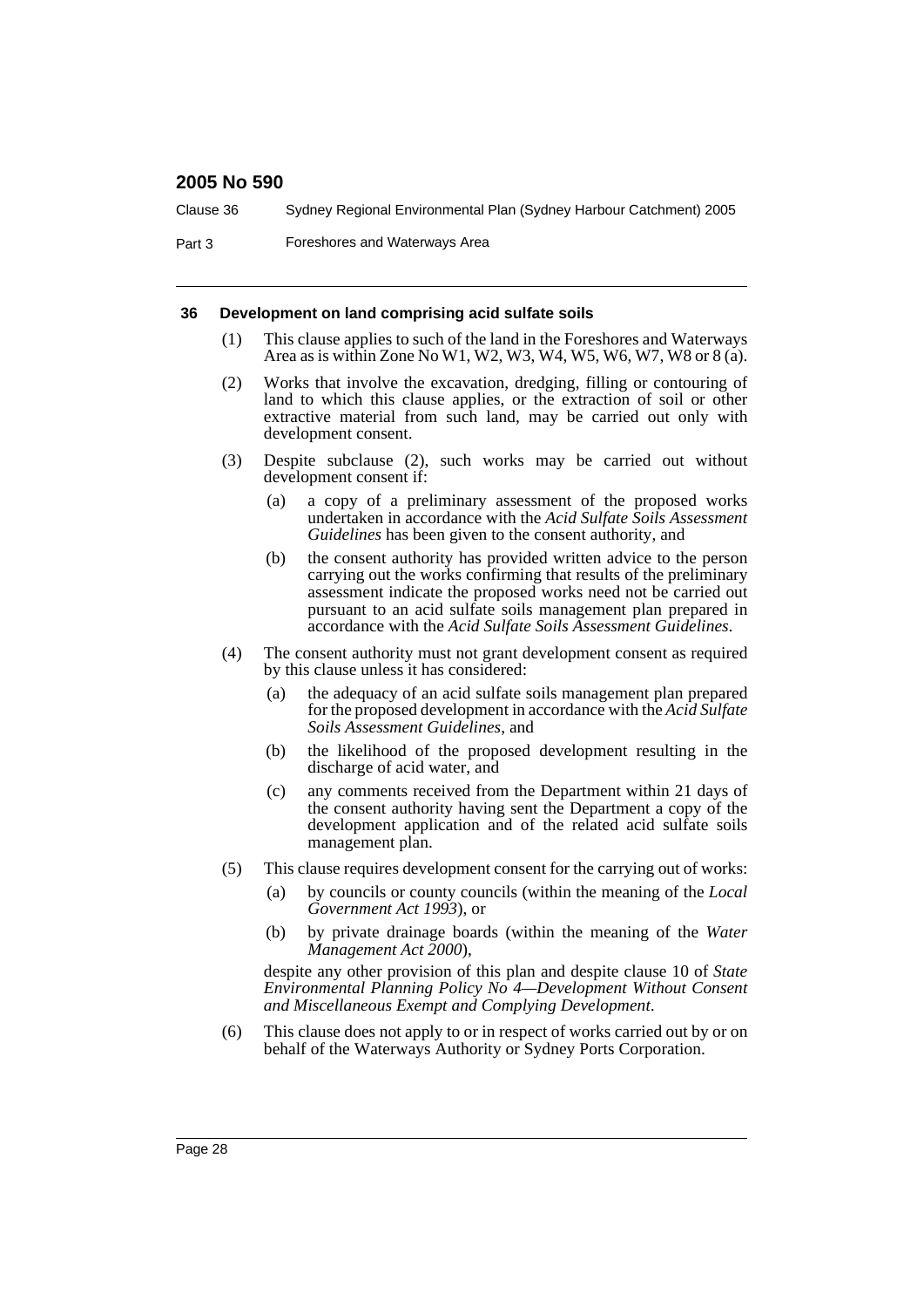### 36 Development on land comprising acid sulfate soils

(1) This clause applies to such of the land in the Foreshores and Waterways Area as is within Zone No W1, W2, W3, W4, W5, W6, W7, W8 or 8 (a).

(2) Works that involve the excavation, dredging, filling or contouring of land to which this clause applies, or the extraction of soil or other extractive material from such land, may be carried out only with development consent.

(3) Despite subclause (2), such works may be carried out without development consent if:

- (a) a copy of a preliminary assessment of the proposed works undertaken in accordance with the *Acid Sulfate Soils Assessment Guidelines* has been given to the consent authority, and
- (b) the consent authority has provided written advice to the person carrying out the works confirming that results of the preliminary assessment indicate the proposed works need not be carried out pursuant to an acid sulfate soils management plan prepared in accordance with the *Acid Sulfate Soils Assessment Guidelines*.

(4) The consent authority must not grant development consent as required by this clause unless it has considered:

- (a) the adequacy of an acid sulfate soils management plan prepared for the proposed development in accordance with the *Acid Sulfate Soils Assessment Guidelines*, and
- (b) the likelihood of the proposed development resulting in the discharge of acid water, and
- (c) any comments received from the Department within 21 days of the consent authority having sent the Department a copy of the development application and of the related acid sulfate soils management plan.

(5) This clause requires development consent for the carrying out of works:

- (a) by councils or county councils (within the meaning of the *Local Government Act 1993*), or
- (b) by private drainage boards (within the meaning of the *Water Management Act 2000*),

despite any other provision of this plan and despite clause 10 of *State Environmental Planning Policy No 4—Development Without Consent and Miscellaneous Exempt and Complying Development*.

(6) This clause does not apply to or in respect of works carried out by or on behalf of the Waterways Authority or Sydney Ports Corporation.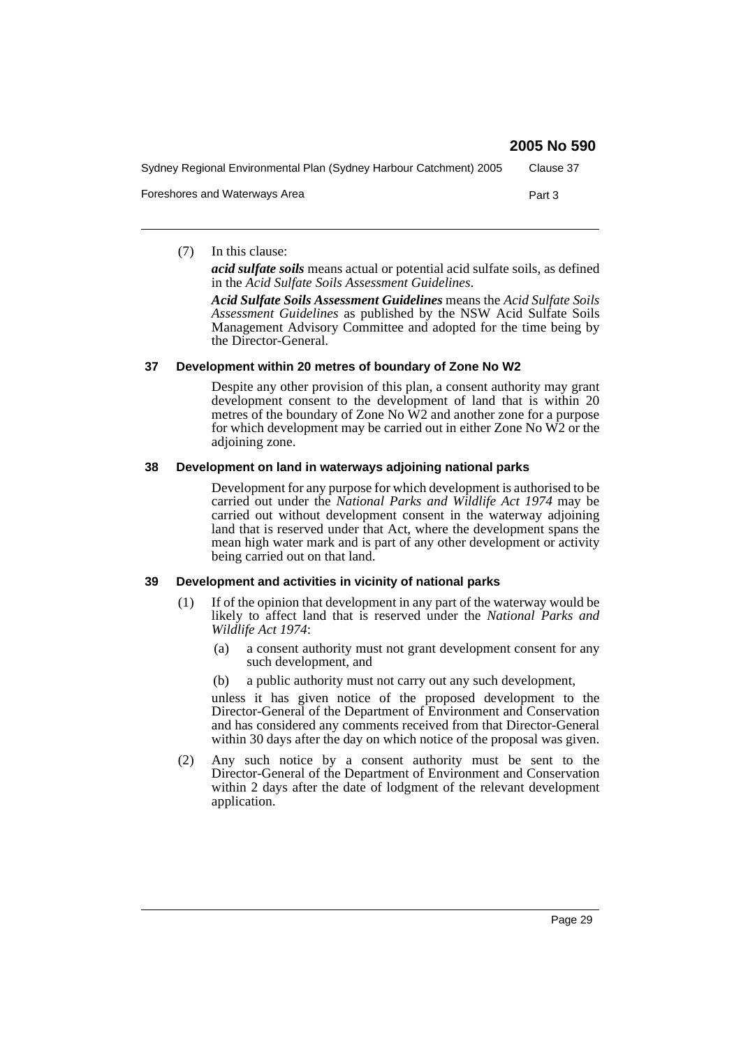(7) In this clause:

***acid sulfate soils*** means actual or potential acid sulfate soils, as defined in the *Acid Sulfate Soils Assessment Guidelines*.

***Acid Sulfate Soils Assessment Guidelines*** means the *Acid Sulfate Soils Assessment Guidelines* as published by the NSW Acid Sulfate Soils Management Advisory Committee and adopted for the time being by the Director-General.

### 37 Development within 20 metres of boundary of Zone No W2

Despite any other provision of this plan, a consent authority may grant development consent to the development of land that is within 20 metres of the boundary of Zone No W2 and another zone for a purpose for which development may be carried out in either Zone No W2 or the adjoining zone.

### 38 Development on land in waterways adjoining national parks

Development for any purpose for which development is authorised to be carried out under the *National Parks and Wildlife Act 1974* may be carried out without development consent in the waterway adjoining land that is reserved under that Act, where the development spans the mean high water mark and is part of any other development or activity being carried out on that land.

### 39 Development and activities in vicinity of national parks

(1) If of the opinion that development in any part of the waterway would be likely to affect land that is reserved under the *National Parks and Wildlife Act 1974*:

(a) a consent authority must not grant development consent for any such development, and

(b) a public authority must not carry out any such development,

unless it has given notice of the proposed development to the Director-General of the Department of Environment and Conservation and has considered any comments received from that Director-General within 30 days after the day on which notice of the proposal was given.

(2) Any such notice by a consent authority must be sent to the Director-General of the Department of Environment and Conservation within 2 days after the date of lodgment of the relevant development application.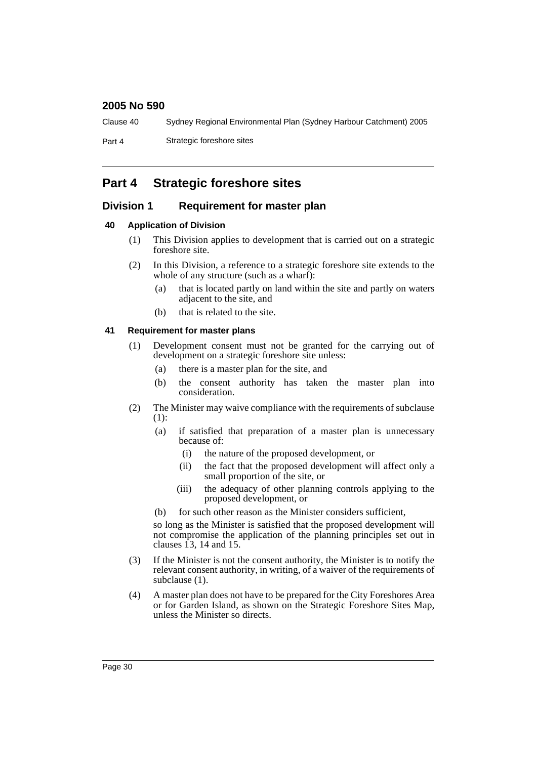# Part 4 Strategic foreshore sites

## Division 1 Requirement for master plan

### 40 Application of Division

(1) This Division applies to development that is carried out on a strategic foreshore site.

(2) In this Division, a reference to a strategic foreshore site extends to the whole of any structure (such as a wharf):

- (a) that is located partly on land within the site and partly on waters adjacent to the site, and
- (b) that is related to the site.

### 41 Requirement for master plans

(1) Development consent must not be granted for the carrying out of development on a strategic foreshore site unless:

- (a) there is a master plan for the site, and
- (b) the consent authority has taken the master plan into consideration.

(2) The Minister may waive compliance with the requirements of subclause (1):

- (a) if satisfied that preparation of a master plan is unnecessary because of:
  - (i) the nature of the proposed development, or
  - (ii) the fact that the proposed development will affect only a small proportion of the site, or
  - (iii) the adequacy of other planning controls applying to the proposed development, or
- (b) for such other reason as the Minister considers sufficient,

so long as the Minister is satisfied that the proposed development will not compromise the application of the planning principles set out in clauses 13, 14 and 15.

(3) If the Minister is not the consent authority, the Minister is to notify the relevant consent authority, in writing, of a waiver of the requirements of subclause (1).

(4) A master plan does not have to be prepared for the City Foreshores Area or for Garden Island, as shown on the Strategic Foreshore Sites Map, unless the Minister so directs.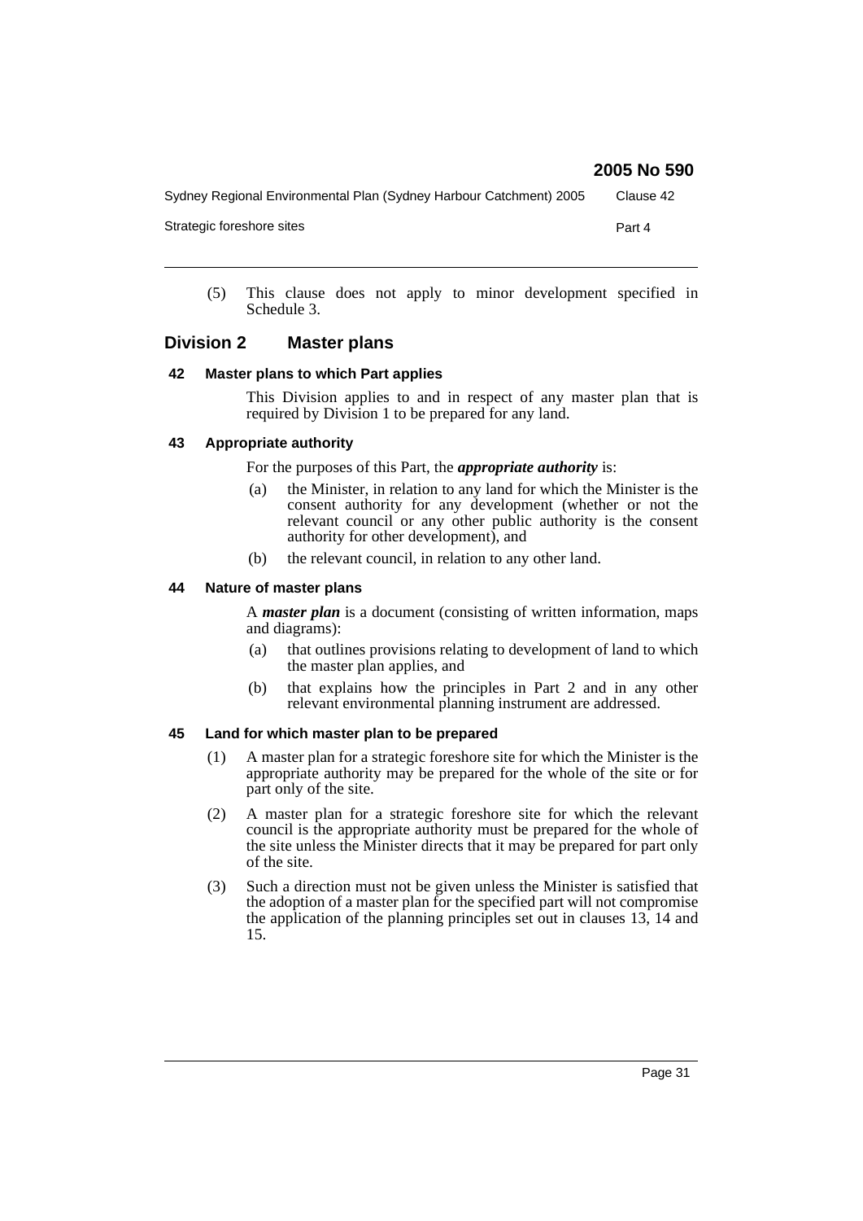(5) This clause does not apply to minor development specified in Schedule 3.

## Division 2 Master plans

### 42 Master plans to which Part applies

This Division applies to and in respect of any master plan that is required by Division 1 to be prepared for any land.

### 43 Appropriate authority

For the purposes of this Part, the ***appropriate authority*** is:

(a) the Minister, in relation to any land for which the Minister is the consent authority for any development (whether or not the relevant council or any other public authority is the consent authority for other development), and

(b) the relevant council, in relation to any other land.

### 44 Nature of master plans

A ***master plan*** is a document (consisting of written information, maps and diagrams):

(a) that outlines provisions relating to development of land to which the master plan applies, and

(b) that explains how the principles in Part 2 and in any other relevant environmental planning instrument are addressed.

### 45 Land for which master plan to be prepared

(1) A master plan for a strategic foreshore site for which the Minister is the appropriate authority may be prepared for the whole of the site or for part only of the site.

(2) A master plan for a strategic foreshore site for which the relevant council is the appropriate authority must be prepared for the whole of the site unless the Minister directs that it may be prepared for part only of the site.

(3) Such a direction must not be given unless the Minister is satisfied that the adoption of a master plan for the specified part will not compromise the application of the planning principles set out in clauses 13, 14 and 15.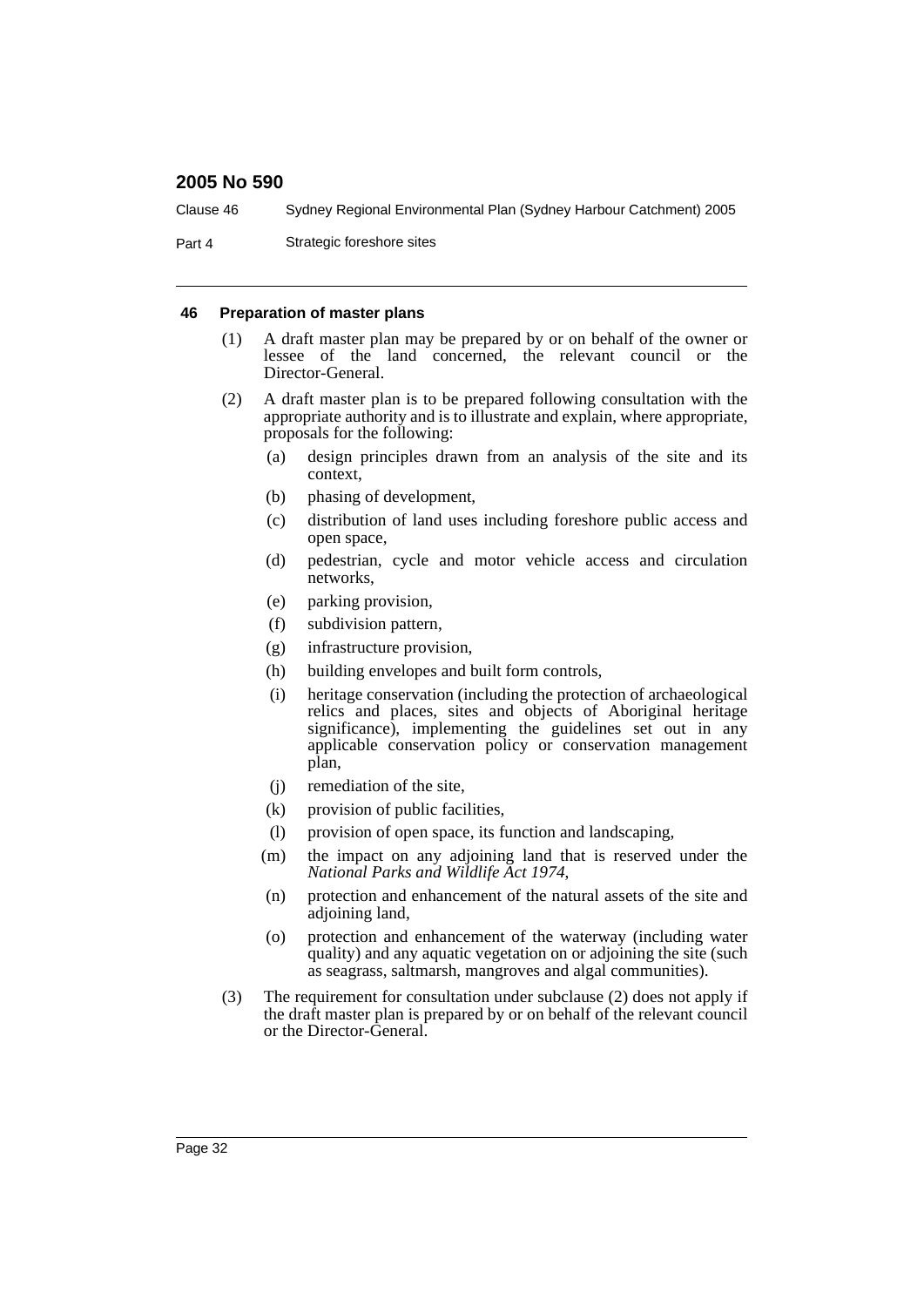#### 46 Preparation of master plans

(1) A draft master plan may be prepared by or on behalf of the owner or lessee of the land concerned, the relevant council or the Director-General.

(2) A draft master plan is to be prepared following consultation with the appropriate authority and is to illustrate and explain, where appropriate, proposals for the following:

- (a) design principles drawn from an analysis of the site and its context,
- (b) phasing of development,
- (c) distribution of land uses including foreshore public access and open space,
- (d) pedestrian, cycle and motor vehicle access and circulation networks,
- (e) parking provision,
- (f) subdivision pattern,
- (g) infrastructure provision,
- (h) building envelopes and built form controls,
- (i) heritage conservation (including the protection of archaeological relics and places, sites and objects of Aboriginal heritage significance), implementing the guidelines set out in any applicable conservation policy or conservation management plan,
- (j) remediation of the site,
- (k) provision of public facilities,
- (l) provision of open space, its function and landscaping,
- (m) the impact on any adjoining land that is reserved under the *National Parks and Wildlife Act 1974*,
- (n) protection and enhancement of the natural assets of the site and adjoining land,
- (o) protection and enhancement of the waterway (including water quality) and any aquatic vegetation on or adjoining the site (such as seagrass, saltmarsh, mangroves and algal communities).

(3) The requirement for consultation under subclause (2) does not apply if the draft master plan is prepared by or on behalf of the relevant council or the Director-General.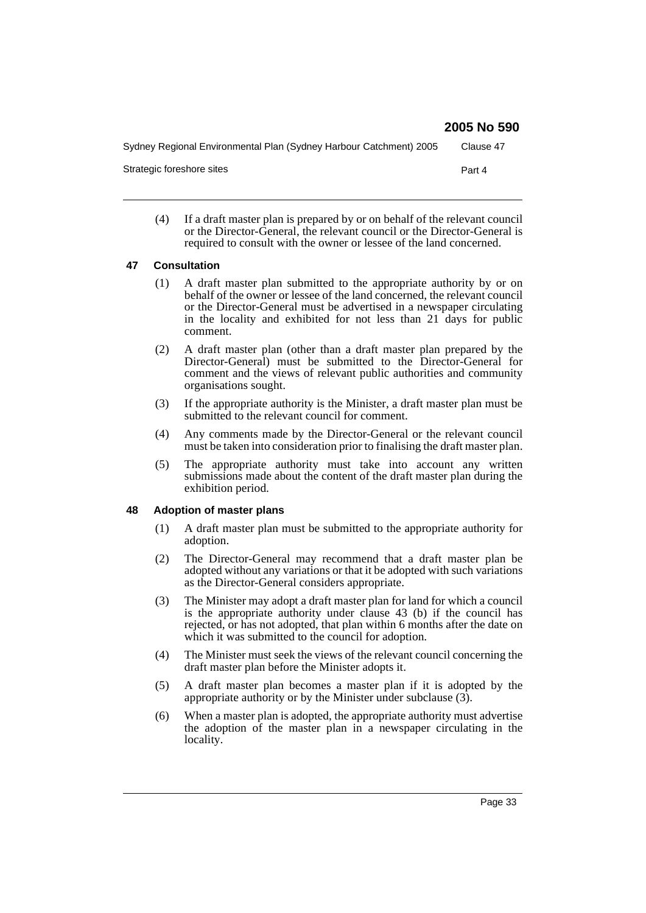(4) If a draft master plan is prepared by or on behalf of the relevant council or the Director-General, the relevant council or the Director-General is required to consult with the owner or lessee of the land concerned.

### 47 Consultation

(1) A draft master plan submitted to the appropriate authority by or on behalf of the owner or lessee of the land concerned, the relevant council or the Director-General must be advertised in a newspaper circulating in the locality and exhibited for not less than 21 days for public comment.

(2) A draft master plan (other than a draft master plan prepared by the Director-General) must be submitted to the Director-General for comment and the views of relevant public authorities and community organisations sought.

(3) If the appropriate authority is the Minister, a draft master plan must be submitted to the relevant council for comment.

(4) Any comments made by the Director-General or the relevant council must be taken into consideration prior to finalising the draft master plan.

(5) The appropriate authority must take into account any written submissions made about the content of the draft master plan during the exhibition period.

### 48 Adoption of master plans

(1) A draft master plan must be submitted to the appropriate authority for adoption.

(2) The Director-General may recommend that a draft master plan be adopted without any variations or that it be adopted with such variations as the Director-General considers appropriate.

(3) The Minister may adopt a draft master plan for land for which a council is the appropriate authority under clause 43 (b) if the council has rejected, or has not adopted, that plan within 6 months after the date on which it was submitted to the council for adoption.

(4) The Minister must seek the views of the relevant council concerning the draft master plan before the Minister adopts it.

(5) A draft master plan becomes a master plan if it is adopted by the appropriate authority or by the Minister under subclause (3).

(6) When a master plan is adopted, the appropriate authority must advertise the adoption of the master plan in a newspaper circulating in the locality.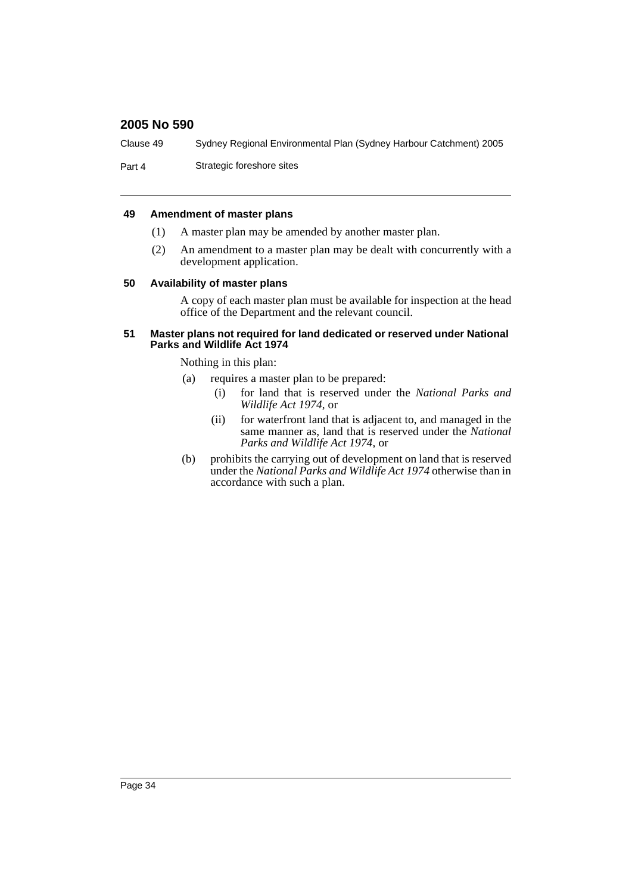#### 49 Amendment of master plans

(1) A master plan may be amended by another master plan.

(2) An amendment to a master plan may be dealt with concurrently with a development application.

#### 50 Availability of master plans

A copy of each master plan must be available for inspection at the head office of the Department and the relevant council.

#### 51 Master plans not required for land dedicated or reserved under National Parks and Wildlife Act 1974

Nothing in this plan:

(a) requires a master plan to be prepared:

  (i) for land that is reserved under the *National Parks and Wildlife Act 1974*, or

  (ii) for waterfront land that is adjacent to, and managed in the same manner as, land that is reserved under the *National Parks and Wildlife Act 1974*, or

(b) prohibits the carrying out of development on land that is reserved under the *National Parks and Wildlife Act 1974* otherwise than in accordance with such a plan.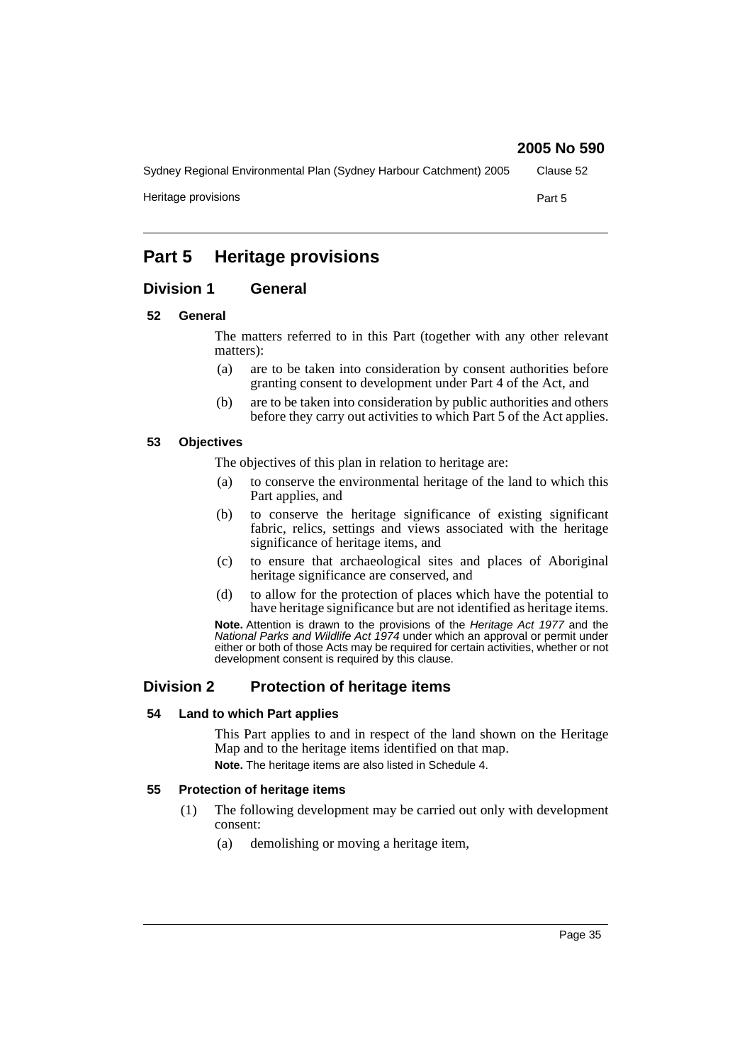# Part 5 Heritage provisions

## Division 1 General

### 52 General

The matters referred to in this Part (together with any other relevant matters):

(a) are to be taken into consideration by consent authorities before granting consent to development under Part 4 of the Act, and

(b) are to be taken into consideration by public authorities and others before they carry out activities to which Part 5 of the Act applies.

### 53 Objectives

The objectives of this plan in relation to heritage are:

(a) to conserve the environmental heritage of the land to which this Part applies, and

(b) to conserve the heritage significance of existing significant fabric, relics, settings and views associated with the heritage significance of heritage items, and

(c) to ensure that archaeological sites and places of Aboriginal heritage significance are conserved, and

(d) to allow for the protection of places which have the potential to have heritage significance but are not identified as heritage items.

**Note.** Attention is drawn to the provisions of the *Heritage Act 1977* and the *National Parks and Wildlife Act 1974* under which an approval or permit under either or both of those Acts may be required for certain activities, whether or not development consent is required by this clause.

## Division 2 Protection of heritage items

### 54 Land to which Part applies

This Part applies to and in respect of the land shown on the Heritage Map and to the heritage items identified on that map.

**Note.** The heritage items are also listed in Schedule 4.

### 55 Protection of heritage items

(1) The following development may be carried out only with development consent:

(a) demolishing or moving a heritage item,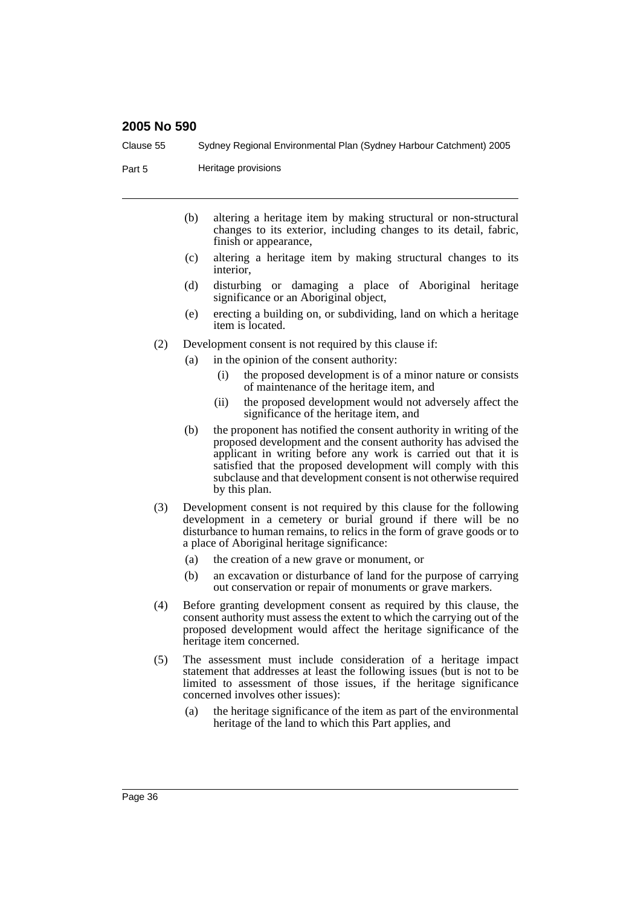(b) altering a heritage item by making structural or non-structural changes to its exterior, including changes to its detail, fabric, finish or appearance,

(c) altering a heritage item by making structural changes to its interior,

(d) disturbing or damaging a place of Aboriginal heritage significance or an Aboriginal object,

(e) erecting a building on, or subdividing, land on which a heritage item is located.

(2) Development consent is not required by this clause if:

(a) in the opinion of the consent authority:

(i) the proposed development is of a minor nature or consists of maintenance of the heritage item, and

(ii) the proposed development would not adversely affect the significance of the heritage item, and

(b) the proponent has notified the consent authority in writing of the proposed development and the consent authority has advised the applicant in writing before any work is carried out that it is satisfied that the proposed development will comply with this subclause and that development consent is not otherwise required by this plan.

(3) Development consent is not required by this clause for the following development in a cemetery or burial ground if there will be no disturbance to human remains, to relics in the form of grave goods or to a place of Aboriginal heritage significance:

(a) the creation of a new grave or monument, or

(b) an excavation or disturbance of land for the purpose of carrying out conservation or repair of monuments or grave markers.

(4) Before granting development consent as required by this clause, the consent authority must assess the extent to which the carrying out of the proposed development would affect the heritage significance of the heritage item concerned.

(5) The assessment must include consideration of a heritage impact statement that addresses at least the following issues (but is not to be limited to assessment of those issues, if the heritage significance concerned involves other issues):

(a) the heritage significance of the item as part of the environmental heritage of the land to which this Part applies, and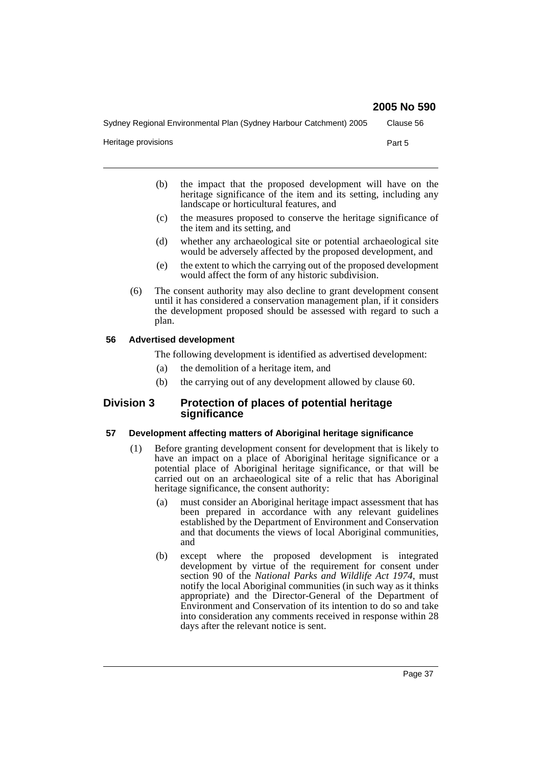(b) the impact that the proposed development will have on the heritage significance of the item and its setting, including any landscape or horticultural features, and

(c) the measures proposed to conserve the heritage significance of the item and its setting, and

(d) whether any archaeological site or potential archaeological site would be adversely affected by the proposed development, and

(e) the extent to which the carrying out of the proposed development would affect the form of any historic subdivision.

(6) The consent authority may also decline to grant development consent until it has considered a conservation management plan, if it considers the development proposed should be assessed with regard to such a plan.

#### 56 Advertised development

The following development is identified as advertised development:

(a) the demolition of a heritage item, and

(b) the carrying out of any development allowed by clause 60.

## Division 3 Protection of places of potential heritage significance

#### 57 Development affecting matters of Aboriginal heritage significance

(1) Before granting development consent for development that is likely to have an impact on a place of Aboriginal heritage significance or a potential place of Aboriginal heritage significance, or that will be carried out on an archaeological site of a relic that has Aboriginal heritage significance, the consent authority:

(a) must consider an Aboriginal heritage impact assessment that has been prepared in accordance with any relevant guidelines established by the Department of Environment and Conservation and that documents the views of local Aboriginal communities, and

(b) except where the proposed development is integrated development by virtue of the requirement for consent under section 90 of the *National Parks and Wildlife Act 1974*, must notify the local Aboriginal communities (in such way as it thinks appropriate) and the Director-General of the Department of Environment and Conservation of its intention to do so and take into consideration any comments received in response within 28 days after the relevant notice is sent.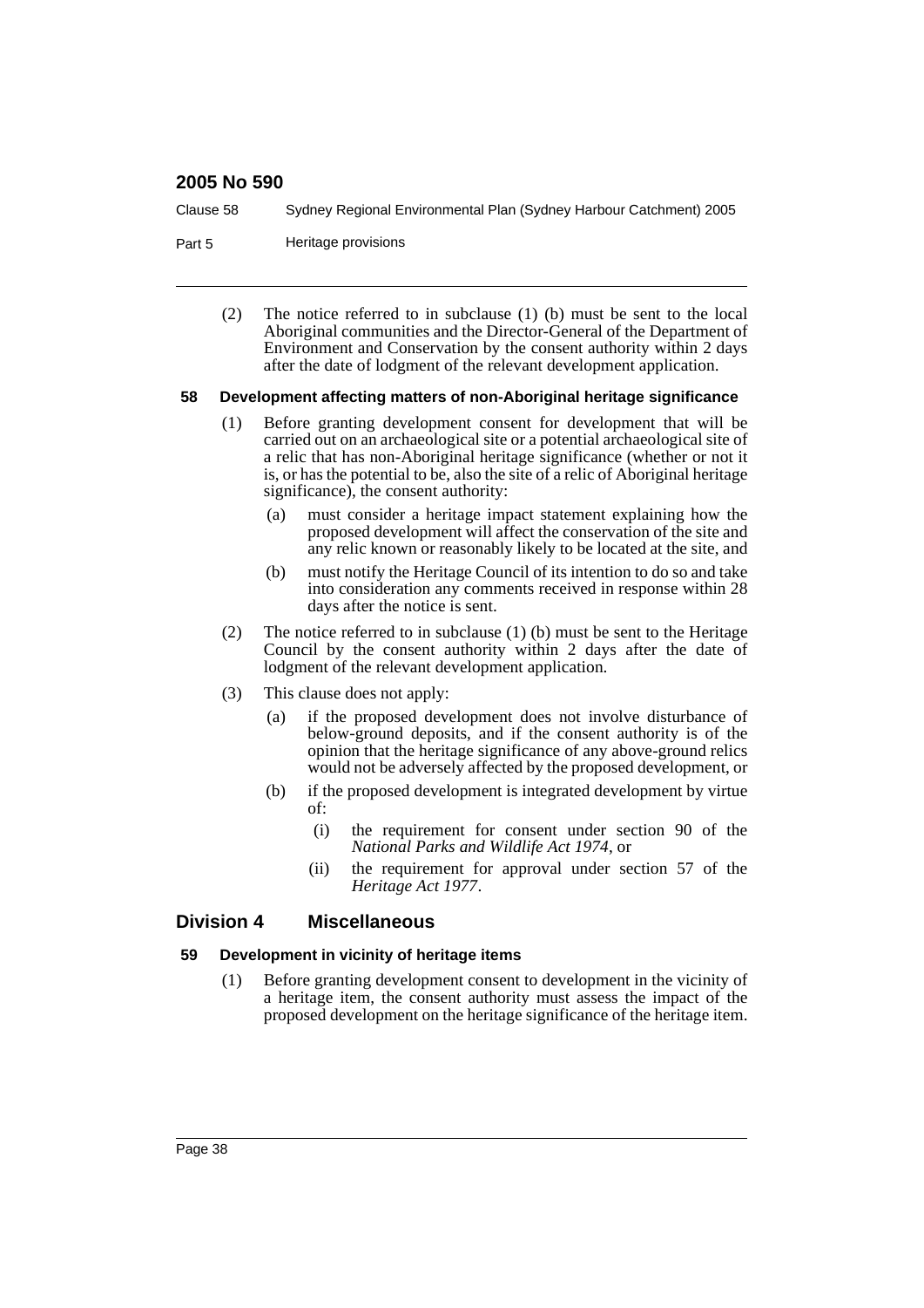(2) The notice referred to in subclause (1) (b) must be sent to the local Aboriginal communities and the Director-General of the Department of Environment and Conservation by the consent authority within 2 days after the date of lodgment of the relevant development application.

### 58 Development affecting matters of non-Aboriginal heritage significance

(1) Before granting development consent for development that will be carried out on an archaeological site or a potential archaeological site of a relic that has non-Aboriginal heritage significance (whether or not it is, or has the potential to be, also the site of a relic of Aboriginal heritage significance), the consent authority:

- (a) must consider a heritage impact statement explaining how the proposed development will affect the conservation of the site and any relic known or reasonably likely to be located at the site, and
- (b) must notify the Heritage Council of its intention to do so and take into consideration any comments received in response within 28 days after the notice is sent.

(2) The notice referred to in subclause (1) (b) must be sent to the Heritage Council by the consent authority within 2 days after the date of lodgment of the relevant development application.

(3) This clause does not apply:

- (a) if the proposed development does not involve disturbance of below-ground deposits, and if the consent authority is of the opinion that the heritage significance of any above-ground relics would not be adversely affected by the proposed development, or
- (b) if the proposed development is integrated development by virtue of:
  - (i) the requirement for consent under section 90 of the *National Parks and Wildlife Act 1974*, or
  - (ii) the requirement for approval under section 57 of the *Heritage Act 1977*.

## Division 4 Miscellaneous

### 59 Development in vicinity of heritage items

(1) Before granting development consent to development in the vicinity of a heritage item, the consent authority must assess the impact of the proposed development on the heritage significance of the heritage item.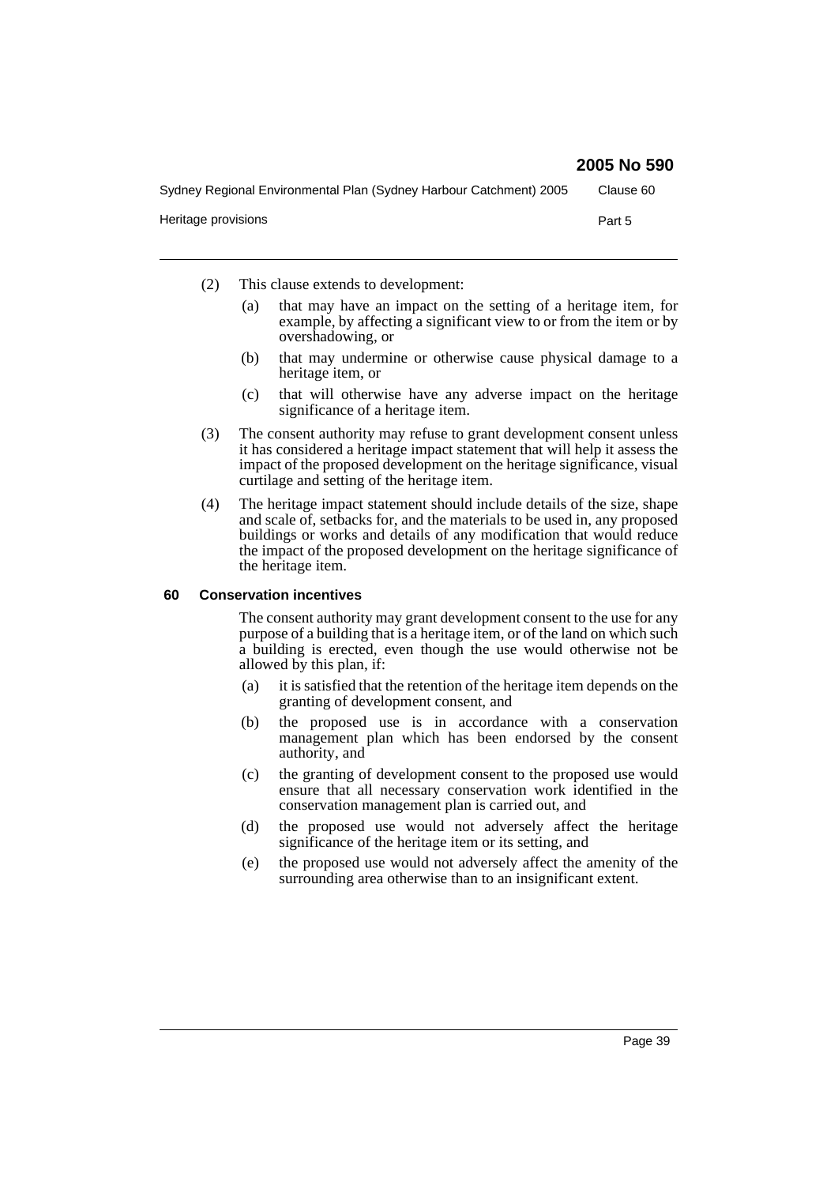(2) This clause extends to development:

  (a) that may have an impact on the setting of a heritage item, for example, by affecting a significant view to or from the item or by overshadowing, or

  (b) that may undermine or otherwise cause physical damage to a heritage item, or

  (c) that will otherwise have any adverse impact on the heritage significance of a heritage item.

(3) The consent authority may refuse to grant development consent unless it has considered a heritage impact statement that will help it assess the impact of the proposed development on the heritage significance, visual curtilage and setting of the heritage item.

(4) The heritage impact statement should include details of the size, shape and scale of, setbacks for, and the materials to be used in, any proposed buildings or works and details of any modification that would reduce the impact of the proposed development on the heritage significance of the heritage item.

### 60 Conservation incentives

The consent authority may grant development consent to the use for any purpose of a building that is a heritage item, or of the land on which such a building is erected, even though the use would otherwise not be allowed by this plan, if:

  (a) it is satisfied that the retention of the heritage item depends on the granting of development consent, and

  (b) the proposed use is in accordance with a conservation management plan which has been endorsed by the consent authority, and

  (c) the granting of development consent to the proposed use would ensure that all necessary conservation work identified in the conservation management plan is carried out, and

  (d) the proposed use would not adversely affect the heritage significance of the heritage item or its setting, and

  (e) the proposed use would not adversely affect the amenity of the surrounding area otherwise than to an insignificant extent.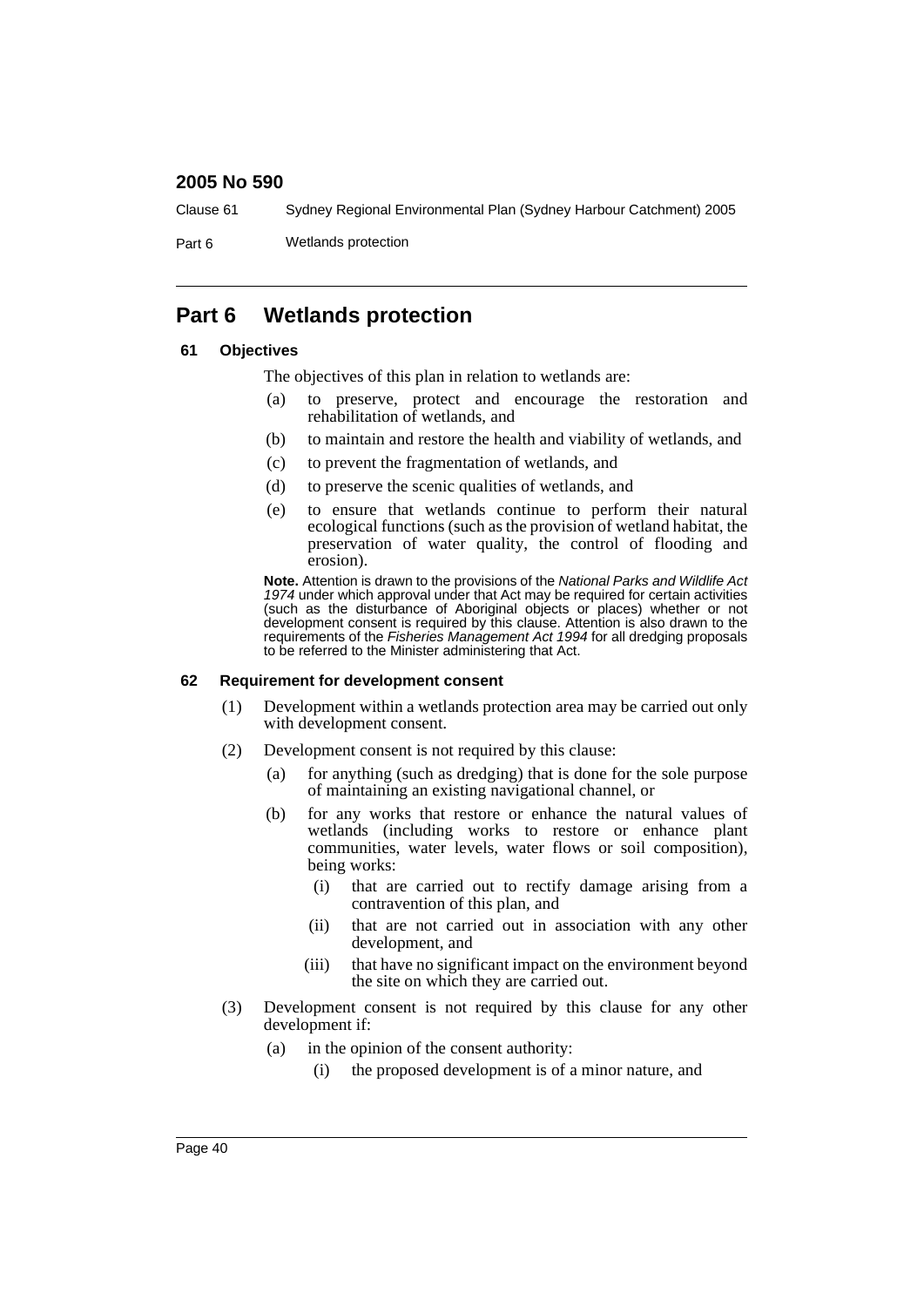# Part 6 Wetlands protection

### 61 Objectives

The objectives of this plan in relation to wetlands are:

- (a) to preserve, protect and encourage the restoration and rehabilitation of wetlands, and
- (b) to maintain and restore the health and viability of wetlands, and
- (c) to prevent the fragmentation of wetlands, and
- (d) to preserve the scenic qualities of wetlands, and
- (e) to ensure that wetlands continue to perform their natural ecological functions (such as the provision of wetland habitat, the preservation of water quality, the control of flooding and erosion).

**Note.** Attention is drawn to the provisions of the *National Parks and Wildlife Act 1974* under which approval under that Act may be required for certain activities (such as the disturbance of Aboriginal objects or places) whether or not development consent is required by this clause. Attention is also drawn to the requirements of the *Fisheries Management Act 1994* for all dredging proposals to be referred to the Minister administering that Act.

### 62 Requirement for development consent

(1) Development within a wetlands protection area may be carried out only with development consent.

(2) Development consent is not required by this clause:

- (a) for anything (such as dredging) that is done for the sole purpose of maintaining an existing navigational channel, or
- (b) for any works that restore or enhance the natural values of wetlands (including works to restore or enhance plant communities, water levels, water flows or soil composition), being works:
  - (i) that are carried out to rectify damage arising from a contravention of this plan, and
  - (ii) that are not carried out in association with any other development, and
  - (iii) that have no significant impact on the environment beyond the site on which they are carried out.

(3) Development consent is not required by this clause for any other development if:

- (a) in the opinion of the consent authority:
  - (i) the proposed development is of a minor nature, and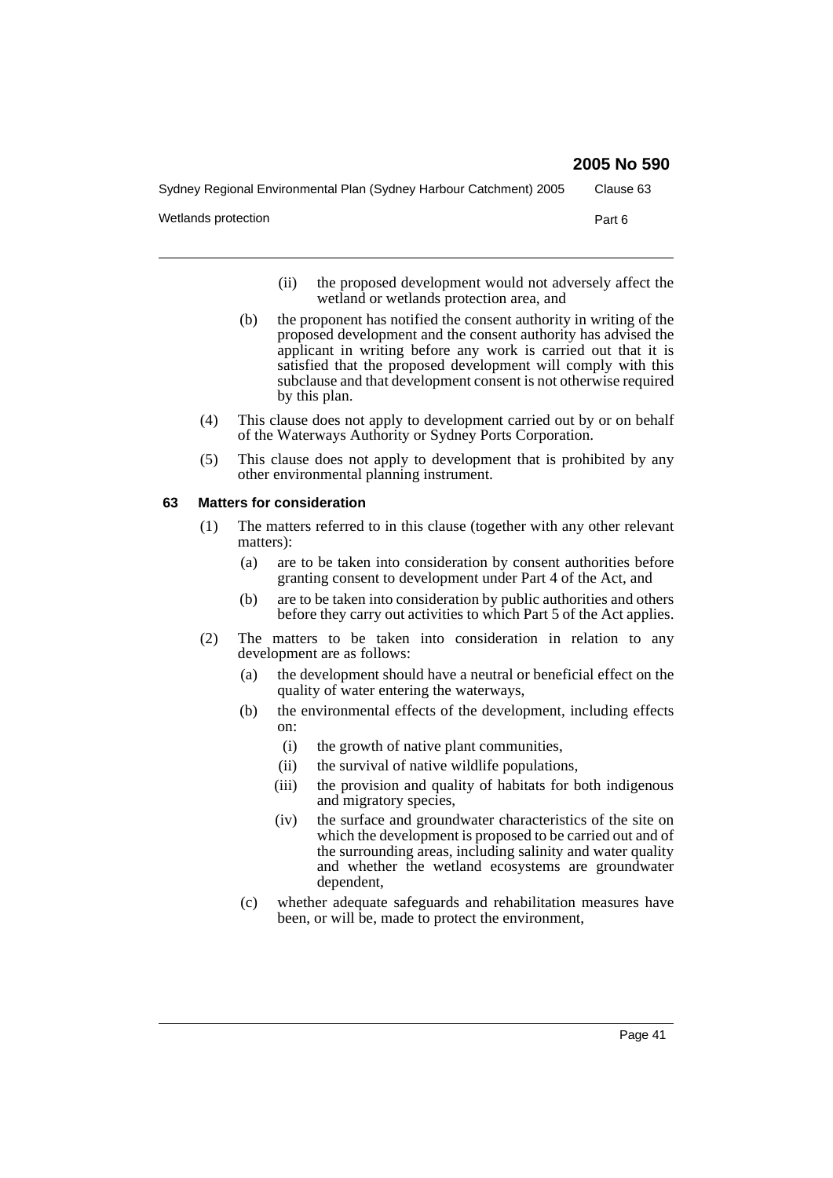(ii) the proposed development would not adversely affect the wetland or wetlands protection area, and

(b) the proponent has notified the consent authority in writing of the proposed development and the consent authority has advised the applicant in writing before any work is carried out that it is satisfied that the proposed development will comply with this subclause and that development consent is not otherwise required by this plan.

(4) This clause does not apply to development carried out by or on behalf of the Waterways Authority or Sydney Ports Corporation.

(5) This clause does not apply to development that is prohibited by any other environmental planning instrument.

### 63 Matters for consideration

(1) The matters referred to in this clause (together with any other relevant matters):

(a) are to be taken into consideration by consent authorities before granting consent to development under Part 4 of the Act, and

(b) are to be taken into consideration by public authorities and others before they carry out activities to which Part 5 of the Act applies.

(2) The matters to be taken into consideration in relation to any development are as follows:

(a) the development should have a neutral or beneficial effect on the quality of water entering the waterways,

(b) the environmental effects of the development, including effects on:

(i) the growth of native plant communities,

(ii) the survival of native wildlife populations,

(iii) the provision and quality of habitats for both indigenous and migratory species,

(iv) the surface and groundwater characteristics of the site on which the development is proposed to be carried out and of the surrounding areas, including salinity and water quality and whether the wetland ecosystems are groundwater dependent,

(c) whether adequate safeguards and rehabilitation measures have been, or will be, made to protect the environment,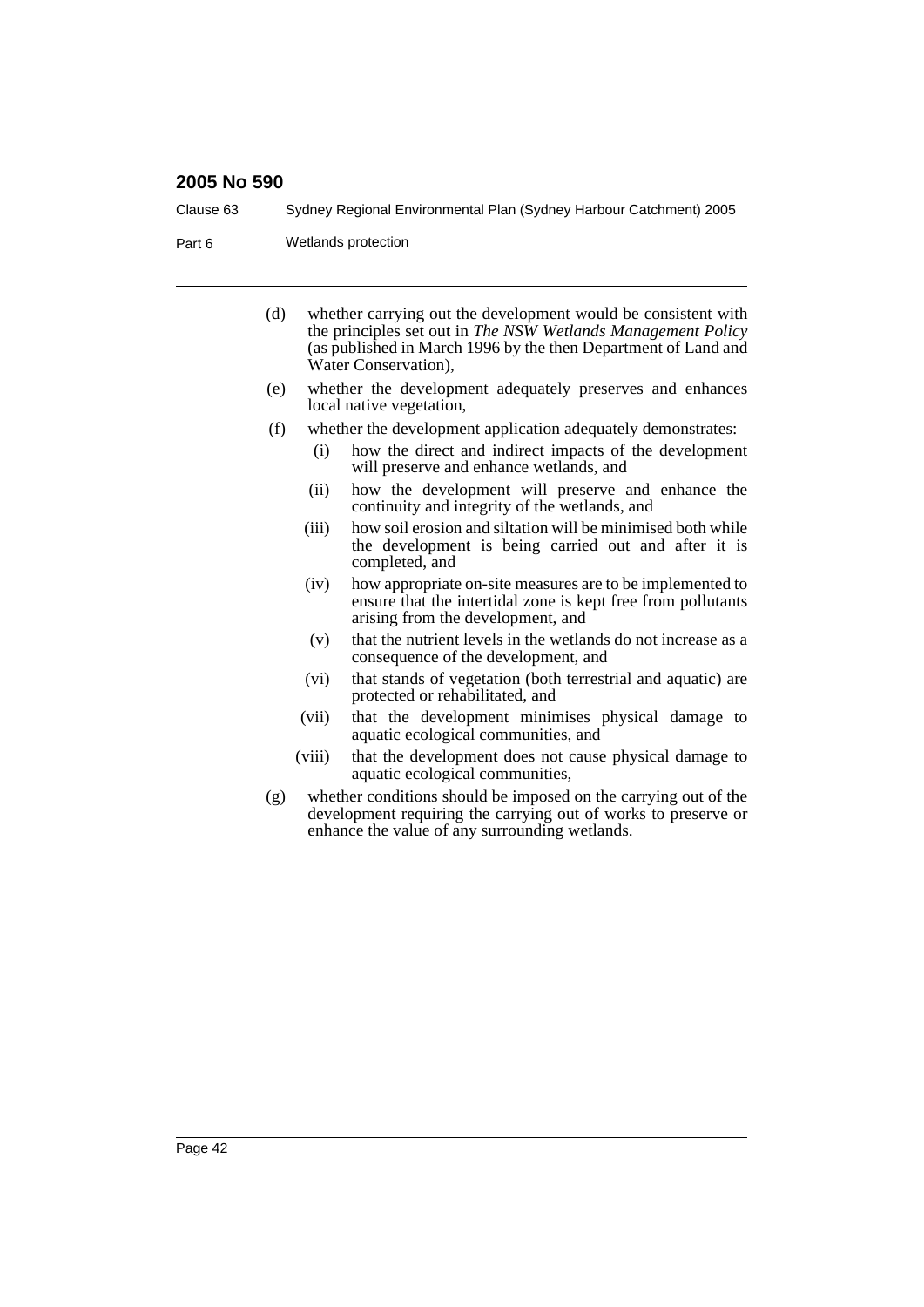(d) whether carrying out the development would be consistent with the principles set out in *The NSW Wetlands Management Policy* (as published in March 1996 by the then Department of Land and Water Conservation),

(e) whether the development adequately preserves and enhances local native vegetation,

(f) whether the development application adequately demonstrates:

  (i) how the direct and indirect impacts of the development will preserve and enhance wetlands, and

  (ii) how the development will preserve and enhance the continuity and integrity of the wetlands, and

  (iii) how soil erosion and siltation will be minimised both while the development is being carried out and after it is completed, and

  (iv) how appropriate on-site measures are to be implemented to ensure that the intertidal zone is kept free from pollutants arising from the development, and

  (v) that the nutrient levels in the wetlands do not increase as a consequence of the development, and

  (vi) that stands of vegetation (both terrestrial and aquatic) are protected or rehabilitated, and

  (vii) that the development minimises physical damage to aquatic ecological communities, and

  (viii) that the development does not cause physical damage to aquatic ecological communities,

(g) whether conditions should be imposed on the carrying out of the development requiring the carrying out of works to preserve or enhance the value of any surrounding wetlands.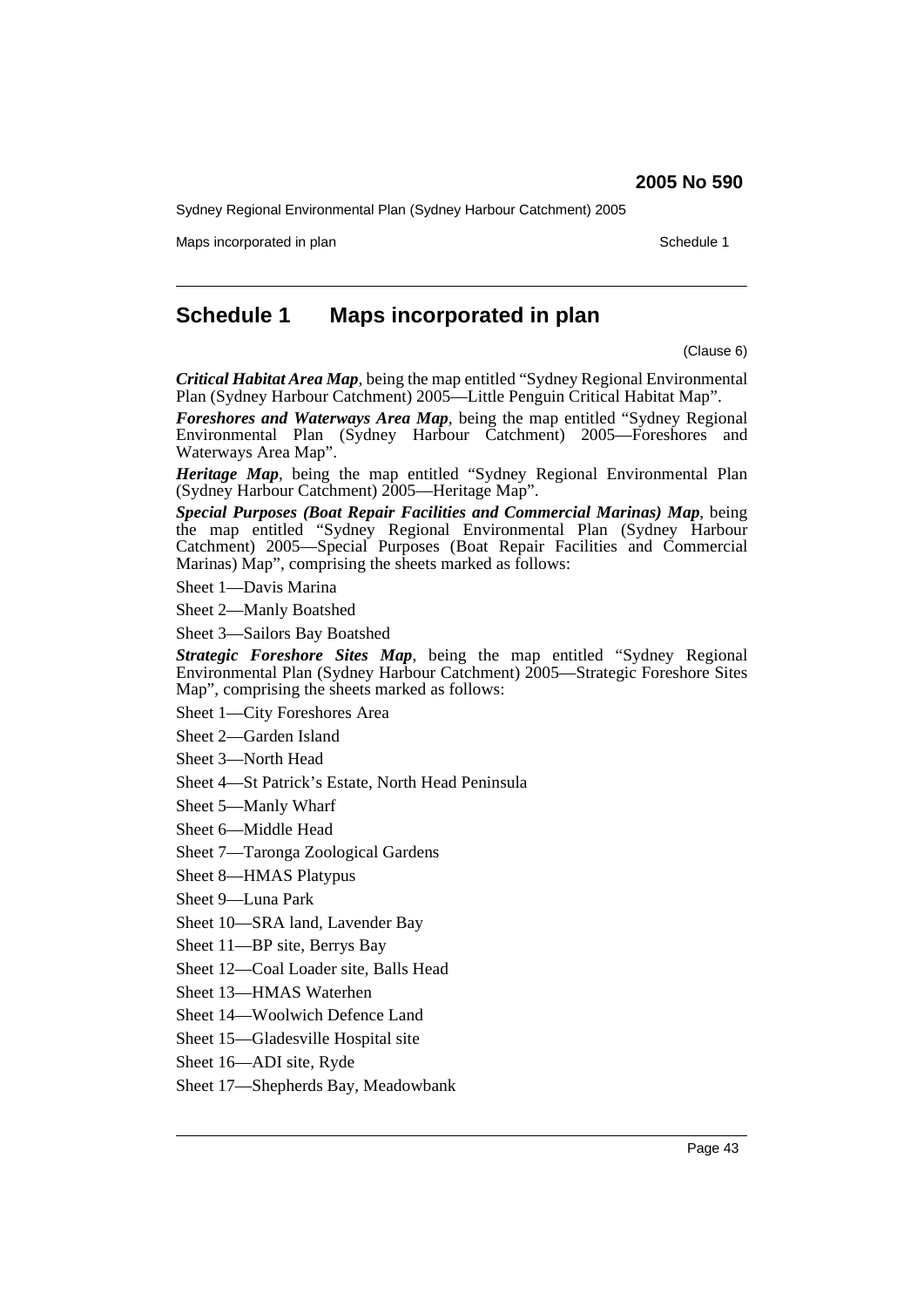# Schedule 1 Maps incorporated in plan

(Clause 6)

***Critical Habitat Area Map***, being the map entitled "Sydney Regional Environmental Plan (Sydney Harbour Catchment) 2005—Little Penguin Critical Habitat Map".

***Foreshores and Waterways Area Map***, being the map entitled "Sydney Regional Environmental Plan (Sydney Harbour Catchment) 2005—Foreshores and Waterways Area Map".

***Heritage Map***, being the map entitled "Sydney Regional Environmental Plan (Sydney Harbour Catchment) 2005—Heritage Map".

***Special Purposes (Boat Repair Facilities and Commercial Marinas) Map***, being the map entitled "Sydney Regional Environmental Plan (Sydney Harbour Catchment) 2005—Special Purposes (Boat Repair Facilities and Commercial Marinas) Map", comprising the sheets marked as follows:

Sheet 1—Davis Marina

Sheet 2—Manly Boatshed

Sheet 3—Sailors Bay Boatshed

***Strategic Foreshore Sites Map***, being the map entitled "Sydney Regional Environmental Plan (Sydney Harbour Catchment) 2005—Strategic Foreshore Sites Map", comprising the sheets marked as follows:

Sheet 1—City Foreshores Area

Sheet 2—Garden Island

Sheet 3—North Head

Sheet 4—St Patrick's Estate, North Head Peninsula

Sheet 5—Manly Wharf

Sheet 6—Middle Head

Sheet 7—Taronga Zoological Gardens

Sheet 8—HMAS Platypus

Sheet 9—Luna Park

Sheet 10—SRA land, Lavender Bay

Sheet 11—BP site, Berrys Bay

Sheet 12—Coal Loader site, Balls Head

Sheet 13—HMAS Waterhen

Sheet 14—Woolwich Defence Land

Sheet 15—Gladesville Hospital site

Sheet 16—ADI site, Ryde

Sheet 17—Shepherds Bay, Meadowbank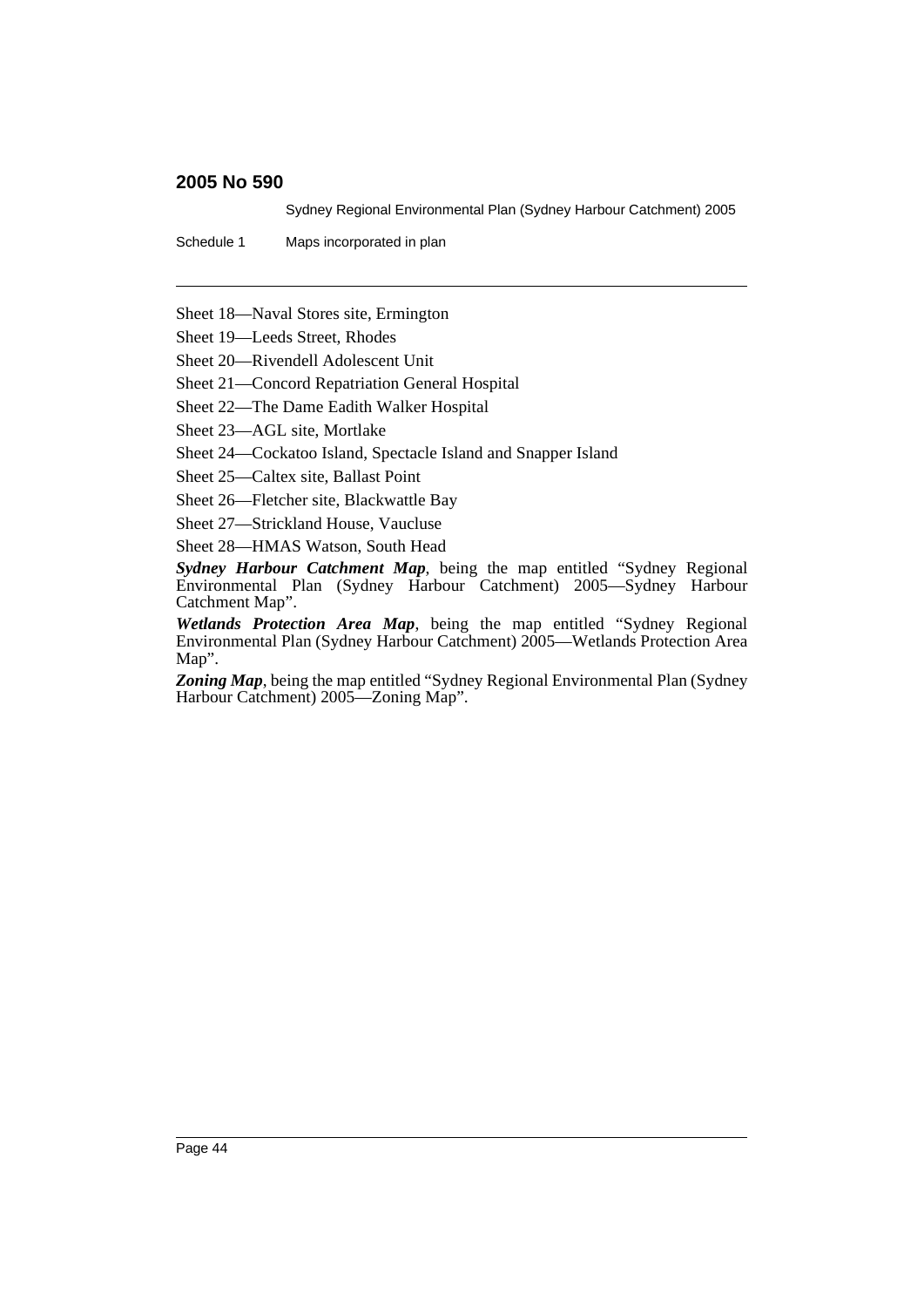Sheet 18—Naval Stores site, Ermington

Sheet 19—Leeds Street, Rhodes

Sheet 20—Rivendell Adolescent Unit

Sheet 21—Concord Repatriation General Hospital

Sheet 22—The Dame Eadith Walker Hospital

Sheet 23—AGL site, Mortlake

Sheet 24—Cockatoo Island, Spectacle Island and Snapper Island

Sheet 25—Caltex site, Ballast Point

Sheet 26—Fletcher site, Blackwattle Bay

Sheet 27—Strickland House, Vaucluse

Sheet 28—HMAS Watson, South Head

***Sydney Harbour Catchment Map***, being the map entitled "Sydney Regional Environmental Plan (Sydney Harbour Catchment) 2005—Sydney Harbour Catchment Map".

***Wetlands Protection Area Map***, being the map entitled "Sydney Regional Environmental Plan (Sydney Harbour Catchment) 2005—Wetlands Protection Area Map".

***Zoning Map***, being the map entitled "Sydney Regional Environmental Plan (Sydney Harbour Catchment) 2005—Zoning Map".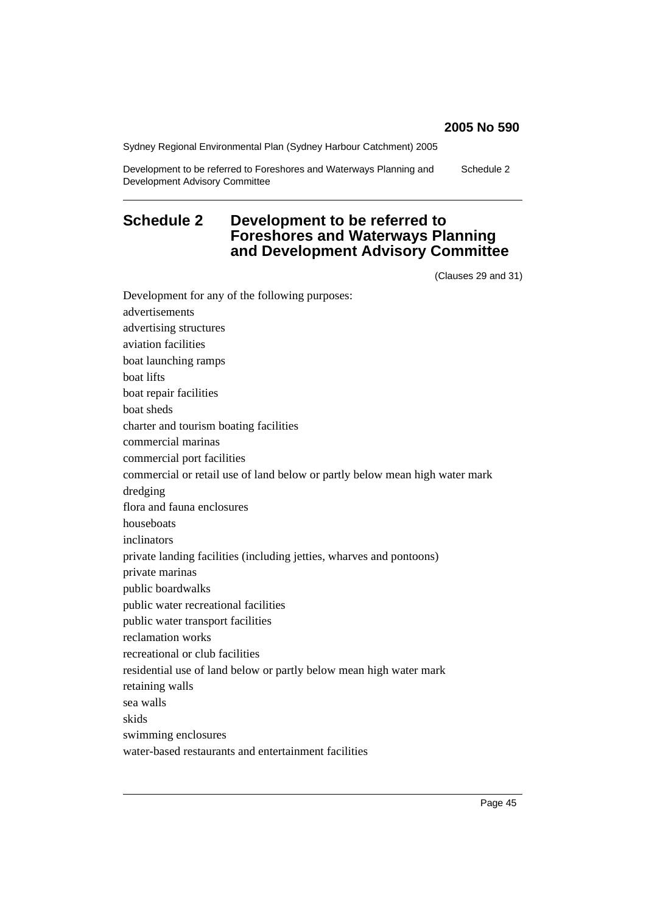# Schedule 2 Development to be referred to Foreshores and Waterways Planning and Development Advisory Committee

(Clauses 29 and 31)

Development for any of the following purposes:

advertisements

advertising structures

aviation facilities

boat launching ramps

boat lifts

boat repair facilities

boat sheds

charter and tourism boating facilities

commercial marinas

commercial port facilities

commercial or retail use of land below or partly below mean high water mark

dredging

flora and fauna enclosures

houseboats

inclinators

private landing facilities (including jetties, wharves and pontoons)

private marinas

public boardwalks

public water recreational facilities

public water transport facilities

reclamation works

recreational or club facilities

residential use of land below or partly below mean high water mark

retaining walls

sea walls

skids

swimming enclosures

water-based restaurants and entertainment facilities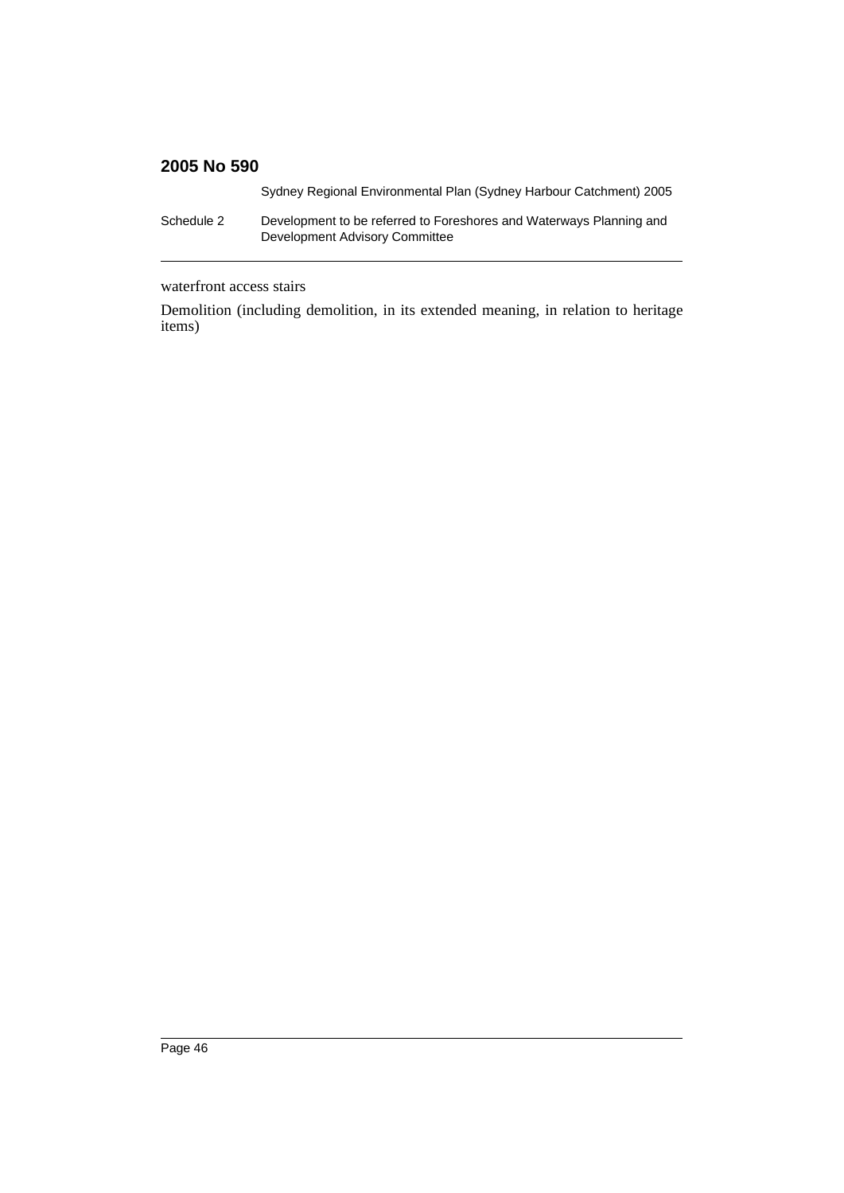waterfront access stairs

Demolition (including demolition, in its extended meaning, in relation to heritage items)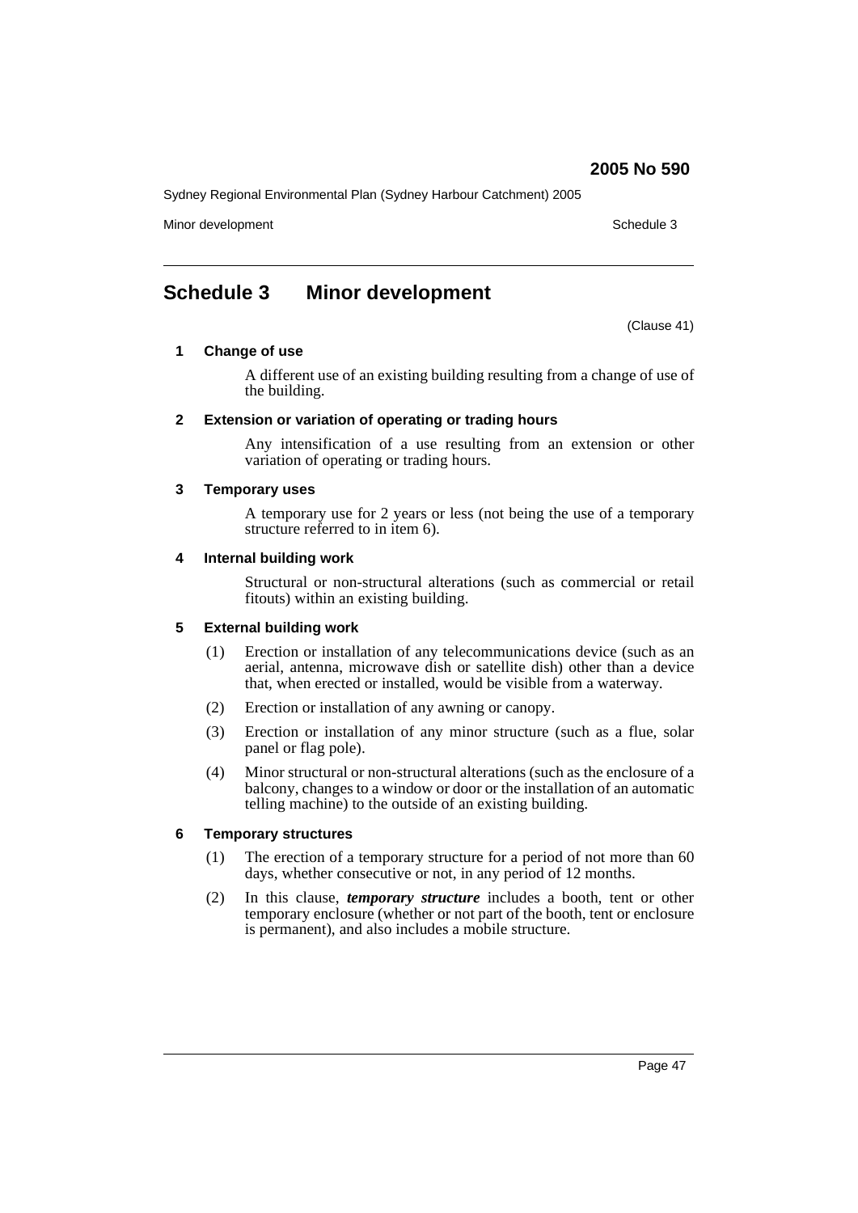# Schedule 3 Minor development

(Clause 41)

### 1 Change of use

A different use of an existing building resulting from a change of use of the building.

### 2 Extension or variation of operating or trading hours

Any intensification of a use resulting from an extension or other variation of operating or trading hours.

### 3 Temporary uses

A temporary use for 2 years or less (not being the use of a temporary structure referred to in item 6).

### 4 Internal building work

Structural or non-structural alterations (such as commercial or retail fitouts) within an existing building.

### 5 External building work

(1) Erection or installation of any telecommunications device (such as an aerial, antenna, microwave dish or satellite dish) other than a device that, when erected or installed, would be visible from a waterway.

(2) Erection or installation of any awning or canopy.

(3) Erection or installation of any minor structure (such as a flue, solar panel or flag pole).

(4) Minor structural or non-structural alterations (such as the enclosure of a balcony, changes to a window or door or the installation of an automatic telling machine) to the outside of an existing building.

### 6 Temporary structures

(1) The erection of a temporary structure for a period of not more than 60 days, whether consecutive or not, in any period of 12 months.

(2) In this clause, ***temporary structure*** includes a booth, tent or other temporary enclosure (whether or not part of the booth, tent or enclosure is permanent), and also includes a mobile structure.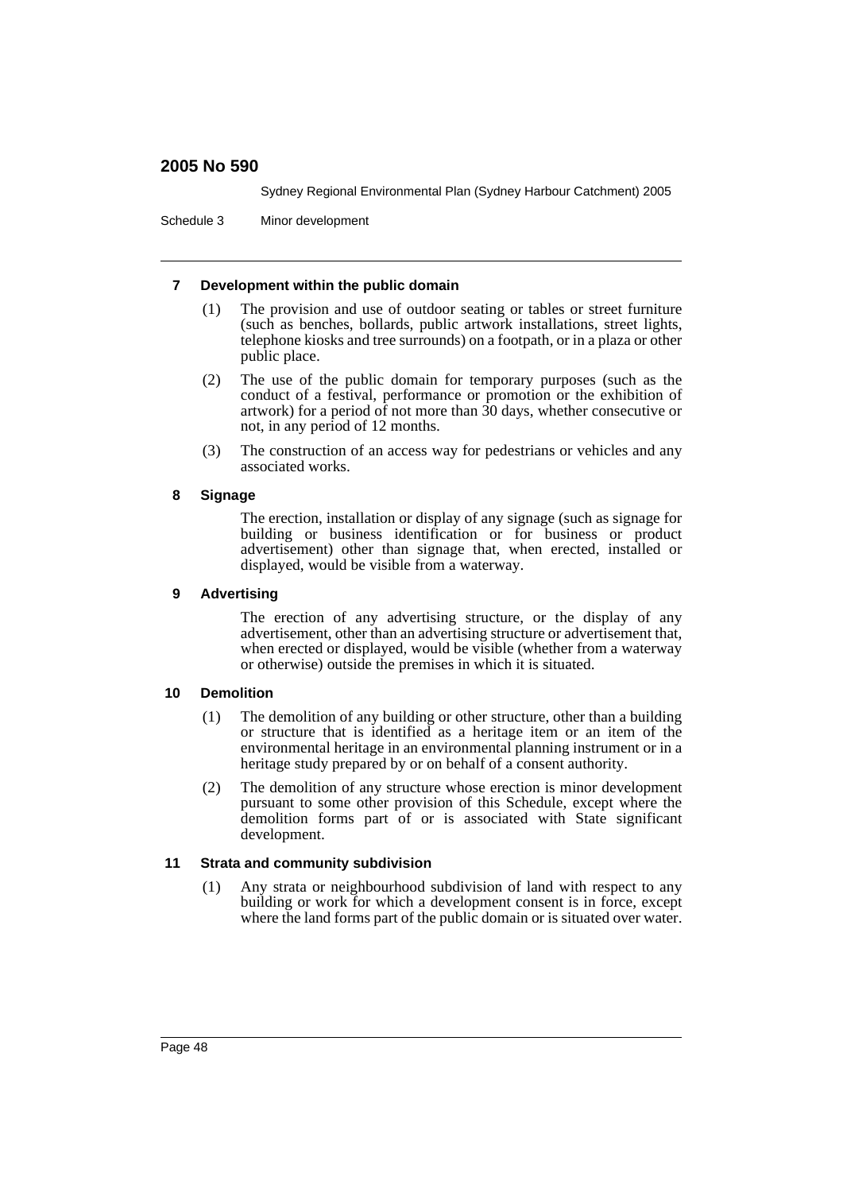#### 7 Development within the public domain

(1) The provision and use of outdoor seating or tables or street furniture (such as benches, bollards, public artwork installations, street lights, telephone kiosks and tree surrounds) on a footpath, or in a plaza or other public place.

(2) The use of the public domain for temporary purposes (such as the conduct of a festival, performance or promotion or the exhibition of artwork) for a period of not more than 30 days, whether consecutive or not, in any period of 12 months.

(3) The construction of an access way for pedestrians or vehicles and any associated works.

#### 8 Signage

The erection, installation or display of any signage (such as signage for building or business identification or for business or product advertisement) other than signage that, when erected, installed or displayed, would be visible from a waterway.

#### 9 Advertising

The erection of any advertising structure, or the display of any advertisement, other than an advertising structure or advertisement that, when erected or displayed, would be visible (whether from a waterway or otherwise) outside the premises in which it is situated.

#### 10 Demolition

(1) The demolition of any building or other structure, other than a building or structure that is identified as a heritage item or an item of the environmental heritage in an environmental planning instrument or in a heritage study prepared by or on behalf of a consent authority.

(2) The demolition of any structure whose erection is minor development pursuant to some other provision of this Schedule, except where the demolition forms part of or is associated with State significant development.

#### 11 Strata and community subdivision

(1) Any strata or neighbourhood subdivision of land with respect to any building or work for which a development consent is in force, except where the land forms part of the public domain or is situated over water.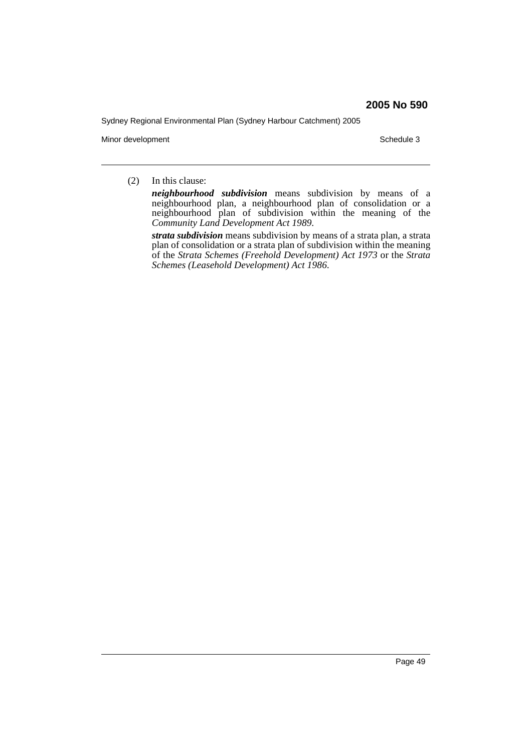(2) In this clause:

***neighbourhood subdivision*** means subdivision by means of a neighbourhood plan, a neighbourhood plan of consolidation or a neighbourhood plan of subdivision within the meaning of the *Community Land Development Act 1989*.

***strata subdivision*** means subdivision by means of a strata plan, a strata plan of consolidation or a strata plan of subdivision within the meaning of the *Strata Schemes (Freehold Development) Act 1973* or the *Strata Schemes (Leasehold Development) Act 1986*.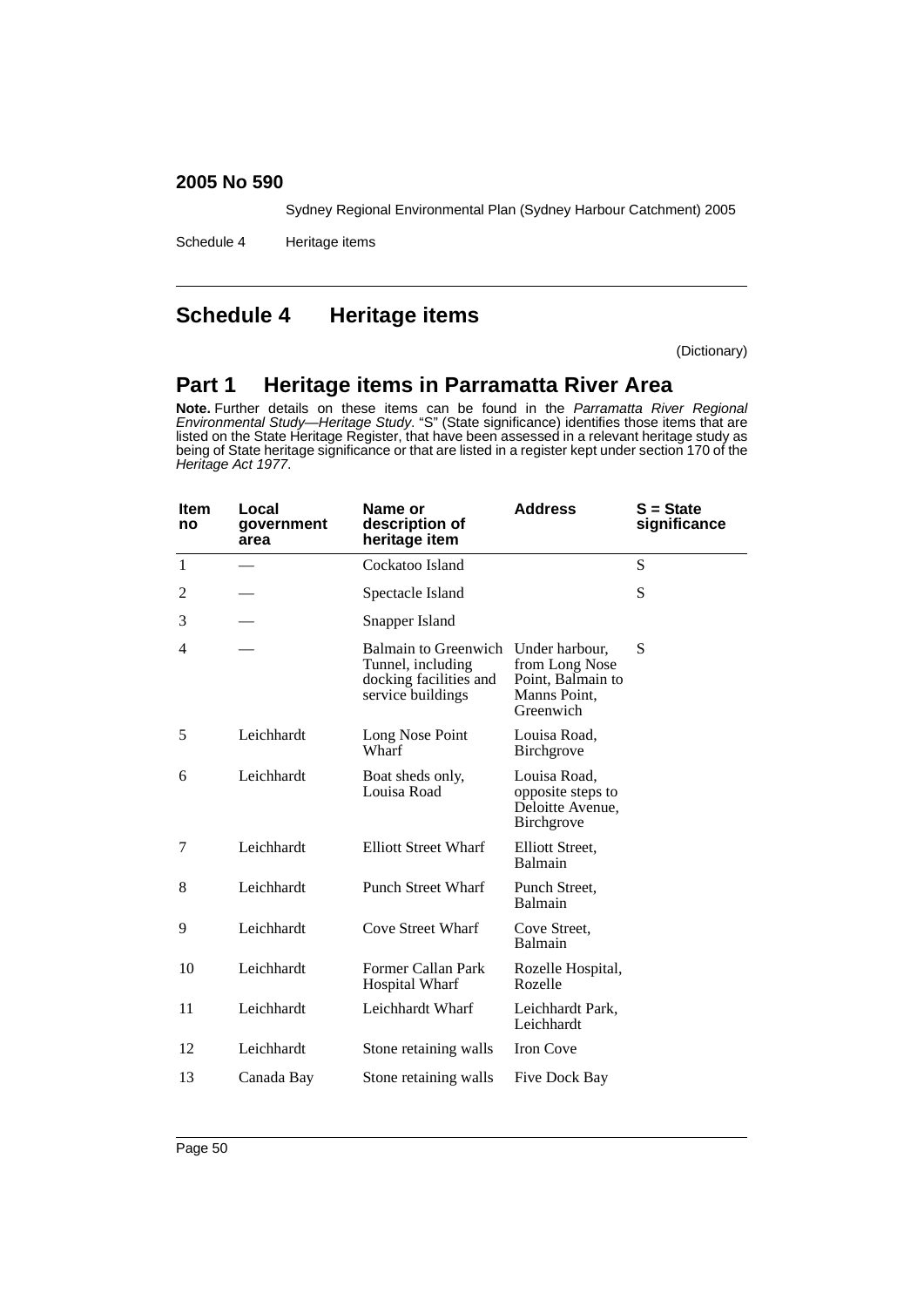# Schedule 4 Heritage items

(Dictionary)

## Part 1 Heritage items in Parramatta River Area

**Note.** Further details on these items can be found in the *Parramatta River Regional Environmental Study—Heritage Study*. "S" (State significance) identifies those items that are listed on the State Heritage Register, that have been assessed in a relevant heritage study as being of State heritage significance or that are listed in a register kept under section 170 of the *Heritage Act 1977*.

| Item no | Local government area | Name or description of heritage item | Address | S = State significance |
|---|---|---|---|---|
| 1 | — | Cockatoo Island | | S |
| 2 | — | Spectacle Island | | S |
| 3 | — | Snapper Island | | |
| 4 | — | Balmain to Greenwich Tunnel, including docking facilities and service buildings | Under harbour, from Long Nose Point, Balmain to Manns Point, Greenwich | S |
| 5 | Leichhardt | Long Nose Point Wharf | Louisa Road, Birchgrove | |
| 6 | Leichhardt | Boat sheds only, Louisa Road | Louisa Road, opposite steps to Deloitte Avenue, Birchgrove | |
| 7 | Leichhardt | Elliott Street Wharf | Elliott Street, Balmain | |
| 8 | Leichhardt | Punch Street Wharf | Punch Street, Balmain | |
| 9 | Leichhardt | Cove Street Wharf | Cove Street, Balmain | |
| 10 | Leichhardt | Former Callan Park Hospital Wharf | Rozelle Hospital, Rozelle | |
| 11 | Leichhardt | Leichhardt Wharf | Leichhardt Park, Leichhardt | |
| 12 | Leichhardt | Stone retaining walls | Iron Cove | |
| 13 | Canada Bay | Stone retaining walls | Five Dock Bay | |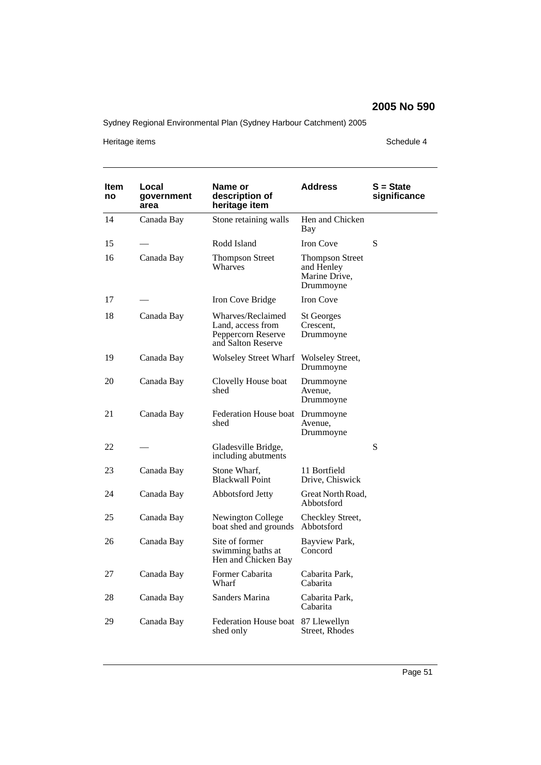| Item no | Local government area | Name or description of heritage item | Address | S = State significance |
|---|---|---|---|---|
| 14 | Canada Bay | Stone retaining walls | Hen and Chicken Bay | |
| 15 | — | Rodd Island | Iron Cove | S |
| 16 | Canada Bay | Thompson Street Wharves | Thompson Street and Henley Marine Drive, Drummoyne | |
| 17 | — | Iron Cove Bridge | Iron Cove | |
| 18 | Canada Bay | Wharves/Reclaimed Land, access from Peppercorn Reserve and Salton Reserve | St Georges Crescent, Drummoyne | |
| 19 | Canada Bay | Wolseley Street Wharf | Wolseley Street, Drummoyne | |
| 20 | Canada Bay | Clovelly House boat shed | Drummoyne Avenue, Drummoyne | |
| 21 | Canada Bay | Federation House boat shed | Drummoyne Avenue, Drummoyne | |
| 22 | — | Gladesville Bridge, including abutments | | S |
| 23 | Canada Bay | Stone Wharf, Blackwall Point | 11 Bortfield Drive, Chiswick | |
| 24 | Canada Bay | Abbotsford Jetty | Great North Road, Abbotsford | |
| 25 | Canada Bay | Newington College boat shed and grounds | Checkley Street, Abbotsford | |
| 26 | Canada Bay | Site of former swimming baths at Hen and Chicken Bay | Bayview Park, Concord | |
| 27 | Canada Bay | Former Cabarita Wharf | Cabarita Park, Cabarita | |
| 28 | Canada Bay | Sanders Marina | Cabarita Park, Cabarita | |
| 29 | Canada Bay | Federation House boat shed only | 87 Llewellyn Street, Rhodes | |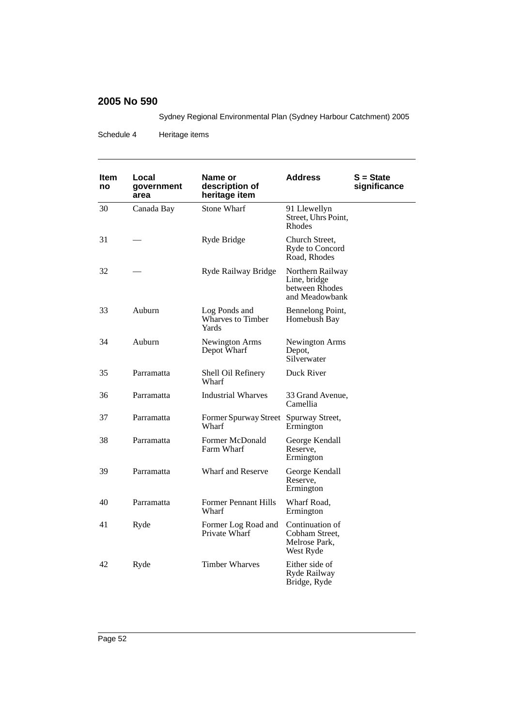| Item no | Local government area | Name or description of heritage item | Address | S = State significance |
| --- | --- | --- | --- | --- |
| 30 | Canada Bay | Stone Wharf | 91 Llewellyn Street, Uhrs Point, Rhodes | |
| 31 | — | Ryde Bridge | Church Street, Ryde to Concord Road, Rhodes | |
| 32 | — | Ryde Railway Bridge | Northern Railway Line, bridge between Rhodes and Meadowbank | |
| 33 | Auburn | Log Ponds and Wharves to Timber Yards | Bennelong Point, Homebush Bay | |
| 34 | Auburn | Newington Arms Depot Wharf | Newington Arms Depot, Silverwater | |
| 35 | Parramatta | Shell Oil Refinery Wharf | Duck River | |
| 36 | Parramatta | Industrial Wharves | 33 Grand Avenue, Camellia | |
| 37 | Parramatta | Former Spurway Street Wharf | Spurway Street, Ermington | |
| 38 | Parramatta | Former McDonald Farm Wharf | George Kendall Reserve, Ermington | |
| 39 | Parramatta | Wharf and Reserve | George Kendall Reserve, Ermington | |
| 40 | Parramatta | Former Pennant Hills Wharf | Wharf Road, Ermington | |
| 41 | Ryde | Former Log Road and Private Wharf | Continuation of Cobham Street, Melrose Park, West Ryde | |
| 42 | Ryde | Timber Wharves | Either side of Ryde Railway Bridge, Ryde | |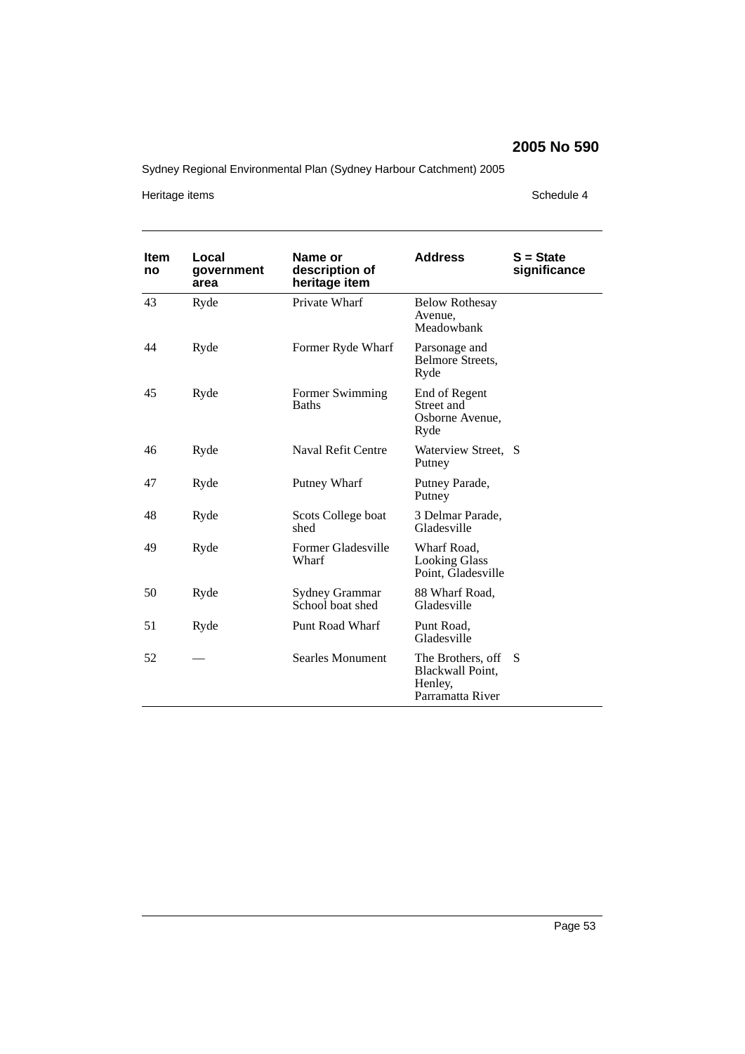| Item no | Local government area | Name or description of heritage item | Address | S = State significance |
|---|---|---|---|---|
| 43 | Ryde | Private Wharf | Below Rothesay Avenue, Meadowbank | |
| 44 | Ryde | Former Ryde Wharf | Parsonage and Belmore Streets, Ryde | |
| 45 | Ryde | Former Swimming Baths | End of Regent Street and Osborne Avenue, Ryde | |
| 46 | Ryde | Naval Refit Centre | Waterview Street, Putney | S |
| 47 | Ryde | Putney Wharf | Putney Parade, Putney | |
| 48 | Ryde | Scots College boat shed | 3 Delmar Parade, Gladesville | |
| 49 | Ryde | Former Gladesville Wharf | Wharf Road, Looking Glass Point, Gladesville | |
| 50 | Ryde | Sydney Grammar School boat shed | 88 Wharf Road, Gladesville | |
| 51 | Ryde | Punt Road Wharf | Punt Road, Gladesville | |
| 52 | — | Searles Monument | The Brothers, off Blackwall Point, Henley, Parramatta River | S |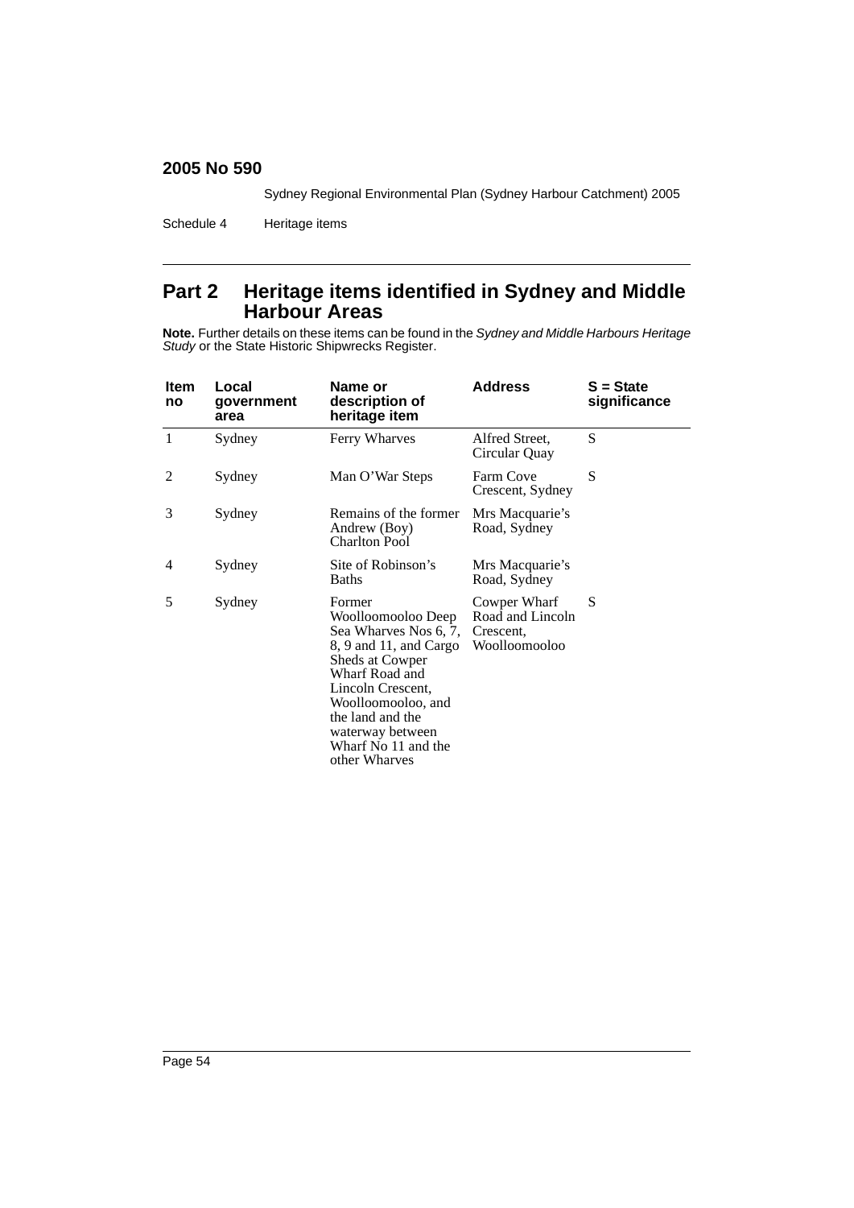## Part 2 Heritage items identified in Sydney and Middle Harbour Areas

**Note.** Further details on these items can be found in the *Sydney and Middle Harbours Heritage Study* or the State Historic Shipwrecks Register.

| Item no | Local government area | Name or description of heritage item | Address | S = State significance |
|---|---|---|---|---|
| 1 | Sydney | Ferry Wharves | Alfred Street, Circular Quay | S |
| 2 | Sydney | Man O'War Steps | Farm Cove Crescent, Sydney | S |
| 3 | Sydney | Remains of the former Andrew (Boy) Charlton Pool | Mrs Macquarie's Road, Sydney | |
| 4 | Sydney | Site of Robinson's Baths | Mrs Macquarie's Road, Sydney | |
| 5 | Sydney | Former Woolloomooloo Deep Sea Wharves Nos 6, 7, 8, 9 and 11, and Cargo Sheds at Cowper Wharf Road and Lincoln Crescent, Woolloomooloo, and the land and the waterway between Wharf No 11 and the other Wharves | Cowper Wharf Road and Lincoln Crescent, Woolloomooloo | S |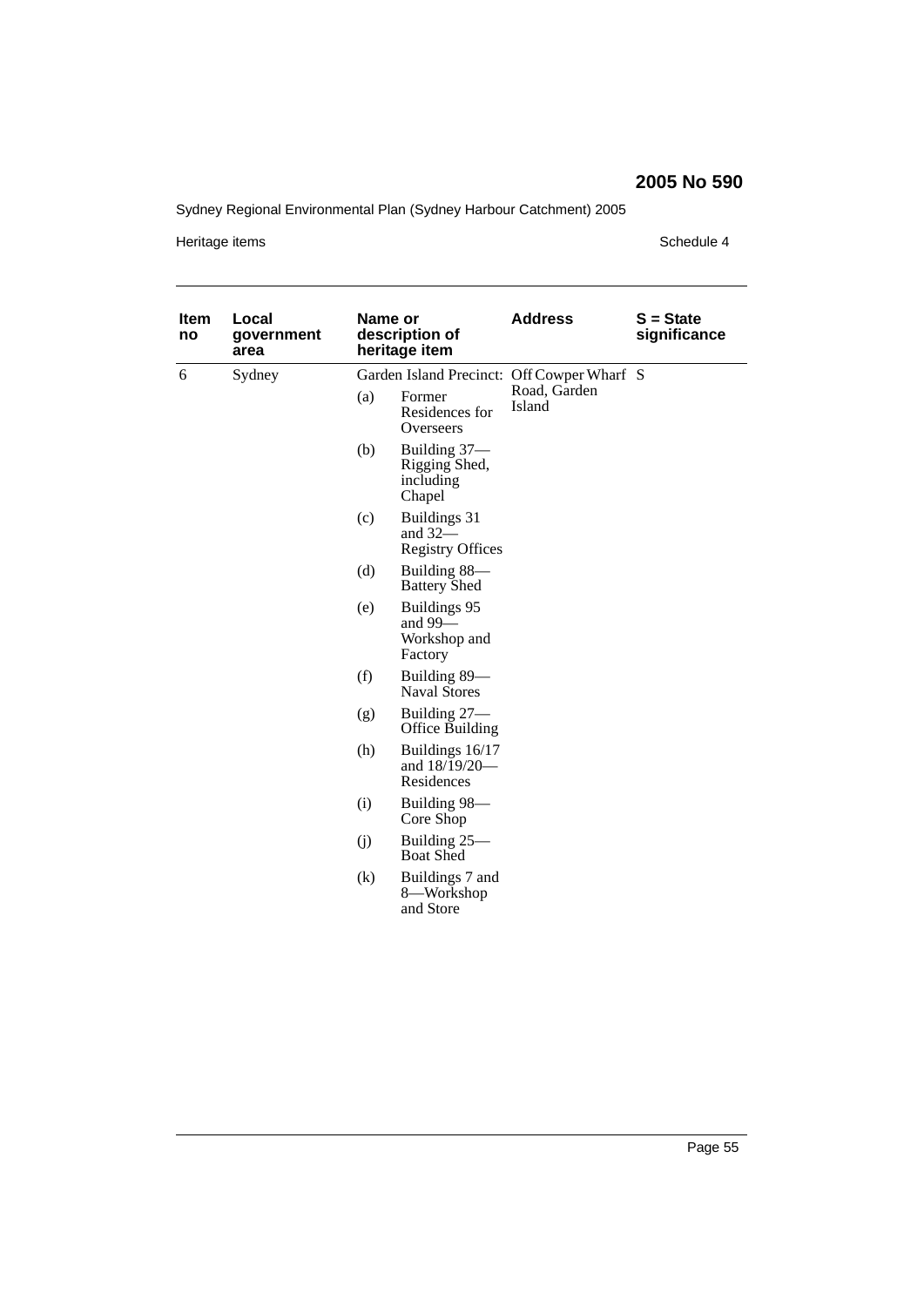| Item no | Local government area | Name or description of heritage item | Address | S = State significance |
|---|---|---|---|---|
| 6 | Sydney | Garden Island Precinct:<br>(a) Former Residences for Overseers<br>(b) Building 37—Rigging Shed, including Chapel<br>(c) Buildings 31 and 32—Registry Offices<br>(d) Building 88—Battery Shed<br>(e) Buildings 95 and 99—Workshop and Factory<br>(f) Building 89—Naval Stores<br>(g) Building 27—Office Building<br>(h) Buildings 16/17 and 18/19/20—Residences<br>(i) Building 98—Core Shop<br>(j) Building 25—Boat Shed<br>(k) Buildings 7 and 8—Workshop and Store | Off Cowper Wharf Road, Garden Island | S |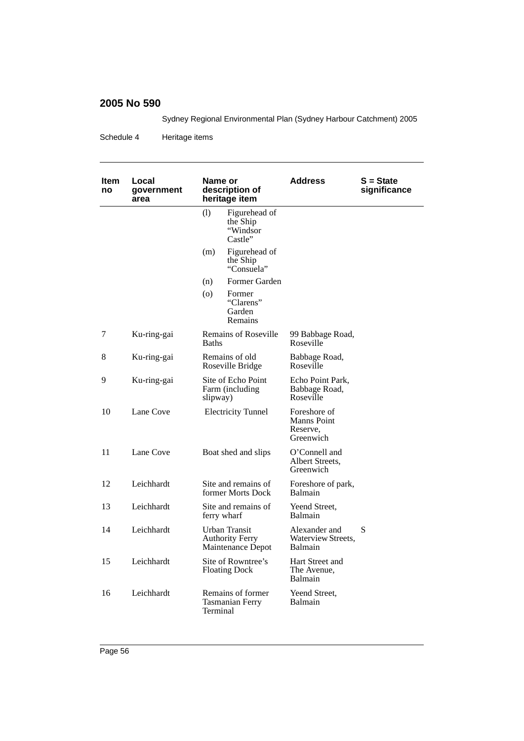# 2005 No 590

Sydney Regional Environmental Plan (Sydney Harbour Catchment) 2005

Schedule 4 Heritage items

| Item no | Local government area | Name or description of heritage item | Address | S = State significance |
|---|---|---|---|---|
| | | (l) Figurehead of the Ship "Windsor Castle" | | |
| | | (m) Figurehead of the Ship "Consuela" | | |
| | | (n) Former Garden | | |
| | | (o) Former "Clarens" Garden Remains | | |
| 7 | Ku-ring-gai | Remains of Roseville Baths | 99 Babbage Road, Roseville | |
| 8 | Ku-ring-gai | Remains of old Roseville Bridge | Babbage Road, Roseville | |
| 9 | Ku-ring-gai | Site of Echo Point Farm (including slipway) | Echo Point Park, Babbage Road, Roseville | |
| 10 | Lane Cove | Electricity Tunnel | Foreshore of Manns Point Reserve, Greenwich | |
| 11 | Lane Cove | Boat shed and slips | O'Connell and Albert Streets, Greenwich | |
| 12 | Leichhardt | Site and remains of former Morts Dock | Foreshore of park, Balmain | |
| 13 | Leichhardt | Site and remains of ferry wharf | Yeend Street, Balmain | |
| 14 | Leichhardt | Urban Transit Authority Ferry Maintenance Depot | Alexander and Waterview Streets, Balmain | S |
| 15 | Leichhardt | Site of Rowntree's Floating Dock | Hart Street and The Avenue, Balmain | |
| 16 | Leichhardt | Remains of former Tasmanian Ferry Terminal | Yeend Street, Balmain | |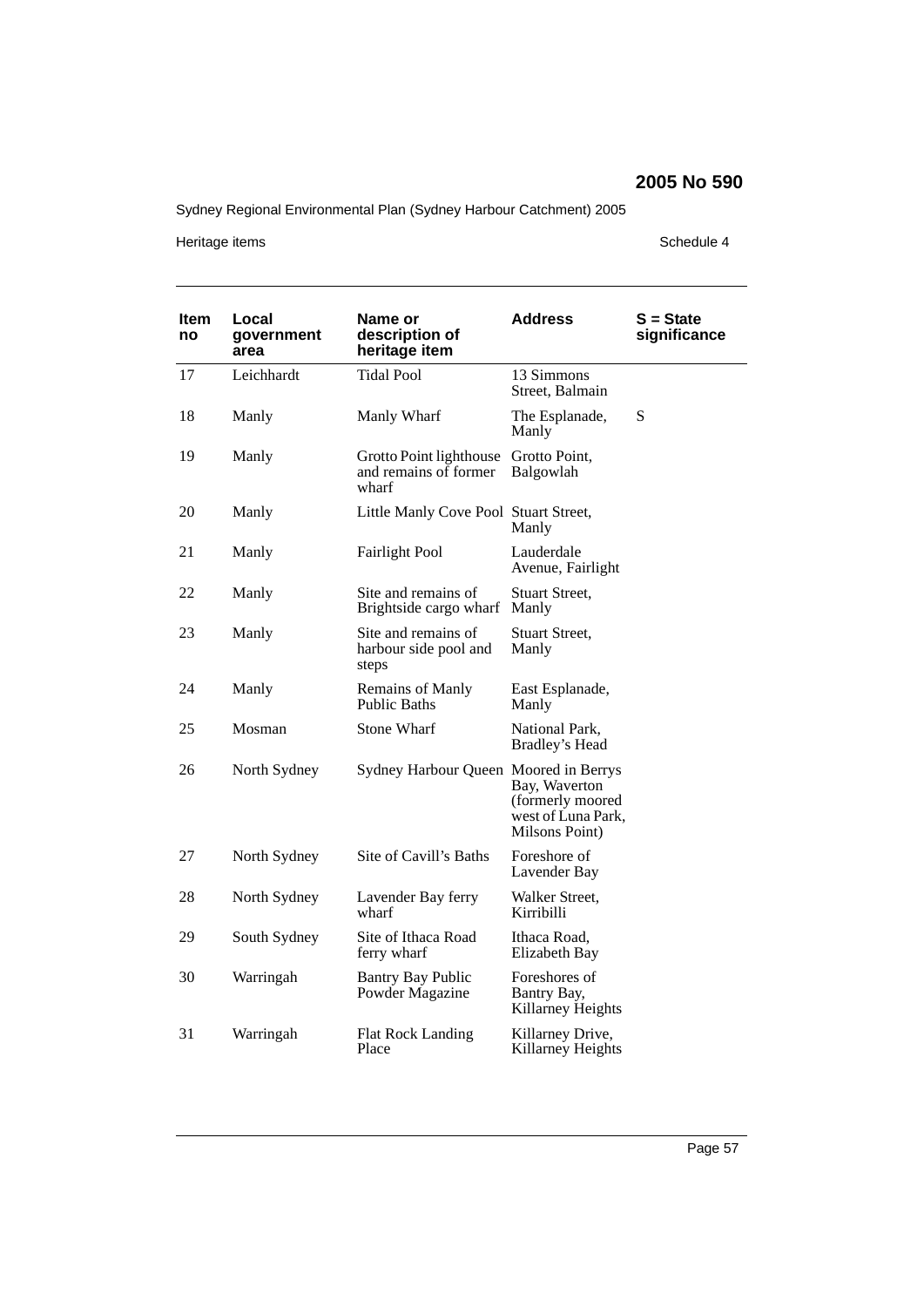| Item no | Local government area | Name or description of heritage item | Address | S = State significance |
|---|---|---|---|---|
| 17 | Leichhardt | Tidal Pool | 13 Simmons Street, Balmain | |
| 18 | Manly | Manly Wharf | The Esplanade, Manly | S |
| 19 | Manly | Grotto Point lighthouse and remains of former wharf | Grotto Point, Balgowlah | |
| 20 | Manly | Little Manly Cove Pool | Stuart Street, Manly | |
| 21 | Manly | Fairlight Pool | Lauderdale Avenue, Fairlight | |
| 22 | Manly | Site and remains of Brightside cargo wharf | Stuart Street, Manly | |
| 23 | Manly | Site and remains of harbour side pool and steps | Stuart Street, Manly | |
| 24 | Manly | Remains of Manly Public Baths | East Esplanade, Manly | |
| 25 | Mosman | Stone Wharf | National Park, Bradley's Head | |
| 26 | North Sydney | Sydney Harbour Queen | Moored in Berrys Bay, Waverton (formerly moored west of Luna Park, Milsons Point) | |
| 27 | North Sydney | Site of Cavill's Baths | Foreshore of Lavender Bay | |
| 28 | North Sydney | Lavender Bay ferry wharf | Walker Street, Kirribilli | |
| 29 | South Sydney | Site of Ithaca Road ferry wharf | Ithaca Road, Elizabeth Bay | |
| 30 | Warringah | Bantry Bay Public Powder Magazine | Foreshores of Bantry Bay, Killarney Heights | |
| 31 | Warringah | Flat Rock Landing Place | Killarney Drive, Killarney Heights | |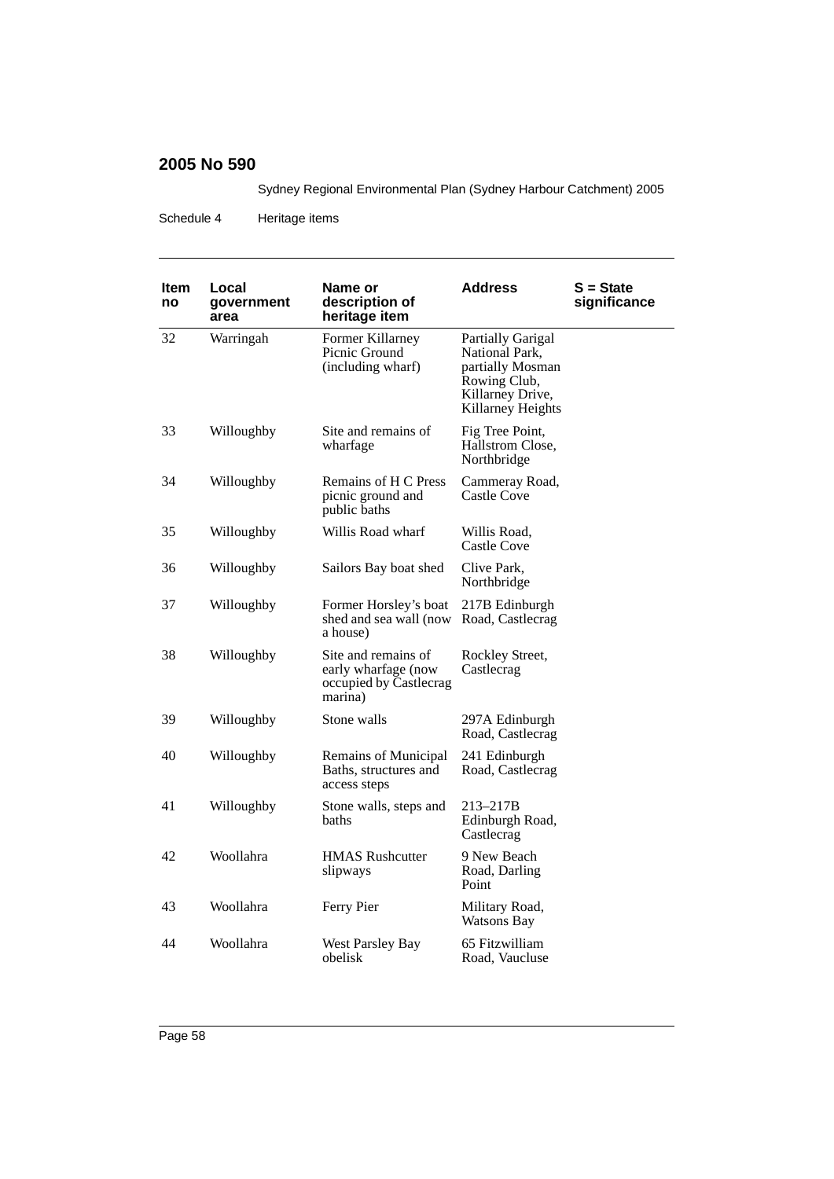| Item no | Local government area | Name or description of heritage item | Address | S = State significance |
|---|---|---|---|---|
| 32 | Warringah | Former Killarney Picnic Ground (including wharf) | Partially Garigal National Park, partially Mosman Rowing Club, Killarney Drive, Killarney Heights | |
| 33 | Willoughby | Site and remains of wharfage | Fig Tree Point, Hallstrom Close, Northbridge | |
| 34 | Willoughby | Remains of H C Press picnic ground and public baths | Cammeray Road, Castle Cove | |
| 35 | Willoughby | Willis Road wharf | Willis Road, Castle Cove | |
| 36 | Willoughby | Sailors Bay boat shed | Clive Park, Northbridge | |
| 37 | Willoughby | Former Horsley's boat shed and sea wall (now a house) | 217B Edinburgh Road, Castlecrag | |
| 38 | Willoughby | Site and remains of early wharfage (now occupied by Castlecrag marina) | Rockley Street, Castlecrag | |
| 39 | Willoughby | Stone walls | 297A Edinburgh Road, Castlecrag | |
| 40 | Willoughby | Remains of Municipal Baths, structures and access steps | 241 Edinburgh Road, Castlecrag | |
| 41 | Willoughby | Stone walls, steps and baths | 213–217B Edinburgh Road, Castlecrag | |
| 42 | Woollahra | HMAS Rushcutter slipways | 9 New Beach Road, Darling Point | |
| 43 | Woollahra | Ferry Pier | Military Road, Watsons Bay | |
| 44 | Woollahra | West Parsley Bay obelisk | 65 Fitzwilliam Road, Vaucluse | |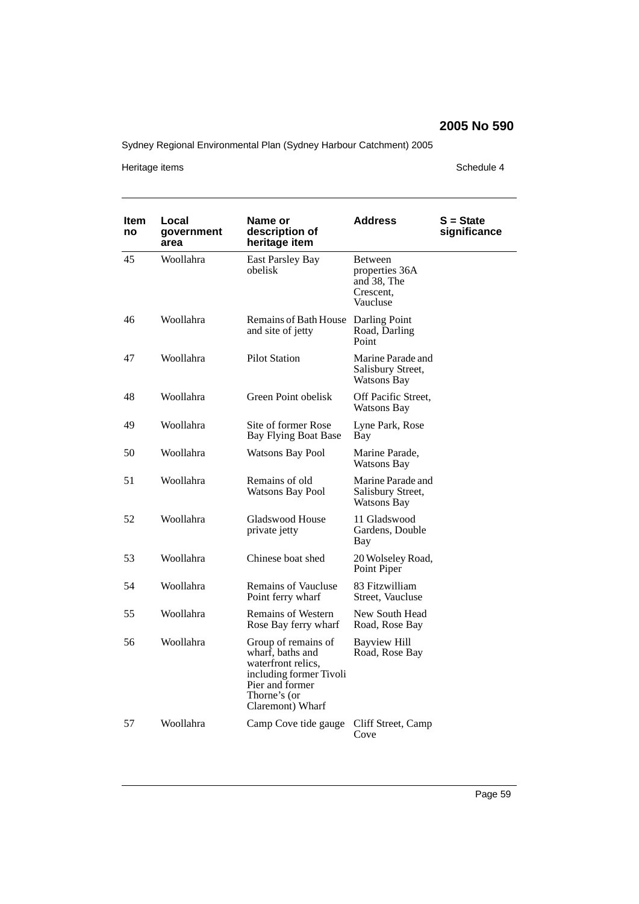| Item no | Local government area | Name or description of heritage item | Address | S = State significance |
|---|---|---|---|---|
| 45 | Woollahra | East Parsley Bay obelisk | Between properties 36A and 38, The Crescent, Vaucluse | |
| 46 | Woollahra | Remains of Bath House and site of jetty | Darling Point Road, Darling Point | |
| 47 | Woollahra | Pilot Station | Marine Parade and Salisbury Street, Watsons Bay | |
| 48 | Woollahra | Green Point obelisk | Off Pacific Street, Watsons Bay | |
| 49 | Woollahra | Site of former Rose Bay Flying Boat Base | Lyne Park, Rose Bay | |
| 50 | Woollahra | Watsons Bay Pool | Marine Parade, Watsons Bay | |
| 51 | Woollahra | Remains of old Watsons Bay Pool | Marine Parade and Salisbury Street, Watsons Bay | |
| 52 | Woollahra | Gladswood House private jetty | 11 Gladswood Gardens, Double Bay | |
| 53 | Woollahra | Chinese boat shed | 20 Wolseley Road, Point Piper | |
| 54 | Woollahra | Remains of Vaucluse Point ferry wharf | 83 Fitzwilliam Street, Vaucluse | |
| 55 | Woollahra | Remains of Western Rose Bay ferry wharf | New South Head Road, Rose Bay | |
| 56 | Woollahra | Group of remains of wharf, baths and waterfront relics, including former Tivoli Pier and former Thorne's (or Claremont) Wharf | Bayview Hill Road, Rose Bay | |
| 57 | Woollahra | Camp Cove tide gauge | Cliff Street, Camp Cove | |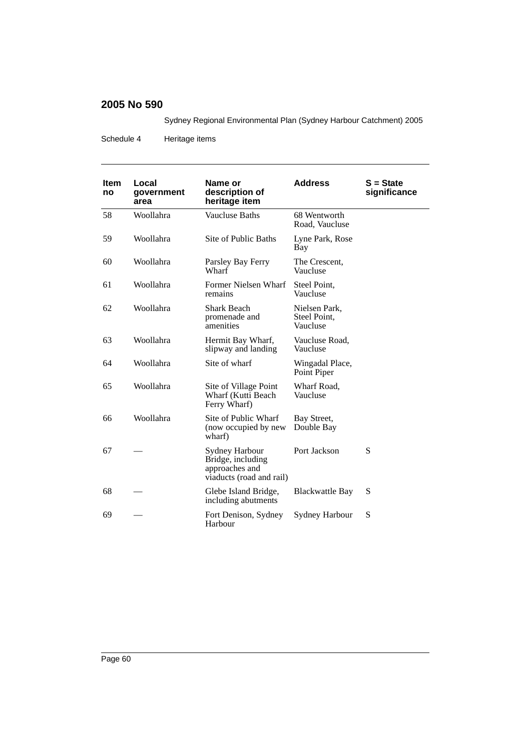| Item no | Local government area | Name or description of heritage item | Address | S = State significance |
|---|---|---|---|---|
| 58 | Woollahra | Vaucluse Baths | 68 Wentworth Road, Vaucluse | |
| 59 | Woollahra | Site of Public Baths | Lyne Park, Rose Bay | |
| 60 | Woollahra | Parsley Bay Ferry Wharf | The Crescent, Vaucluse | |
| 61 | Woollahra | Former Nielsen Wharf remains | Steel Point, Vaucluse | |
| 62 | Woollahra | Shark Beach promenade and amenities | Nielsen Park, Steel Point, Vaucluse | |
| 63 | Woollahra | Hermit Bay Wharf, slipway and landing | Vaucluse Road, Vaucluse | |
| 64 | Woollahra | Site of wharf | Wingadal Place, Point Piper | |
| 65 | Woollahra | Site of Village Point Wharf (Kutti Beach Ferry Wharf) | Wharf Road, Vaucluse | |
| 66 | Woollahra | Site of Public Wharf (now occupied by new wharf) | Bay Street, Double Bay | |
| 67 | — | Sydney Harbour Bridge, including approaches and viaducts (road and rail) | Port Jackson | S |
| 68 | — | Glebe Island Bridge, including abutments | Blackwattle Bay | S |
| 69 | — | Fort Denison, Sydney Harbour | Sydney Harbour | S |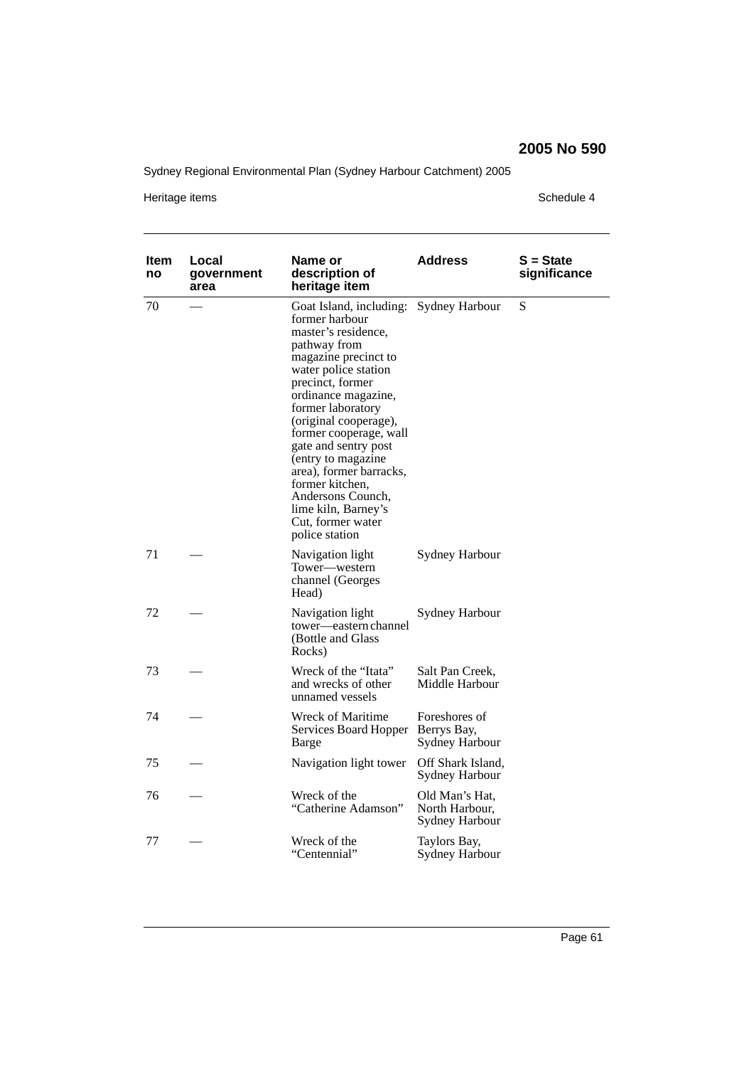| Item no | Local government area | Name or description of heritage item | Address | S = State significance |
|---|---|---|---|---|
| 70 | — | Goat Island, including: former harbour master's residence, pathway from magazine precinct to water police station precinct, former ordinance magazine, former laboratory (original cooperage), former cooperage, wall gate and sentry post (entry to magazine area), former barracks, former kitchen, Andersons Counch, lime kiln, Barney's Cut, former water police station | Sydney Harbour | S |
| 71 | — | Navigation light Tower—western channel (Georges Head) | Sydney Harbour | |
| 72 | — | Navigation light tower—eastern channel (Bottle and Glass Rocks) | Sydney Harbour | |
| 73 | — | Wreck of the "Itata" and wrecks of other unnamed vessels | Salt Pan Creek, Middle Harbour | |
| 74 | — | Wreck of Maritime Services Board Hopper Barge | Foreshores of Berrys Bay, Sydney Harbour | |
| 75 | — | Navigation light tower | Off Shark Island, Sydney Harbour | |
| 76 | — | Wreck of the "Catherine Adamson" | Old Man's Hat, North Harbour, Sydney Harbour | |
| 77 | — | Wreck of the "Centennial" | Taylors Bay, Sydney Harbour | |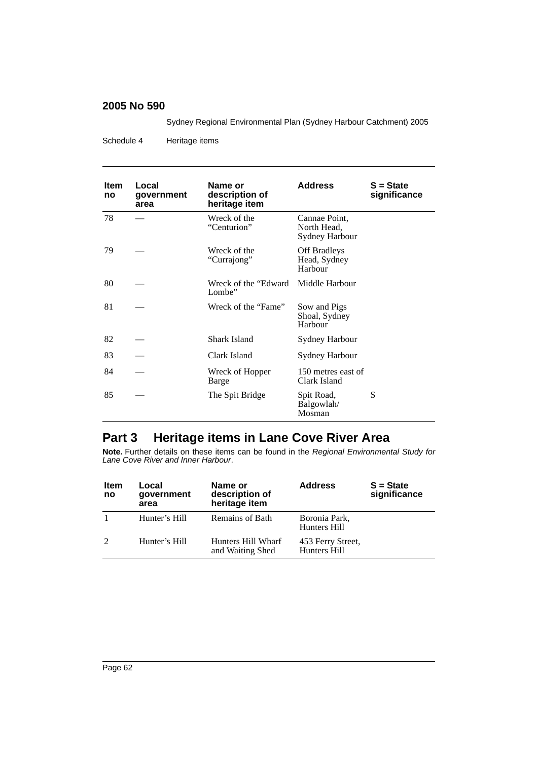| Item no | Local government area | Name or description of heritage item | Address | S = State significance |
|---|---|---|---|---|
| 78 | — | Wreck of the "Centurion" | Cannae Point, North Head, Sydney Harbour | |
| 79 | — | Wreck of the "Currajong" | Off Bradleys Head, Sydney Harbour | |
| 80 | — | Wreck of the "Edward Lombe" | Middle Harbour | |
| 81 | — | Wreck of the "Fame" | Sow and Pigs Shoal, Sydney Harbour | |
| 82 | — | Shark Island | Sydney Harbour | |
| 83 | — | Clark Island | Sydney Harbour | |
| 84 | — | Wreck of Hopper Barge | 150 metres east of Clark Island | |
| 85 | — | The Spit Bridge | Spit Road, Balgowlah/ Mosman | S |

## Part 3 Heritage items in Lane Cove River Area

**Note.** Further details on these items can be found in the *Regional Environmental Study for Lane Cove River and Inner Harbour*.

| Item no | Local government area | Name or description of heritage item | Address | S = State significance |
|---|---|---|---|---|
| 1 | Hunter's Hill | Remains of Bath | Boronia Park, Hunters Hill | |
| 2 | Hunter's Hill | Hunters Hill Wharf and Waiting Shed | 453 Ferry Street, Hunters Hill | |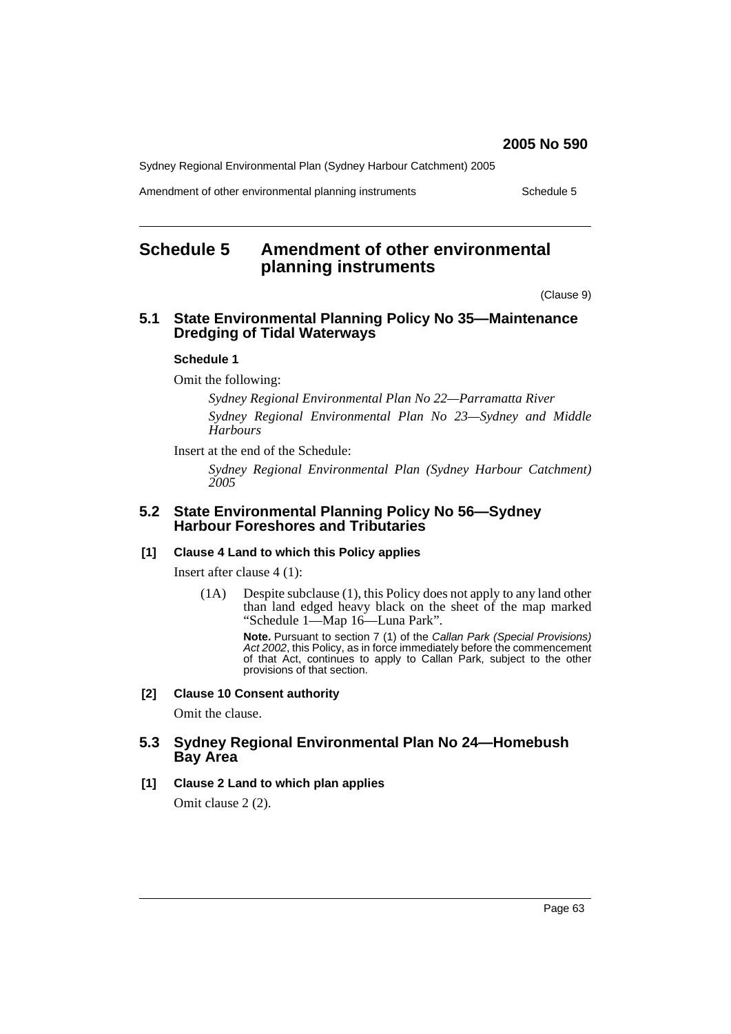# Schedule 5 Amendment of other environmental planning instruments

(Clause 9)

## 5.1 State Environmental Planning Policy No 35—Maintenance Dredging of Tidal Waterways

**Schedule 1**

Omit the following:

*Sydney Regional Environmental Plan No 22—Parramatta River*

*Sydney Regional Environmental Plan No 23—Sydney and Middle Harbours*

Insert at the end of the Schedule:

*Sydney Regional Environmental Plan (Sydney Harbour Catchment) 2005*

## 5.2 State Environmental Planning Policy No 56—Sydney Harbour Foreshores and Tributaries

**[1] Clause 4 Land to which this Policy applies**

Insert after clause 4 (1):

(1A) Despite subclause (1), this Policy does not apply to any land other than land edged heavy black on the sheet of the map marked "Schedule 1—Map 16—Luna Park".

**Note.** Pursuant to section 7 (1) of the *Callan Park (Special Provisions) Act 2002*, this Policy, as in force immediately before the commencement of that Act, continues to apply to Callan Park, subject to the other provisions of that section.

**[2] Clause 10 Consent authority**

Omit the clause.

## 5.3 Sydney Regional Environmental Plan No 24—Homebush Bay Area

**[1] Clause 2 Land to which plan applies**

Omit clause 2 (2).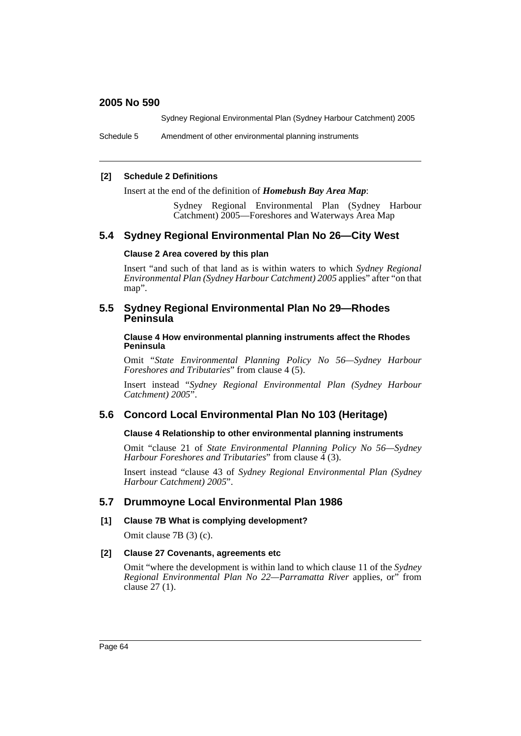**[2] Schedule 2 Definitions**

Insert at the end of the definition of ***Homebush Bay Area Map***:

> Sydney Regional Environmental Plan (Sydney Harbour Catchment) 2005—Foreshores and Waterways Area Map

## 5.4 Sydney Regional Environmental Plan No 26—City West

**Clause 2 Area covered by this plan**

Insert "and such of that land as is within waters to which *Sydney Regional Environmental Plan (Sydney Harbour Catchment) 2005* applies" after "on that map".

## 5.5 Sydney Regional Environmental Plan No 29—Rhodes Peninsula

**Clause 4 How environmental planning instruments affect the Rhodes Peninsula**

Omit "*State Environmental Planning Policy No 56—Sydney Harbour Foreshores and Tributaries*" from clause 4 (5).

Insert instead "*Sydney Regional Environmental Plan (Sydney Harbour Catchment) 2005*".

## 5.6 Concord Local Environmental Plan No 103 (Heritage)

**Clause 4 Relationship to other environmental planning instruments**

Omit "clause 21 of *State Environmental Planning Policy No 56—Sydney Harbour Foreshores and Tributaries*" from clause 4 (3).

Insert instead "clause 43 of *Sydney Regional Environmental Plan (Sydney Harbour Catchment) 2005*".

## 5.7 Drummoyne Local Environmental Plan 1986

**[1] Clause 7B What is complying development?**

Omit clause 7B (3) (c).

**[2] Clause 27 Covenants, agreements etc**

Omit "where the development is within land to which clause 11 of the *Sydney Regional Environmental Plan No 22—Parramatta River* applies, or" from clause 27 (1).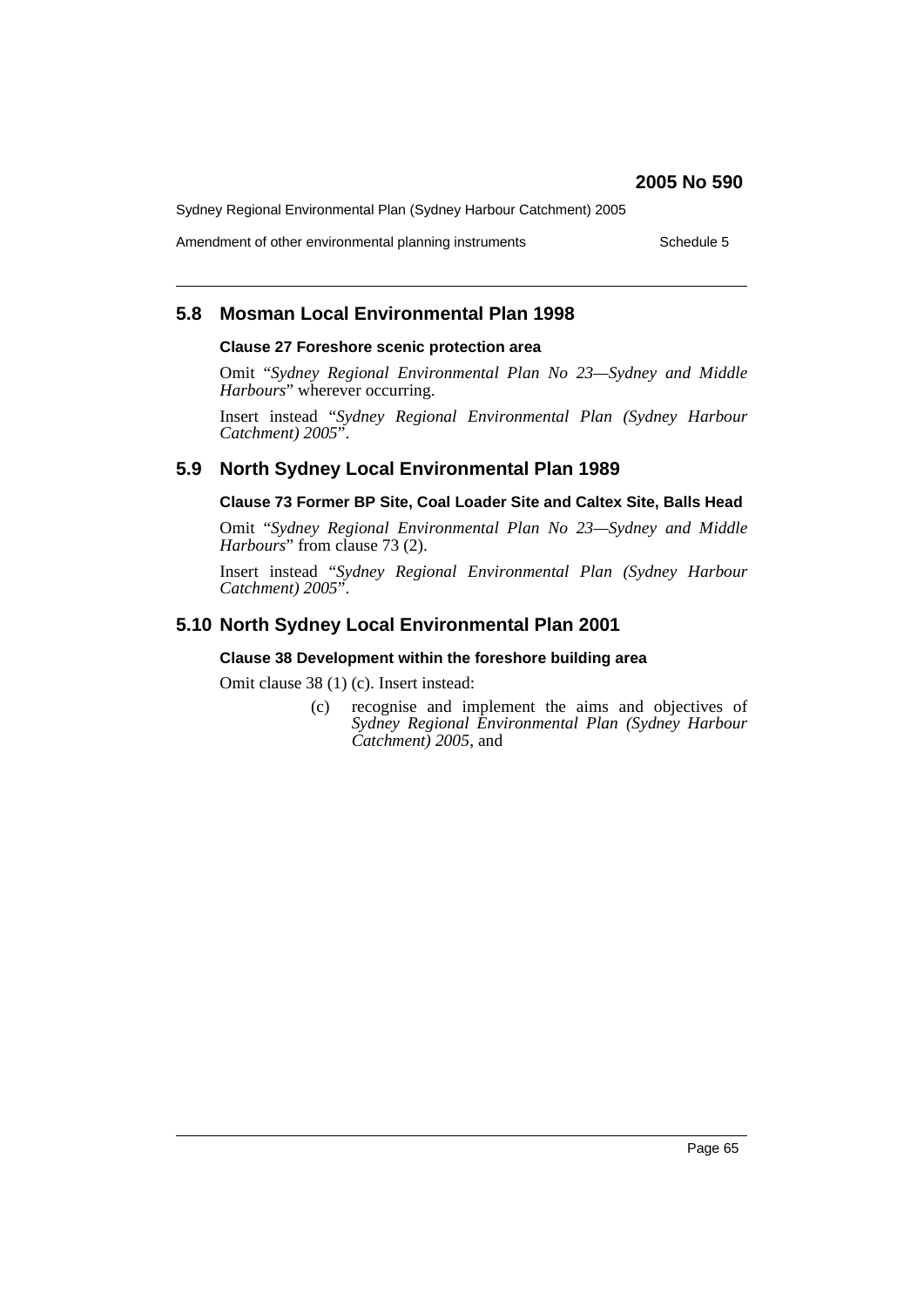## 5.8 Mosman Local Environmental Plan 1998

### Clause 27 Foreshore scenic protection area

Omit "*Sydney Regional Environmental Plan No 23—Sydney and Middle Harbours*" wherever occurring.

Insert instead "*Sydney Regional Environmental Plan (Sydney Harbour Catchment) 2005*".

## 5.9 North Sydney Local Environmental Plan 1989

### Clause 73 Former BP Site, Coal Loader Site and Caltex Site, Balls Head

Omit "*Sydney Regional Environmental Plan No 23—Sydney and Middle Harbours*" from clause 73 (2).

Insert instead "*Sydney Regional Environmental Plan (Sydney Harbour Catchment) 2005*".

## 5.10 North Sydney Local Environmental Plan 2001

### Clause 38 Development within the foreshore building area

Omit clause 38 (1) (c). Insert instead:

(c) recognise and implement the aims and objectives of *Sydney Regional Environmental Plan (Sydney Harbour Catchment) 2005*, and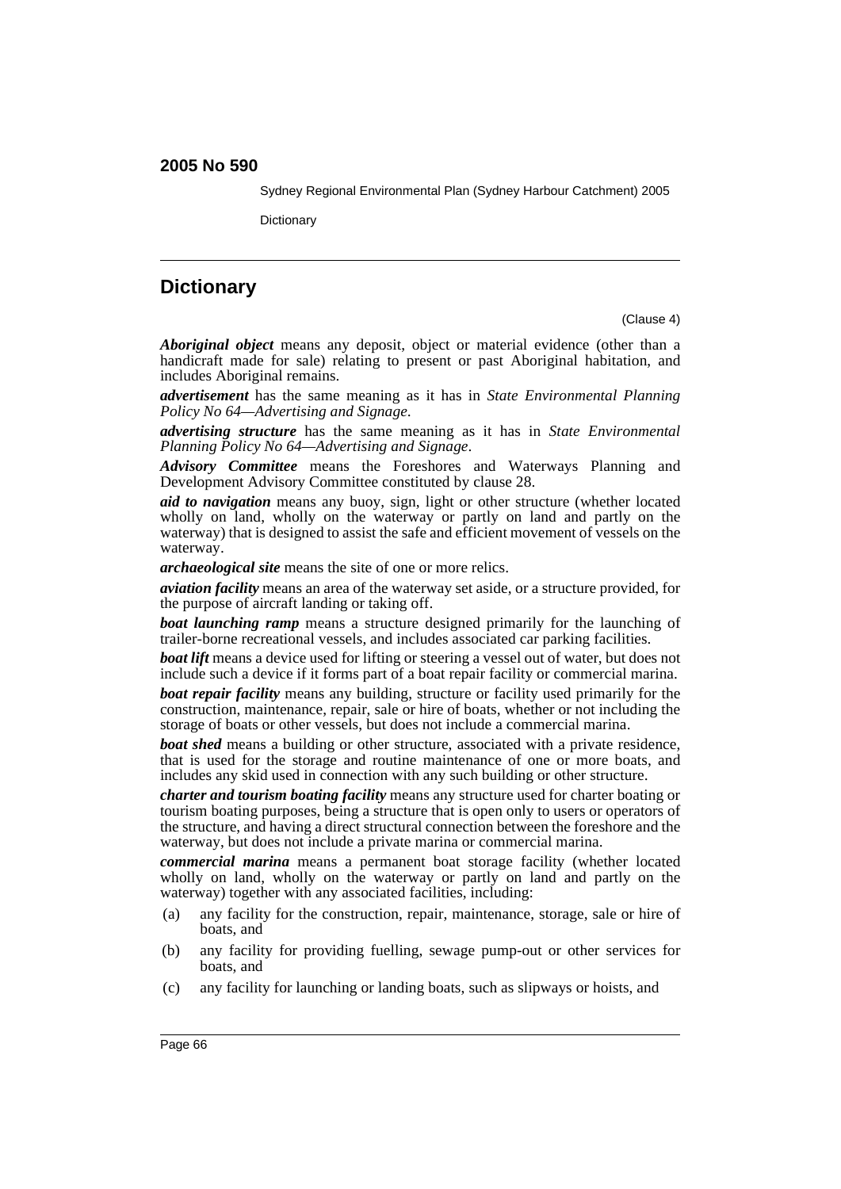# Dictionary

(Clause 4)

***Aboriginal object*** means any deposit, object or material evidence (other than a handicraft made for sale) relating to present or past Aboriginal habitation, and includes Aboriginal remains.

***advertisement*** has the same meaning as it has in *State Environmental Planning Policy No 64—Advertising and Signage*.

***advertising structure*** has the same meaning as it has in *State Environmental Planning Policy No 64—Advertising and Signage*.

***Advisory Committee*** means the Foreshores and Waterways Planning and Development Advisory Committee constituted by clause 28.

***aid to navigation*** means any buoy, sign, light or other structure (whether located wholly on land, wholly on the waterway or partly on land and partly on the waterway) that is designed to assist the safe and efficient movement of vessels on the waterway.

***archaeological site*** means the site of one or more relics.

***aviation facility*** means an area of the waterway set aside, or a structure provided, for the purpose of aircraft landing or taking off.

***boat launching ramp*** means a structure designed primarily for the launching of trailer-borne recreational vessels, and includes associated car parking facilities.

***boat lift*** means a device used for lifting or steering a vessel out of water, but does not include such a device if it forms part of a boat repair facility or commercial marina.

***boat repair facility*** means any building, structure or facility used primarily for the construction, maintenance, repair, sale or hire of boats, whether or not including the storage of boats or other vessels, but does not include a commercial marina.

***boat shed*** means a building or other structure, associated with a private residence, that is used for the storage and routine maintenance of one or more boats, and includes any skid used in connection with any such building or other structure.

***charter and tourism boating facility*** means any structure used for charter boating or tourism boating purposes, being a structure that is open only to users or operators of the structure, and having a direct structural connection between the foreshore and the waterway, but does not include a private marina or commercial marina.

***commercial marina*** means a permanent boat storage facility (whether located wholly on land, wholly on the waterway or partly on land and partly on the waterway) together with any associated facilities, including:

(a) any facility for the construction, repair, maintenance, storage, sale or hire of boats, and

(b) any facility for providing fuelling, sewage pump-out or other services for boats, and

(c) any facility for launching or landing boats, such as slipways or hoists, and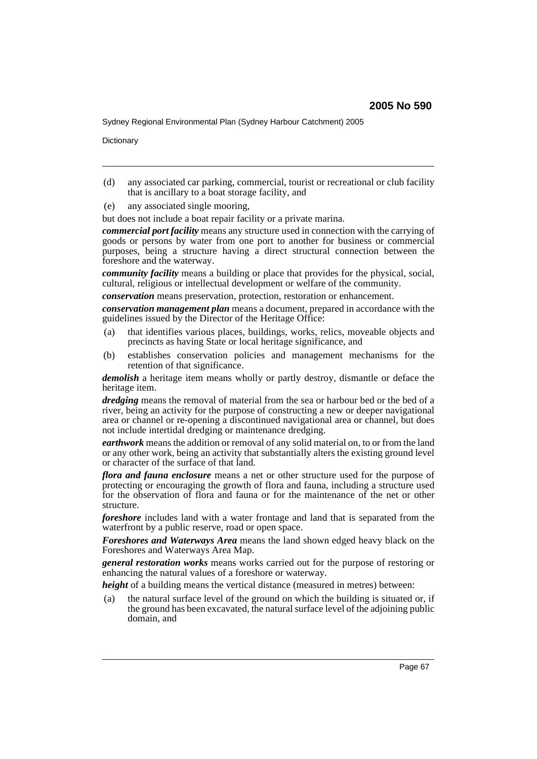(d) any associated car parking, commercial, tourist or recreational or club facility that is ancillary to a boat storage facility, and

(e) any associated single mooring,

but does not include a boat repair facility or a private marina.

***commercial port facility*** means any structure used in connection with the carrying of goods or persons by water from one port to another for business or commercial purposes, being a structure having a direct structural connection between the foreshore and the waterway.

***community facility*** means a building or place that provides for the physical, social, cultural, religious or intellectual development or welfare of the community.

***conservation*** means preservation, protection, restoration or enhancement.

***conservation management plan*** means a document, prepared in accordance with the guidelines issued by the Director of the Heritage Office:

(a) that identifies various places, buildings, works, relics, moveable objects and precincts as having State or local heritage significance, and

(b) establishes conservation policies and management mechanisms for the retention of that significance.

***demolish*** a heritage item means wholly or partly destroy, dismantle or deface the heritage item.

***dredging*** means the removal of material from the sea or harbour bed or the bed of a river, being an activity for the purpose of constructing a new or deeper navigational area or channel or re-opening a discontinued navigational area or channel, but does not include intertidal dredging or maintenance dredging.

***earthwork*** means the addition or removal of any solid material on, to or from the land or any other work, being an activity that substantially alters the existing ground level or character of the surface of that land.

***flora and fauna enclosure*** means a net or other structure used for the purpose of protecting or encouraging the growth of flora and fauna, including a structure used for the observation of flora and fauna or for the maintenance of the net or other structure.

***foreshore*** includes land with a water frontage and land that is separated from the waterfront by a public reserve, road or open space.

***Foreshores and Waterways Area*** means the land shown edged heavy black on the Foreshores and Waterways Area Map.

***general restoration works*** means works carried out for the purpose of restoring or enhancing the natural values of a foreshore or waterway.

***height*** of a building means the vertical distance (measured in metres) between:

(a) the natural surface level of the ground on which the building is situated or, if the ground has been excavated, the natural surface level of the adjoining public domain, and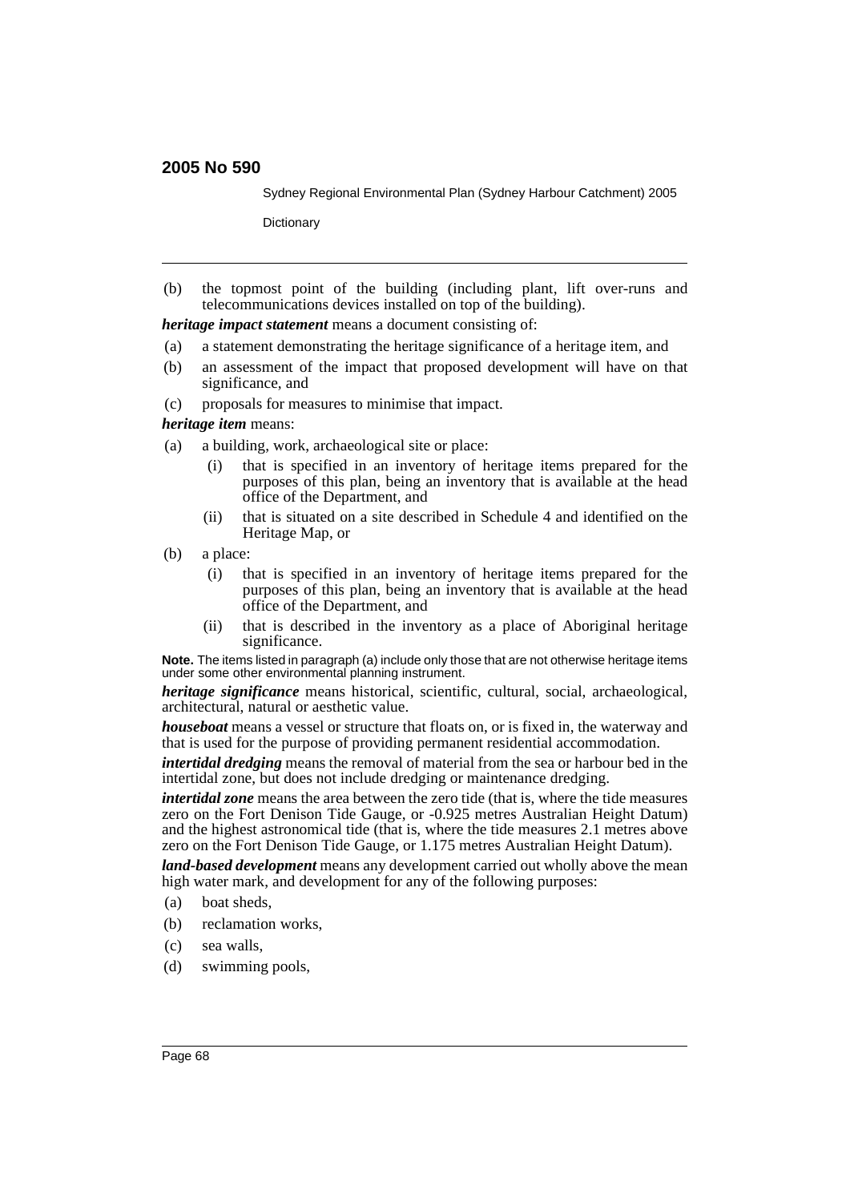(b) the topmost point of the building (including plant, lift over-runs and telecommunications devices installed on top of the building).

***heritage impact statement*** means a document consisting of:

(a) a statement demonstrating the heritage significance of a heritage item, and

(b) an assessment of the impact that proposed development will have on that significance, and

(c) proposals for measures to minimise that impact.

***heritage item*** means:

(a) a building, work, archaeological site or place:

  (i) that is specified in an inventory of heritage items prepared for the purposes of this plan, being an inventory that is available at the head office of the Department, and

  (ii) that is situated on a site described in Schedule 4 and identified on the Heritage Map, or

(b) a place:

  (i) that is specified in an inventory of heritage items prepared for the purposes of this plan, being an inventory that is available at the head office of the Department, and

  (ii) that is described in the inventory as a place of Aboriginal heritage significance.

**Note.** The items listed in paragraph (a) include only those that are not otherwise heritage items under some other environmental planning instrument.

***heritage significance*** means historical, scientific, cultural, social, archaeological, architectural, natural or aesthetic value.

***houseboat*** means a vessel or structure that floats on, or is fixed in, the waterway and that is used for the purpose of providing permanent residential accommodation.

***intertidal dredging*** means the removal of material from the sea or harbour bed in the intertidal zone, but does not include dredging or maintenance dredging.

***intertidal zone*** means the area between the zero tide (that is, where the tide measures zero on the Fort Denison Tide Gauge, or -0.925 metres Australian Height Datum) and the highest astronomical tide (that is, where the tide measures 2.1 metres above zero on the Fort Denison Tide Gauge, or 1.175 metres Australian Height Datum).

***land-based development*** means any development carried out wholly above the mean high water mark, and development for any of the following purposes:

(a) boat sheds,

(b) reclamation works,

(c) sea walls,

(d) swimming pools,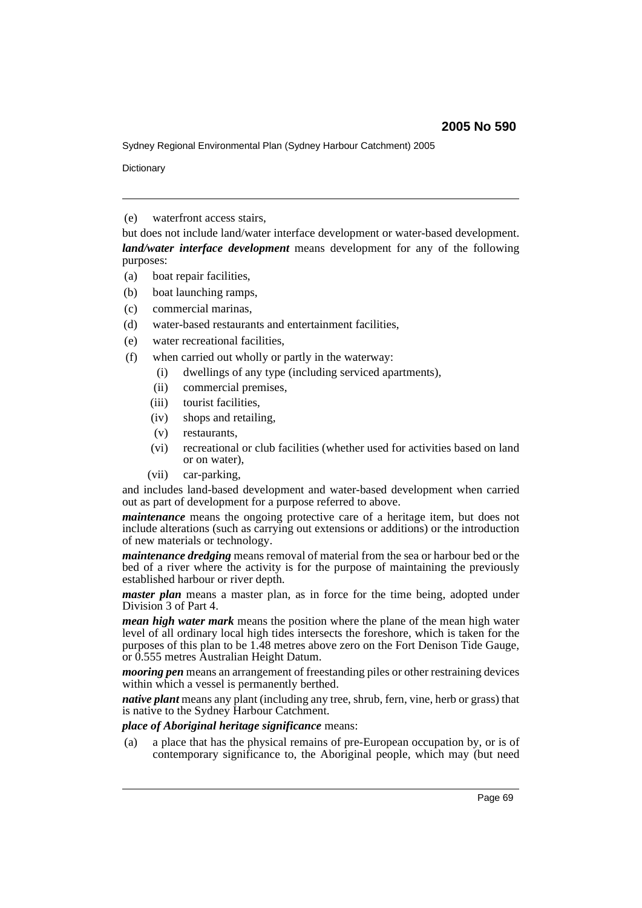(e) waterfront access stairs,

but does not include land/water interface development or water-based development.

***land/water interface development*** means development for any of the following purposes:

(a) boat repair facilities,

(b) boat launching ramps,

(c) commercial marinas,

(d) water-based restaurants and entertainment facilities,

(e) water recreational facilities,

(f) when carried out wholly or partly in the waterway:

  (i) dwellings of any type (including serviced apartments),

  (ii) commercial premises,

  (iii) tourist facilities,

  (iv) shops and retailing,

  (v) restaurants,

  (vi) recreational or club facilities (whether used for activities based on land or on water),

  (vii) car-parking,

and includes land-based development and water-based development when carried out as part of development for a purpose referred to above.

***maintenance*** means the ongoing protective care of a heritage item, but does not include alterations (such as carrying out extensions or additions) or the introduction of new materials or technology.

***maintenance dredging*** means removal of material from the sea or harbour bed or the bed of a river where the activity is for the purpose of maintaining the previously established harbour or river depth.

***master plan*** means a master plan, as in force for the time being, adopted under Division 3 of Part 4.

***mean high water mark*** means the position where the plane of the mean high water level of all ordinary local high tides intersects the foreshore, which is taken for the purposes of this plan to be 1.48 metres above zero on the Fort Denison Tide Gauge, or 0.555 metres Australian Height Datum.

***mooring pen*** means an arrangement of freestanding piles or other restraining devices within which a vessel is permanently berthed.

***native plant*** means any plant (including any tree, shrub, fern, vine, herb or grass) that is native to the Sydney Harbour Catchment.

***place of Aboriginal heritage significance*** means:

(a) a place that has the physical remains of pre-European occupation by, or is of contemporary significance to, the Aboriginal people, which may (but need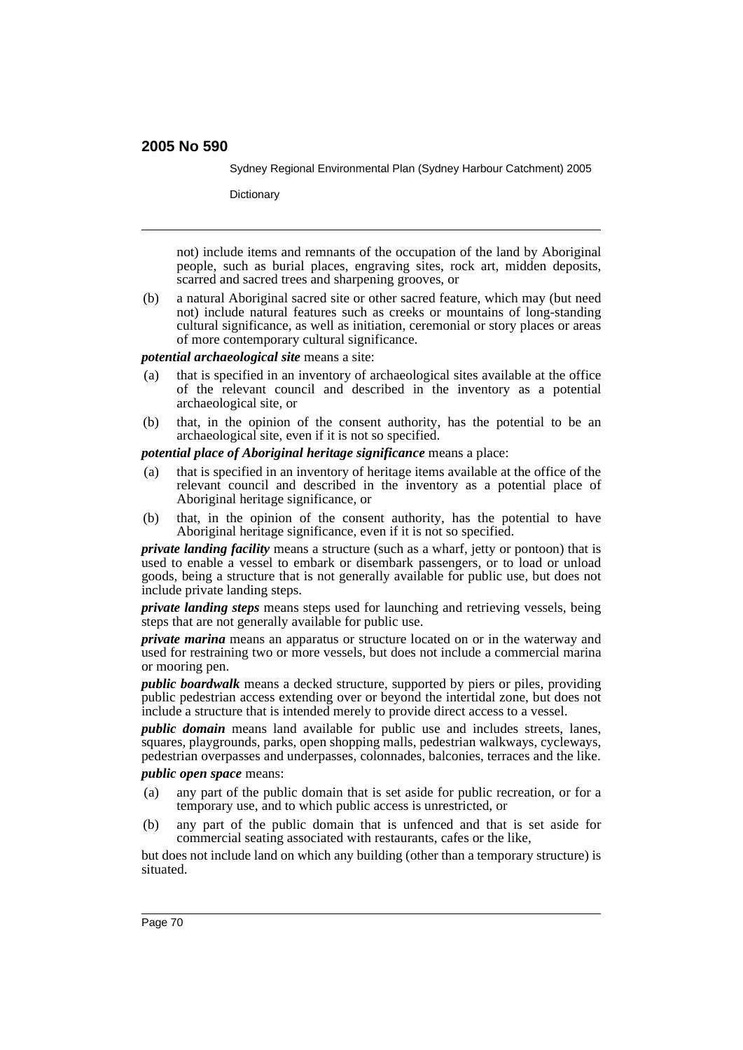not) include items and remnants of the occupation of the land by Aboriginal people, such as burial places, engraving sites, rock art, midden deposits, scarred and sacred trees and sharpening grooves, or

(b) a natural Aboriginal sacred site or other sacred feature, which may (but need not) include natural features such as creeks or mountains of long-standing cultural significance, as well as initiation, ceremonial or story places or areas of more contemporary cultural significance.

***potential archaeological site*** means a site:

(a) that is specified in an inventory of archaeological sites available at the office of the relevant council and described in the inventory as a potential archaeological site, or

(b) that, in the opinion of the consent authority, has the potential to be an archaeological site, even if it is not so specified.

***potential place of Aboriginal heritage significance*** means a place:

(a) that is specified in an inventory of heritage items available at the office of the relevant council and described in the inventory as a potential place of Aboriginal heritage significance, or

(b) that, in the opinion of the consent authority, has the potential to have Aboriginal heritage significance, even if it is not so specified.

***private landing facility*** means a structure (such as a wharf, jetty or pontoon) that is used to enable a vessel to embark or disembark passengers, or to load or unload goods, being a structure that is not generally available for public use, but does not include private landing steps.

***private landing steps*** means steps used for launching and retrieving vessels, being steps that are not generally available for public use.

***private marina*** means an apparatus or structure located on or in the waterway and used for restraining two or more vessels, but does not include a commercial marina or mooring pen.

***public boardwalk*** means a decked structure, supported by piers or piles, providing public pedestrian access extending over or beyond the intertidal zone, but does not include a structure that is intended merely to provide direct access to a vessel.

***public domain*** means land available for public use and includes streets, lanes, squares, playgrounds, parks, open shopping malls, pedestrian walkways, cycleways, pedestrian overpasses and underpasses, colonnades, balconies, terraces and the like.

***public open space*** means:

(a) any part of the public domain that is set aside for public recreation, or for a temporary use, and to which public access is unrestricted, or

(b) any part of the public domain that is unfenced and that is set aside for commercial seating associated with restaurants, cafes or the like,

but does not include land on which any building (other than a temporary structure) is situated.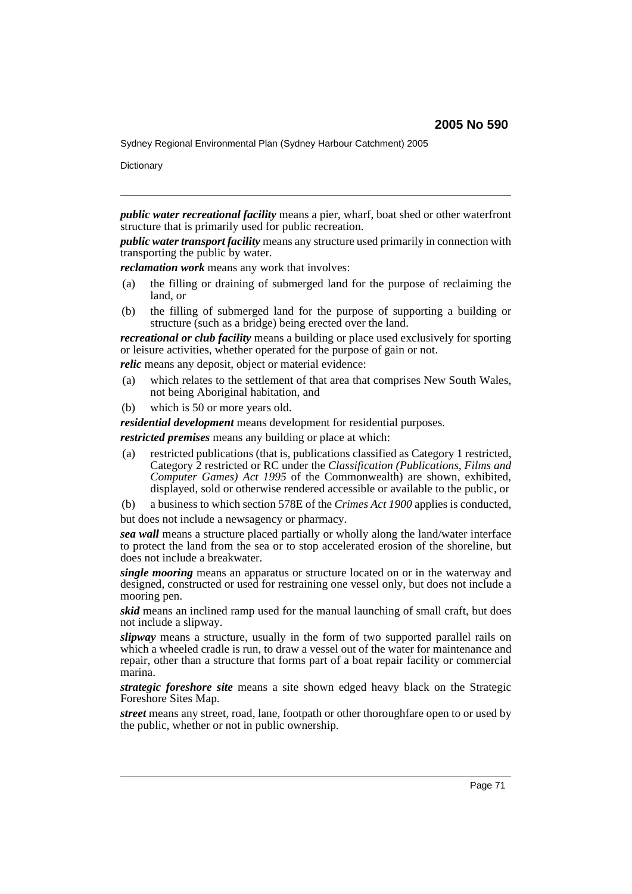***public water recreational facility*** means a pier, wharf, boat shed or other waterfront structure that is primarily used for public recreation.

***public water transport facility*** means any structure used primarily in connection with transporting the public by water.

***reclamation work*** means any work that involves:

- (a) the filling or draining of submerged land for the purpose of reclaiming the land, or
- (b) the filling of submerged land for the purpose of supporting a building or structure (such as a bridge) being erected over the land.

***recreational or club facility*** means a building or place used exclusively for sporting or leisure activities, whether operated for the purpose of gain or not.

***relic*** means any deposit, object or material evidence:

- (a) which relates to the settlement of that area that comprises New South Wales, not being Aboriginal habitation, and
- (b) which is 50 or more years old.

***residential development*** means development for residential purposes.

***restricted premises*** means any building or place at which:

- (a) restricted publications (that is, publications classified as Category 1 restricted, Category 2 restricted or RC under the *Classification (Publications, Films and Computer Games) Act 1995* of the Commonwealth) are shown, exhibited, displayed, sold or otherwise rendered accessible or available to the public, or
- (b) a business to which section 578E of the *Crimes Act 1900* applies is conducted,

but does not include a newsagency or pharmacy.

***sea wall*** means a structure placed partially or wholly along the land/water interface to protect the land from the sea or to stop accelerated erosion of the shoreline, but does not include a breakwater.

***single mooring*** means an apparatus or structure located on or in the waterway and designed, constructed or used for restraining one vessel only, but does not include a mooring pen.

***skid*** means an inclined ramp used for the manual launching of small craft, but does not include a slipway.

***slipway*** means a structure, usually in the form of two supported parallel rails on which a wheeled cradle is run, to draw a vessel out of the water for maintenance and repair, other than a structure that forms part of a boat repair facility or commercial marina.

***strategic foreshore site*** means a site shown edged heavy black on the Strategic Foreshore Sites Map.

***street*** means any street, road, lane, footpath or other thoroughfare open to or used by the public, whether or not in public ownership.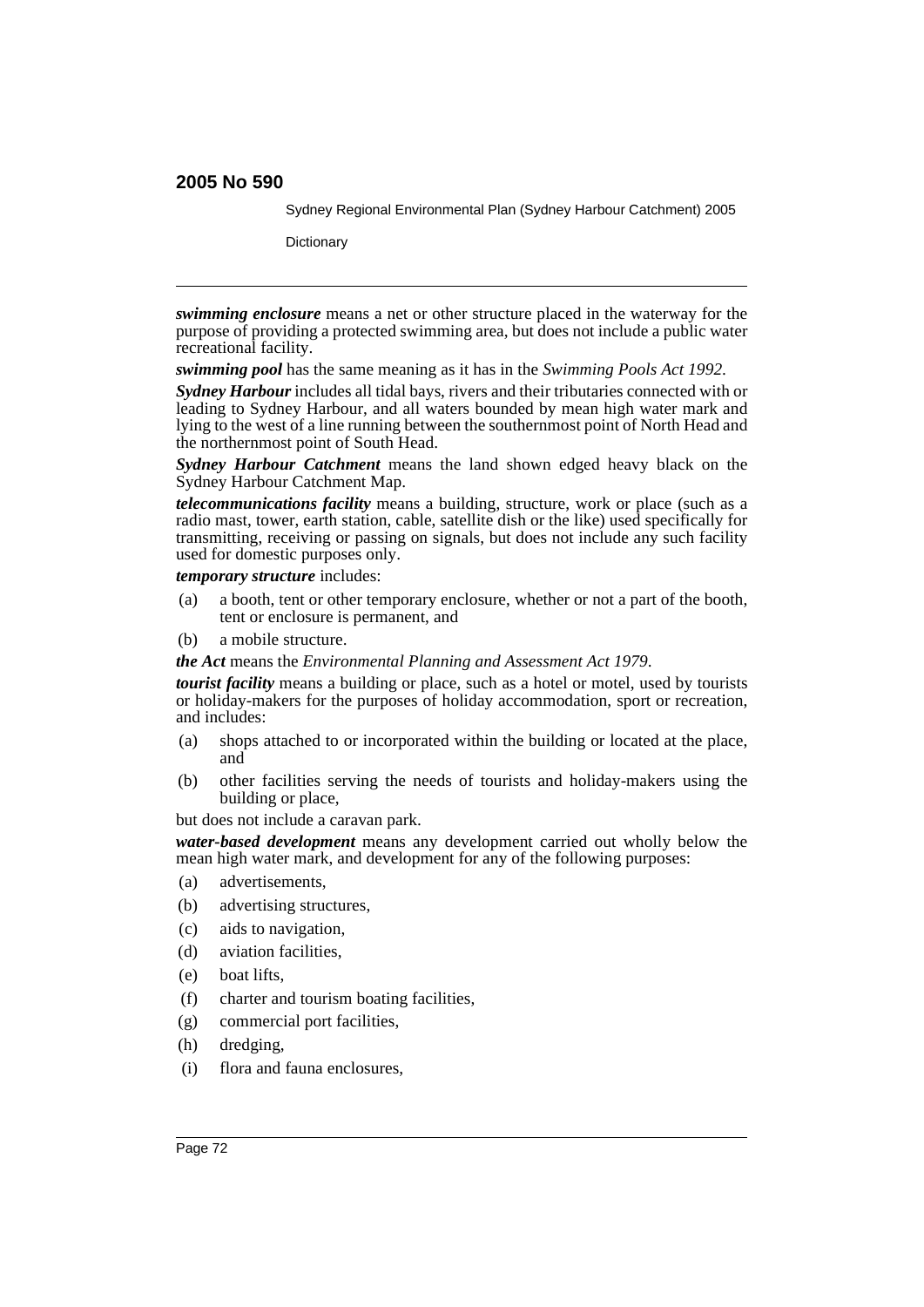***swimming enclosure*** means a net or other structure placed in the waterway for the purpose of providing a protected swimming area, but does not include a public water recreational facility.

***swimming pool*** has the same meaning as it has in the *Swimming Pools Act 1992*.

***Sydney Harbour*** includes all tidal bays, rivers and their tributaries connected with or leading to Sydney Harbour, and all waters bounded by mean high water mark and lying to the west of a line running between the southernmost point of North Head and the northernmost point of South Head.

***Sydney Harbour Catchment*** means the land shown edged heavy black on the Sydney Harbour Catchment Map.

***telecommunications facility*** means a building, structure, work or place (such as a radio mast, tower, earth station, cable, satellite dish or the like) used specifically for transmitting, receiving or passing on signals, but does not include any such facility used for domestic purposes only.

***temporary structure*** includes:

- (a) a booth, tent or other temporary enclosure, whether or not a part of the booth, tent or enclosure is permanent, and
- (b) a mobile structure.

***the Act*** means the *Environmental Planning and Assessment Act 1979*.

***tourist facility*** means a building or place, such as a hotel or motel, used by tourists or holiday-makers for the purposes of holiday accommodation, sport or recreation, and includes:

- (a) shops attached to or incorporated within the building or located at the place, and
- (b) other facilities serving the needs of tourists and holiday-makers using the building or place,

but does not include a caravan park.

***water-based development*** means any development carried out wholly below the mean high water mark, and development for any of the following purposes:

- (a) advertisements,
- (b) advertising structures,
- (c) aids to navigation,
- (d) aviation facilities,
- (e) boat lifts,
- (f) charter and tourism boating facilities,
- (g) commercial port facilities,
- (h) dredging,
- (i) flora and fauna enclosures,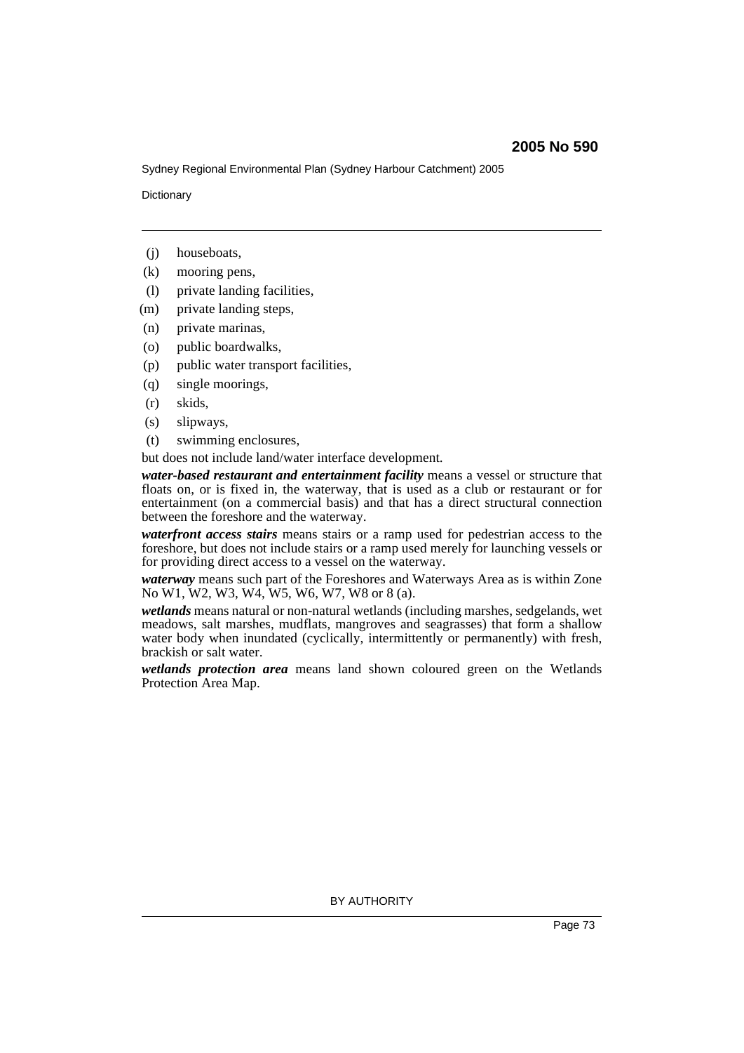(j) houseboats,

(k) mooring pens,

(l) private landing facilities,

(m) private landing steps,

(n) private marinas,

(o) public boardwalks,

(p) public water transport facilities,

(q) single moorings,

(r) skids,

(s) slipways,

(t) swimming enclosures,

but does not include land/water interface development.

***water-based restaurant and entertainment facility*** means a vessel or structure that floats on, or is fixed in, the waterway, that is used as a club or restaurant or for entertainment (on a commercial basis) and that has a direct structural connection between the foreshore and the waterway.

***waterfront access stairs*** means stairs or a ramp used for pedestrian access to the foreshore, but does not include stairs or a ramp used merely for launching vessels or for providing direct access to a vessel on the waterway.

***waterway*** means such part of the Foreshores and Waterways Area as is within Zone No W1, W2, W3, W4, W5, W6, W7, W8 or 8 (a).

***wetlands*** means natural or non-natural wetlands (including marshes, sedgelands, wet meadows, salt marshes, mudflats, mangroves and seagrasses) that form a shallow water body when inundated (cyclically, intermittently or permanently) with fresh, brackish or salt water.

***wetlands protection area*** means land shown coloured green on the Wetlands Protection Area Map.

BY AUTHORITY